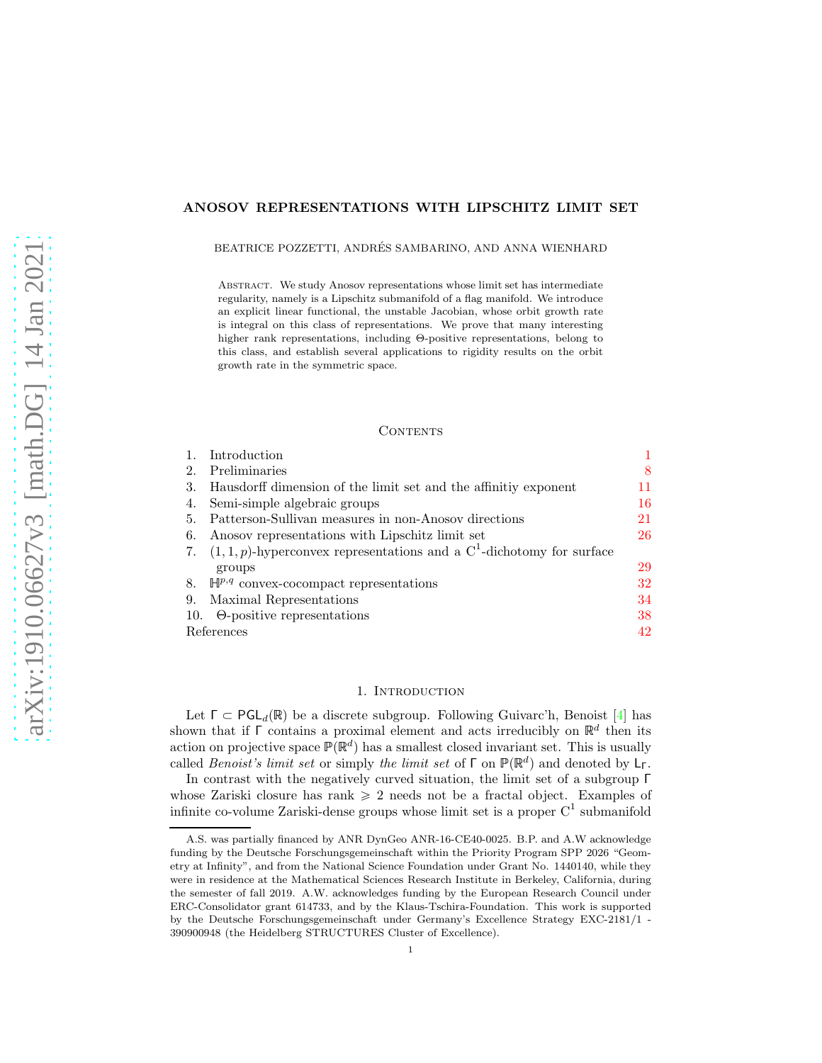# ANOSOV REPRESENTATIONS WITH LIPSCHITZ LIMIT SET

BEATRICE POZZETTI, ANDRÉS SAMBARINO, AND ANNA WIENHARD

Abstract. We study Anosov representations whose limit set has intermediate regularity, namely is a Lipschitz submanifold of a flag manifold. We introduce an explicit linear functional, the unstable Jacobian, whose orbit growth rate is integral on this class of representations. We prove that many interesting higher rank representations, including $\Theta$-positive representations, belong to this class, and establish several applications to rigidity results on the orbit growth rate in the symmetric space.

## Contents

| | | |
|---|---|---|
| 1. | Introduction | 1 |
| 2. | Preliminaries | 8 |
| 3. | Hausdorff dimension of the limit set and the affinitiy exponent | 11 |
| 4. | Semi-simple algebraic groups | 16 |
| 5. | Patterson-Sullivan measures in non-Anosov directions | 21 |
| 6. | Anosov representations with Lipschitz limit set | 26 |
| 7. | $(1,1,p)$-hyperconvex representations and a $\mathrm{C}^1$-dichotomy for surface groups | 29 |
| 8. | $\mathbb{H}^{p,q}$ convex-cocompact representations | 32 |
| 9. | Maximal Representations | 34 |
| 10. | $\Theta$-positive representations | 38 |
| | References | 42 |

## 1. Introduction

Let $\Gamma \subset \mathsf{PGL}_d(\mathbb{R})$ be a discrete subgroup. Following Guivarc'h, Benoist [4] has shown that if $\Gamma$ contains a proximal element and acts irreducibly on $\mathbb{R}^d$ then its action on projective space $\mathbb{P}(\mathbb{R}^d)$ has a smallest closed invariant set. This is usually called *Benoist's limit set* or simply *the limit set* of $\Gamma$ on $\mathbb{P}(\mathbb{R}^d)$ and denoted by $\mathsf{L}_\Gamma$.

In contrast with the negatively curved situation, the limit set of a subgroup $\Gamma$ whose Zariski closure has rank $\geqslant 2$ needs not be a fractal object. Examples of infinite co-volume Zariski-dense groups whose limit set is a proper $\mathrm{C}^1$ submanifold

A.S. was partially financed by ANR DynGeo ANR-16-CE40-0025. B.P. and A.W acknowledge funding by the Deutsche Forschungsgemeinschaft within the Priority Program SPP 2026 "Geometry at Infinity", and from the National Science Foundation under Grant No. 1440140, while they were in residence at the Mathematical Sciences Research Institute in Berkeley, California, during the semester of fall 2019. A.W. acknowledges funding by the European Research Council under ERC-Consolidator grant 614733, and by the Klaus-Tschira-Foundation. This work is supported by the Deutsche Forschungsgemeinschaft under Germany's Excellence Strategy EXC-2181/1 - 390900948 (the Heidelberg STRUCTURES Cluster of Excellence).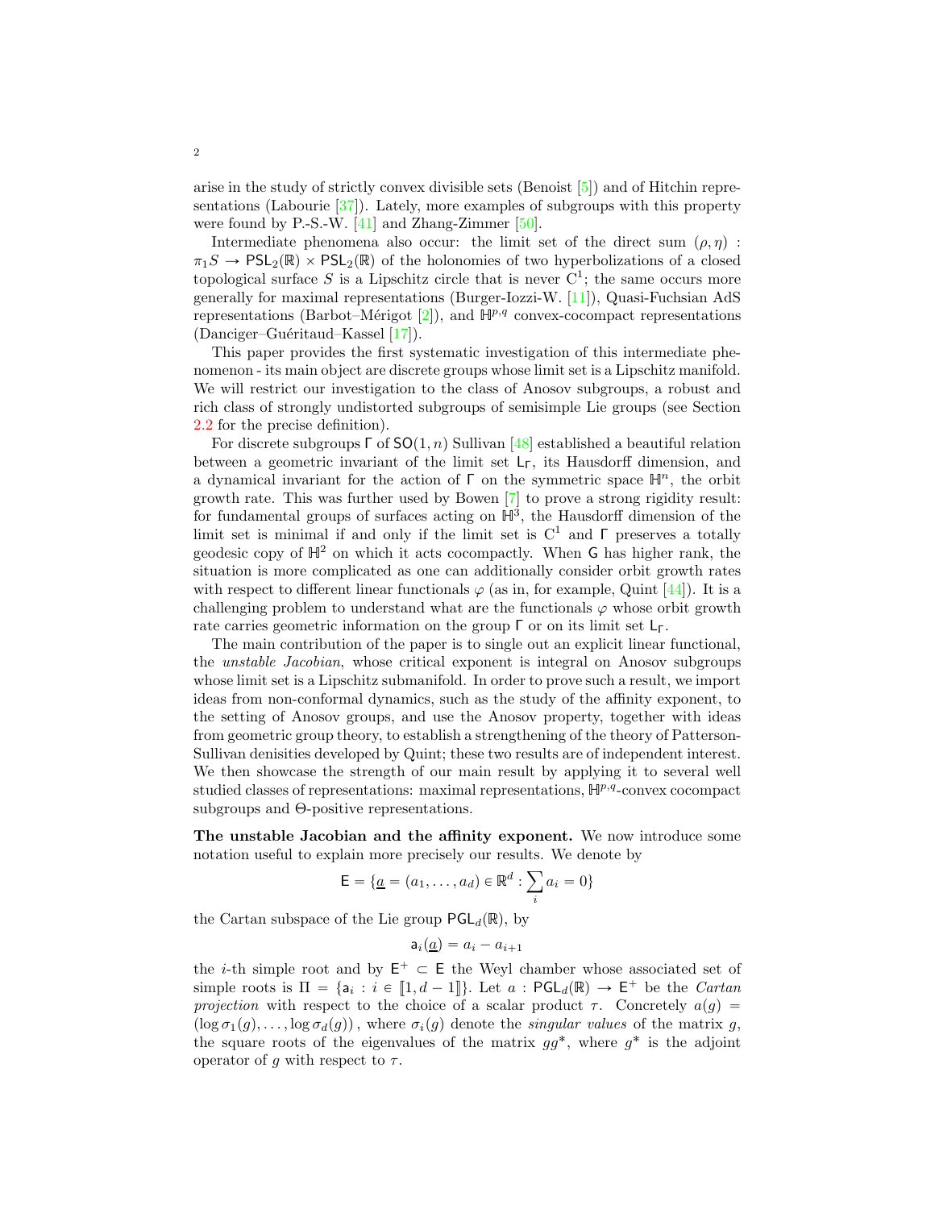arise in the study of strictly convex divisible sets (Benoist [5]) and of Hitchin representations (Labourie [37]). Lately, more examples of subgroups with this property were found by P.-S.-W. [41] and Zhang-Zimmer [50].

Intermediate phenomena also occur: the limit set of the direct sum $(\rho, \eta) : \pi_1 S \to \mathsf{PSL}_2(\mathbb{R}) \times \mathsf{PSL}_2(\mathbb{R})$ of the holonomies of two hyperbolizations of a closed topological surface $S$ is a Lipschitz circle that is never $\mathrm{C}^1$; the same occurs more generally for maximal representations (Burger-Iozzi-W. [11]), Quasi-Fuchsian AdS representations (Barbot–Mérigot [2]), and $\mathbb{H}^{p,q}$ convex-cocompact representations (Danciger–Guéritaud–Kassel [17]).

This paper provides the first systematic investigation of this intermediate phenomenon - its main object are discrete groups whose limit set is a Lipschitz manifold. We will restrict our investigation to the class of Anosov subgroups, a robust and rich class of strongly undistorted subgroups of semisimple Lie groups (see Section 2.2 for the precise definition).

For discrete subgroups $\Gamma$ of $\mathsf{SO}(1,n)$ Sullivan [48] established a beautiful relation between a geometric invariant of the limit set $\mathsf{L}_\Gamma$, its Hausdorff dimension, and a dynamical invariant for the action of $\Gamma$ on the symmetric space $\mathbb{H}^n$, the orbit growth rate. This was further used by Bowen [7] to prove a strong rigidity result: for fundamental groups of surfaces acting on $\mathbb{H}^3$, the Hausdorff dimension of the limit set is minimal if and only if the limit set is $\mathrm{C}^1$ and $\Gamma$ preserves a totally geodesic copy of $\mathbb{H}^2$ on which it acts cocompactly. When $\mathsf{G}$ has higher rank, the situation is more complicated as one can additionally consider orbit growth rates with respect to different linear functionals $\varphi$ (as in, for example, Quint [44]). It is a challenging problem to understand what are the functionals $\varphi$ whose orbit growth rate carries geometric information on the group $\Gamma$ or on its limit set $\mathsf{L}_\Gamma$.

The main contribution of the paper is to single out an explicit linear functional, the *unstable Jacobian*, whose critical exponent is integral on Anosov subgroups whose limit set is a Lipschitz submanifold. In order to prove such a result, we import ideas from non-conformal dynamics, such as the study of the affinity exponent, to the setting of Anosov groups, and use the Anosov property, together with ideas from geometric group theory, to establish a strengthening of the theory of Patterson-Sullivan denisities developed by Quint; these two results are of independent interest. We then showcase the strength of our main result by applying it to several well studied classes of representations: maximal representations, $\mathbb{H}^{p,q}$-convex cocompact subgroups and $\Theta$-positive representations.

**The unstable Jacobian and the affinity exponent.** We now introduce some notation useful to explain more precisely our results. We denote by

$$\mathsf{E} = \{\underline{a} = (a_1, \dots, a_d) \in \mathbb{R}^d : \sum_i a_i = 0\}$$

the Cartan subspace of the Lie group $\mathsf{PGL}_d(\mathbb{R})$, by

$$\mathsf{a}_i(\underline{a}) = a_i - a_{i+1}$$

the $i$-th simple root and by $\mathsf{E}^+ \subset \mathsf{E}$ the Weyl chamber whose associated set of simple roots is $\Pi = \{\mathsf{a}_i : i \in [\![1, d-1]\!]\}$. Let $a : \mathsf{PGL}_d(\mathbb{R}) \to \mathsf{E}^+$ be the *Cartan projection* with respect to the choice of a scalar product $\tau$. Concretely $a(g) = (\log \sigma_1(g), \dots, \log \sigma_d(g))$, where $\sigma_i(g)$ denote the *singular values* of the matrix $g$, the square roots of the eigenvalues of the matrix $gg^*$, where $g^*$ is the adjoint operator of $g$ with respect to $\tau$.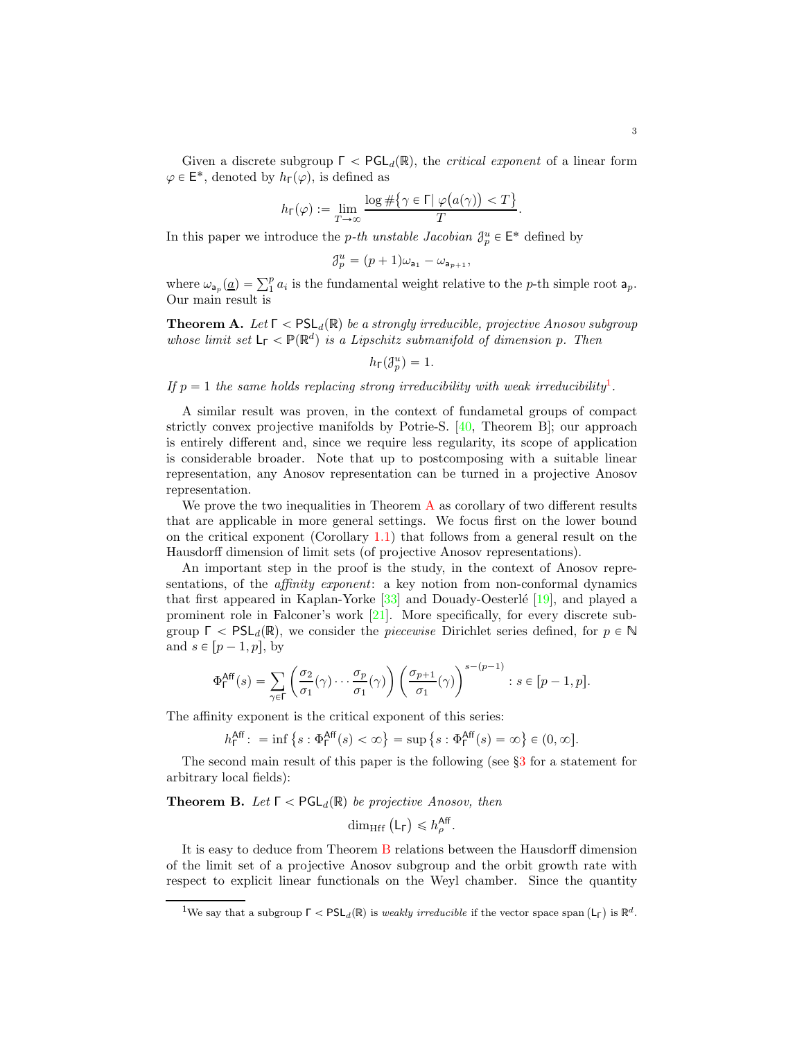Given a discrete subgroup $\mathsf{\Gamma} < \mathsf{PGL}_d(\mathbb{R})$, the *critical exponent* of a linear form $\varphi \in \mathsf{E}^*$, denoted by $h_{\mathsf{\Gamma}}(\varphi)$, is defined as

$$h_{\mathsf{\Gamma}}(\varphi) := \lim_{T\to\infty} \frac{\log \#\{\gamma \in \mathsf{\Gamma} \mid \varphi\big(a(\gamma)\big) < T\}}{T}.$$

In this paper we introduce the *p-th unstable Jacobian* $\mathcal{J}^u_p \in \mathsf{E}^*$ defined by

$$\mathcal{J}^u_p = (p+1)\omega_{\mathsf{a}_1} - \omega_{\mathsf{a}_{p+1}},$$

where $\omega_{\mathsf{a}_p}(\underline{a}) = \sum_1^p a_i$ is the fundamental weight relative to the $p$-th simple root $\mathsf{a}_p$. Our main result is

**Theorem A.** *Let $\mathsf{\Gamma} < \mathsf{PSL}_d(\mathbb{R})$ be a strongly irreducible, projective Anosov subgroup whose limit set $\mathsf{L}_{\mathsf{\Gamma}} < \mathbb{P}(\mathbb{R}^d)$ is a Lipschitz submanifold of dimension $p$. Then*

$$h_{\mathsf{\Gamma}}(\mathcal{J}^u_p) = 1.$$

*If $p = 1$ the same holds replacing strong irreducibility with weak irreducibility*[1].

A similar result was proven, in the context of fundametal groups of compact strictly convex projective manifolds by Potrie-S. [40, Theorem B]; our approach is entirely different and, since we require less regularity, its scope of application is considerable broader. Note that up to postcomposing with a suitable linear representation, any Anosov representation can be turned in a projective Anosov representation.

We prove the two inequalities in Theorem A as corollary of two different results that are applicable in more general settings. We focus first on the lower bound on the critical exponent (Corollary 1.1) that follows from a general result on the Hausdorff dimension of limit sets (of projective Anosov representations).

An important step in the proof is the study, in the context of Anosov representations, of the *affinity exponent*: a key notion from non-conformal dynamics that first appeared in Kaplan-Yorke [33] and Douady-Oesterlé [19], and played a prominent role in Falconer's work [21]. More specifically, for every discrete subgroup $\mathsf{\Gamma} < \mathsf{PSL}_d(\mathbb{R})$, we consider the *piecewise* Dirichlet series defined, for $p \in \mathbb{N}$ and $s \in [p-1, p]$, by

$$\Phi^{\mathsf{Aff}}_{\mathsf{\Gamma}}(s) = \sum_{\gamma\in\mathsf{\Gamma}} \left(\frac{\sigma_2}{\sigma_1}(\gamma)\cdots\frac{\sigma_p}{\sigma_1}(\gamma)\right)\left(\frac{\sigma_{p+1}}{\sigma_1}(\gamma)\right)^{s-(p-1)} : s \in [p-1, p].$$

The affinity exponent is the critical exponent of this series:

$$h^{\mathsf{Aff}}_{\mathsf{\Gamma}} := \inf\left\{s : \Phi^{\mathsf{Aff}}_{\mathsf{\Gamma}}(s) < \infty\right\} = \sup\left\{s : \Phi^{\mathsf{Aff}}_{\mathsf{\Gamma}}(s) = \infty\right\} \in (0, \infty].$$

The second main result of this paper is the following (see §3 for a statement for arbitrary local fields):

**Theorem B.** *Let $\mathsf{\Gamma} < \mathsf{PGL}_d(\mathbb{R})$ be projective Anosov, then*

$$\dim_{\mathrm{Hff}}\left(\mathsf{L}_{\mathsf{\Gamma}}\right) \leqslant h^{\mathsf{Aff}}_{\rho}.$$

It is easy to deduce from Theorem B relations between the Hausdorff dimension of the limit set of a projective Anosov subgroup and the orbit growth rate with respect to explicit linear functionals on the Weyl chamber. Since the quantity

[1] We say that a subgroup $\mathsf{\Gamma} < \mathsf{PSL}_d(\mathbb{R})$ is *weakly irreducible* if the vector space span $(\mathsf{L}_{\mathsf{\Gamma}})$ is $\mathbb{R}^d$.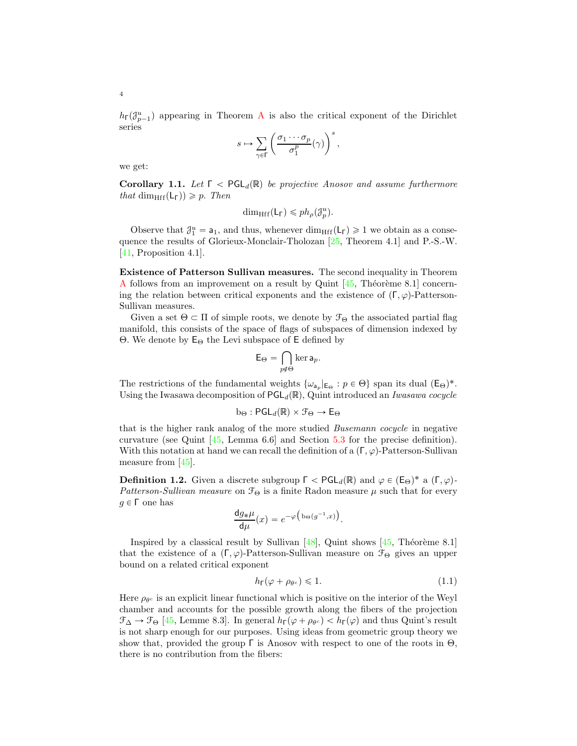$h_\Gamma(\mathcal{J}^u_{p-1})$ appearing in Theorem A is also the critical exponent of the Dirichlet series

$$s \mapsto \sum_{\gamma\in\Gamma} \left(\frac{\sigma_1\cdots\sigma_p}{\sigma_1^p}(\gamma)\right)^s,$$

we get:

**Corollary 1.1.** *Let $\Gamma < \mathsf{PGL}_d(\mathbb{R})$ be projective Anosov and assume furthermore that $\dim_{\mathrm{Hff}}(\mathsf{L}_\Gamma)) \geqslant p$. Then*

$$\dim_{\mathrm{Hff}}(\mathsf{L}_\Gamma) \leqslant p h_\rho(\mathcal{J}^u_p).$$

Observe that $\mathcal{J}^u_1 = \mathsf{a}_1$, and thus, whenever $\dim_{\mathrm{Hff}}(\mathsf{L}_\Gamma) \geqslant 1$ we obtain as a consequence the results of Glorieux-Monclair-Tholozan [25, Theorem 4.1] and P.-S.-W. [41, Proposition 4.1].

**Existence of Patterson Sullivan measures.** The second inequality in Theorem A follows from an improvement on a result by Quint [45, Théorème 8.1] concerning the relation between critical exponents and the existence of $(\Gamma,\varphi)$-Patterson-Sullivan measures.

Given a set $\Theta \subset \Pi$ of simple roots, we denote by $\mathcal{F}_\Theta$ the associated partial flag manifold, this consists of the space of flags of subspaces of dimension indexed by $\Theta$. We denote by $\mathsf{E}_\Theta$ the Levi subspace of $\mathsf{E}$ defined by

$$\mathsf{E}_\Theta = \bigcap_{p\notin\Theta} \ker \mathsf{a}_p.$$

The restrictions of the fundamental weights $\{\omega_{\mathsf{a}_p}|_{\mathsf{E}_\Theta} : p \in \Theta\}$ span its dual $(\mathsf{E}_\Theta)^*$. Using the Iwasawa decomposition of $\mathsf{PGL}_d(\mathbb{R})$, Quint introduced an *Iwasawa cocycle*

$$\mathrm{b}_\Theta : \mathsf{PGL}_d(\mathbb{R}) \times \mathcal{F}_\Theta \to \mathsf{E}_\Theta$$

that is the higher rank analog of the more studied *Busemann cocycle* in negative curvature (see Quint [45, Lemma 6.6] and Section 5.3 for the precise definition). With this notation at hand we can recall the definition of a $(\Gamma,\varphi)$-Patterson-Sullivan measure from [45].

**Definition 1.2.** Given a discrete subgroup $\Gamma < \mathsf{PGL}_d(\mathbb{R})$ and $\varphi \in (\mathsf{E}_\Theta)^*$ a $(\Gamma,\varphi)$-*Patterson-Sullivan measure* on $\mathcal{F}_\Theta$ is a finite Radon measure $\mu$ such that for every $g \in \Gamma$ one has

$$\frac{\mathsf{d}g_*\mu}{\mathsf{d}\mu}(x) = e^{-\varphi\left(\mathrm{b}_\Theta(g^{-1},x)\right)}.$$

Inspired by a classical result by Sullivan [48], Quint shows [45, Théorème 8.1] that the existence of a $(\Gamma,\varphi)$-Patterson-Sullivan measure on $\mathcal{F}_\Theta$ gives an upper bound on a related critical exponent

$$h_\Gamma(\varphi + \rho_{\theta^c}) \leqslant 1. \tag{1.1}$$

Here $\rho_{\theta^c}$ is an explicit linear functional which is positive on the interior of the Weyl chamber and accounts for the possible growth along the fibers of the projection $\mathcal{F}_\Delta \to \mathcal{F}_\Theta$ [45, Lemme 8.3]. In general $h_\Gamma(\varphi + \rho_{\theta^c}) < h_\Gamma(\varphi)$ and thus Quint's result is not sharp enough for our purposes. Using ideas from geometric group theory we show that, provided the group $\Gamma$ is Anosov with respect to one of the roots in $\Theta$, there is no contribution from the fibers: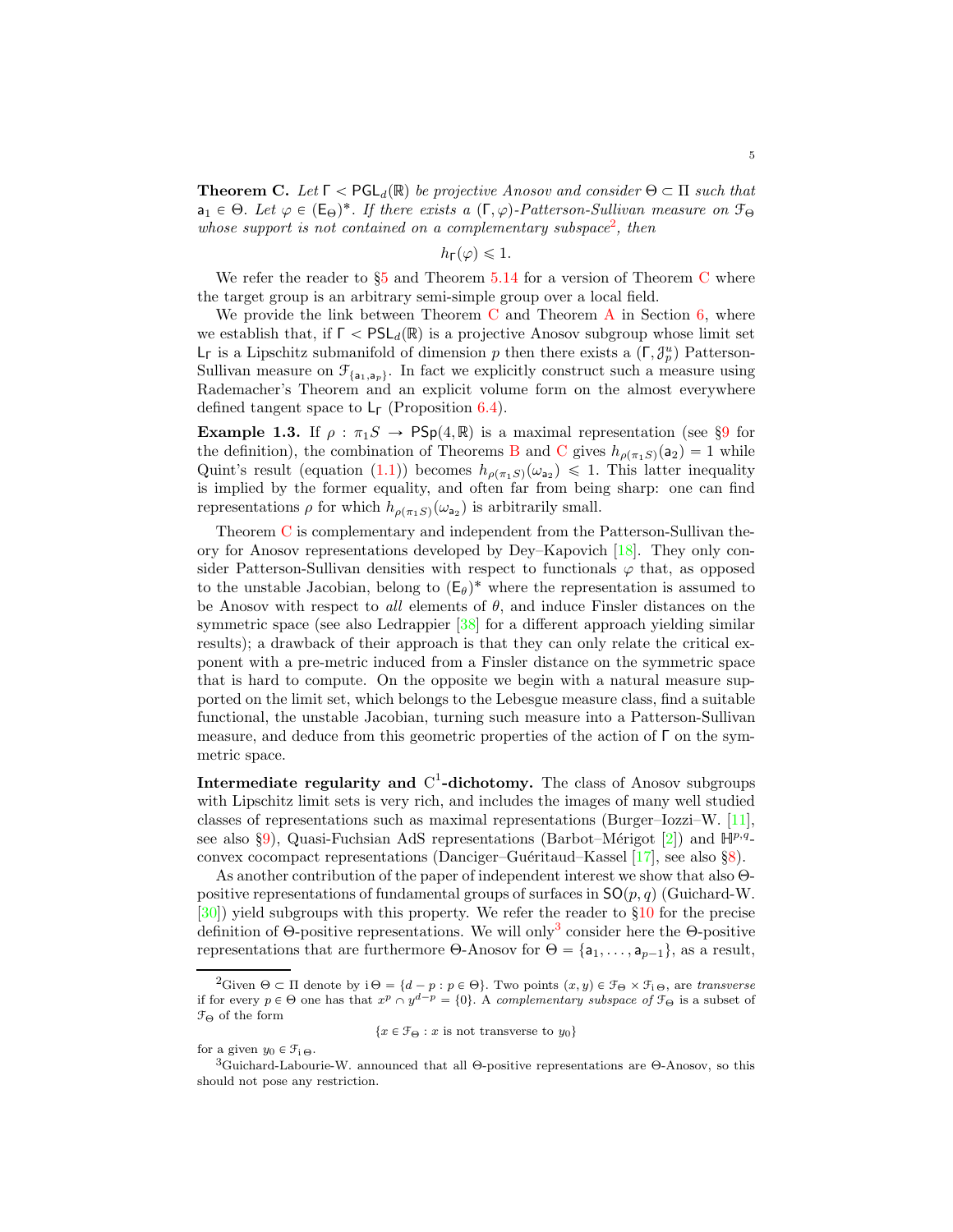**Theorem C.** *Let $\Gamma < \mathsf{PGL}_d(\mathbb{R})$ be projective Anosov and consider $\Theta \subset \Pi$ such that $\mathsf{a}_1 \in \Theta$. Let $\varphi \in (\mathsf{E}_\Theta)^*$. If there exists a $(\Gamma, \varphi)$-Patterson-Sullivan measure on $\mathcal{F}_\Theta$ whose support is not contained on a complementary subspace*[2]*, then*

$$h_\Gamma(\varphi) \leqslant 1.$$

We refer the reader to §5 and Theorem 5.14 for a version of Theorem C where the target group is an arbitrary semi-simple group over a local field.

We provide the link between Theorem C and Theorem A in Section 6, where we establish that, if $\Gamma < \mathsf{PSL}_d(\mathbb{R})$ is a projective Anosov subgroup whose limit set $\mathsf{L}_\Gamma$ is a Lipschitz submanifold of dimension $p$ then there exists a $(\Gamma, \mathcal{J}^u_p)$ Patterson-Sullivan measure on $\mathcal{F}_{\{\mathsf{a}_1, \mathsf{a}_p\}}$. In fact we explicitly construct such a measure using Rademacher's Theorem and an explicit volume form on the almost everywhere defined tangent space to $\mathsf{L}_\Gamma$ (Proposition 6.4).

**Example 1.3.** If $\rho : \pi_1 S \to \mathsf{PSp}(4, \mathbb{R})$ is a maximal representation (see §9 for the definition), the combination of Theorems B and C gives $h_{\rho(\pi_1 S)}(\mathsf{a}_2) = 1$ while Quint's result (equation (1.1)) becomes $h_{\rho(\pi_1 S)}(\omega_{\mathsf{a}_2}) \leqslant 1$. This latter inequality is implied by the former equality, and often far from being sharp: one can find representations $\rho$ for which $h_{\rho(\pi_1 S)}(\omega_{\mathsf{a}_2})$ is arbitrarily small.

Theorem C is complementary and independent from the Patterson-Sullivan theory for Anosov representations developed by Dey–Kapovich [18]. They only consider Patterson-Sullivan densities with respect to functionals $\varphi$ that, as opposed to the unstable Jacobian, belong to $(\mathsf{E}_\theta)^*$ where the representation is assumed to be Anosov with respect to *all* elements of $\theta$, and induce Finsler distances on the symmetric space (see also Ledrappier [38] for a different approach yielding similar results); a drawback of their approach is that they can only relate the critical exponent with a pre-metric induced from a Finsler distance on the symmetric space that is hard to compute. On the opposite we begin with a natural measure supported on the limit set, which belongs to the Lebesgue measure class, find a suitable functional, the unstable Jacobian, turning such measure into a Patterson-Sullivan measure, and deduce from this geometric properties of the action of $\Gamma$ on the symmetric space.

**Intermediate regularity and $\mathrm{C}^1$-dichotomy.** The class of Anosov subgroups with Lipschitz limit sets is very rich, and includes the images of many well studied classes of representations such as maximal representations (Burger–Iozzi–W. [11], see also §9), Quasi-Fuchsian AdS representations (Barbot–Mérigot [2]) and $\mathbb{H}^{p,q}$-convex cocompact representations (Danciger–Guéritaud–Kassel [17], see also §8).

As another contribution of the paper of independent interest we show that also $\Theta$-positive representations of fundamental groups of surfaces in $\mathsf{SO}(p, q)$ (Guichard-W. [30]) yield subgroups with this property. We refer the reader to §10 for the precise definition of $\Theta$-positive representations. We will only[3] consider here the $\Theta$-positive representations that are furthermore $\Theta$-Anosov for $\Theta = \{\mathsf{a}_1, \ldots, \mathsf{a}_{p-1}\}$, as a result,

---

[2] Given $\Theta \subset \Pi$ denote by $\mathrm{i}\,\Theta = \{d - p : p \in \Theta\}$. Two points $(x, y) \in \mathcal{F}_\Theta \times \mathcal{F}_{\mathrm{i}\,\Theta}$, are *transverse* if for every $p \in \Theta$ one has that $x^p \cap y^{d-p} = \{0\}$. A *complementary subspace of* $\mathcal{F}_\Theta$ is a subset of $\mathcal{F}_\Theta$ of the form

$$\{x \in \mathcal{F}_\Theta : x \text{ is not transverse to } y_0\}$$

for a given $y_0 \in \mathcal{F}_{\mathrm{i}\,\Theta}$.

[3] Guichard-Labourie-W. announced that all $\Theta$-positive representations are $\Theta$-Anosov, so this should not pose any restriction.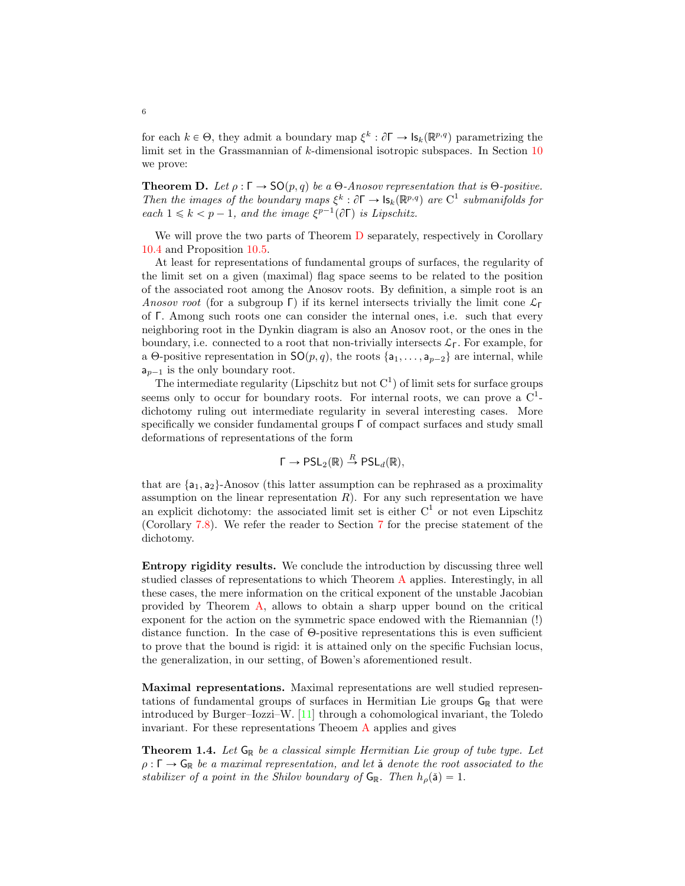for each $k \in \Theta$, they admit a boundary map $\xi^k : \partial\Gamma \to \mathsf{Is}_k(\mathbb{R}^{p,q})$ parametrizing the limit set in the Grassmannian of $k$-dimensional isotropic subspaces. In Section 10 we prove:

**Theorem D.** *Let $\rho : \Gamma \to \mathsf{SO}(p,q)$ be a $\Theta$-Anosov representation that is $\Theta$-positive. Then the images of the boundary maps $\xi^k : \partial\Gamma \to \mathsf{Is}_k(\mathbb{R}^{p,q})$ are $\mathrm{C}^1$ submanifolds for each $1 \leqslant k < p-1$, and the image $\xi^{p-1}(\partial\Gamma)$ is Lipschitz.*

We will prove the two parts of Theorem D separately, respectively in Corollary 10.4 and Proposition 10.5.

At least for representations of fundamental groups of surfaces, the regularity of the limit set on a given (maximal) flag space seems to be related to the position of the associated root among the Anosov roots. By definition, a simple root is an *Anosov root* (for a subgroup $\Gamma$) if its kernel intersects trivially the limit cone $\mathcal{L}_\Gamma$ of $\Gamma$. Among such roots one can consider the internal ones, i.e. such that every neighboring root in the Dynkin diagram is also an Anosov root, or the ones in the boundary, i.e. connected to a root that non-trivially intersects $\mathcal{L}_\Gamma$. For example, for a $\Theta$-positive representation in $\mathsf{SO}(p,q)$, the roots $\{\mathsf{a}_1, \ldots, \mathsf{a}_{p-2}\}$ are internal, while $\mathsf{a}_{p-1}$ is the only boundary root.

The intermediate regularity (Lipschitz but not $\mathrm{C}^1$) of limit sets for surface groups seems only to occur for boundary roots. For internal roots, we can prove a $\mathrm{C}^1$-dichotomy ruling out intermediate regularity in several interesting cases. More specifically we consider fundamental groups $\Gamma$ of compact surfaces and study small deformations of representations of the form

$$\Gamma \to \mathsf{PSL}_2(\mathbb{R}) \xrightarrow{R} \mathsf{PSL}_d(\mathbb{R}),$$

that are $\{\mathsf{a}_1, \mathsf{a}_2\}$-Anosov (this latter assumption can be rephrased as a proximality assumption on the linear representation $R$). For any such representation we have an explicit dichotomy: the associated limit set is either $\mathrm{C}^1$ or not even Lipschitz (Corollary 7.8). We refer the reader to Section 7 for the precise statement of the dichotomy.

**Entropy rigidity results.** We conclude the introduction by discussing three well studied classes of representations to which Theorem A applies. Interestingly, in all these cases, the mere information on the critical exponent of the unstable Jacobian provided by Theorem A, allows to obtain a sharp upper bound on the critical exponent for the action on the symmetric space endowed with the Riemannian (!) distance function. In the case of $\Theta$-positive representations this is even sufficient to prove that the bound is rigid: it is attained only on the specific Fuchsian locus, the generalization, in our setting, of Bowen's aforementioned result.

**Maximal representations.** Maximal representations are well studied representations of fundamental groups of surfaces in Hermitian Lie groups $\mathsf{G}_\mathbb{R}$ that were introduced by Burger–Iozzi–W. [11] through a cohomological invariant, the Toledo invariant. For these representations Theoem A applies and gives

**Theorem 1.4.** *Let $\mathsf{G}_\mathbb{R}$ be a classical simple Hermitian Lie group of tube type. Let $\rho : \Gamma \to \mathsf{G}_\mathbb{R}$ be a maximal representation, and let $\check{\mathsf{a}}$ denote the root associated to the stabilizer of a point in the Shilov boundary of $\mathsf{G}_\mathbb{R}$. Then $h_\rho(\check{\mathsf{a}}) = 1$.*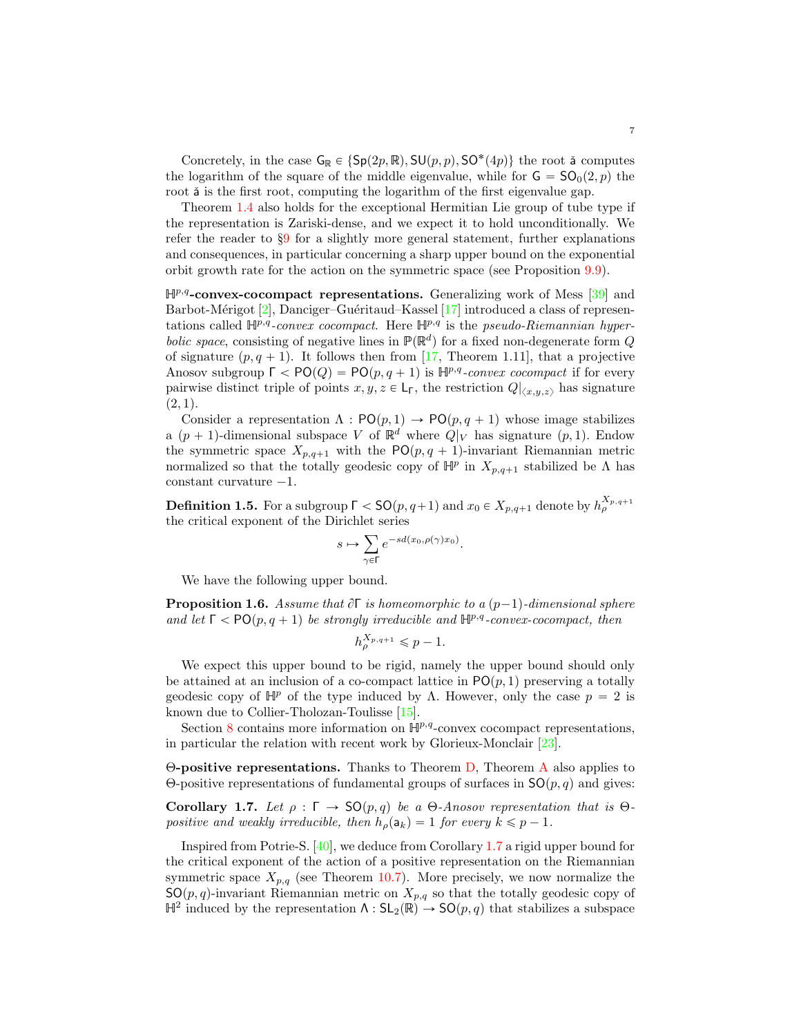Concretely, in the case $\mathsf{G}_\mathbb{R} \in \{\mathsf{Sp}(2p,\mathbb{R}), \mathsf{SU}(p,p), \mathsf{SO}^*(4p)\}$ the root $\check{\mathsf{a}}$ computes the logarithm of the square of the middle eigenvalue, while for $\mathsf{G} = \mathsf{SO}_0(2,p)$ the root $\check{\mathsf{a}}$ is the first root, computing the logarithm of the first eigenvalue gap.

Theorem 1.4 also holds for the exceptional Hermitian Lie group of tube type if the representation is Zariski-dense, and we expect it to hold unconditionally. We refer the reader to §9 for a slightly more general statement, further explanations and consequences, in particular concerning a sharp upper bound on the exponential orbit growth rate for the action on the symmetric space (see Proposition 9.9).

**$\mathbb{H}^{p,q}$-convex-cocompact representations.** Generalizing work of Mess [39] and Barbot-Mérigot [2], Danciger–Guéritaud–Kassel [17] introduced a class of representations called *$\mathbb{H}^{p,q}$-convex cocompact*. Here $\mathbb{H}^{p,q}$ is the *pseudo-Riemannian hyperbolic space*, consisting of negative lines in $\mathbb{P}(\mathbb{R}^d)$ for a fixed non-degenerate form $Q$ of signature $(p, q+1)$. It follows then from [17, Theorem 1.11], that a projective Anosov subgroup $\Gamma < \mathsf{PO}(Q) = \mathsf{PO}(p, q+1)$ is *$\mathbb{H}^{p,q}$-convex cocompact* if for every pairwise distinct triple of points $x, y, z \in \mathsf{L}_\Gamma$, the restriction $Q|_{\langle x,y,z\rangle}$ has signature $(2, 1)$.

Consider a representation $\Lambda : \mathsf{PO}(p, 1) \to \mathsf{PO}(p, q+1)$ whose image stabilizes a $(p+1)$-dimensional subspace $V$ of $\mathbb{R}^d$ where $Q|_V$ has signature $(p, 1)$. Endow the symmetric space $X_{p,q+1}$ with the $\mathsf{PO}(p, q+1)$-invariant Riemannian metric normalized so that the totally geodesic copy of $\mathbb{H}^p$ in $X_{p,q+1}$ stabilized be $\Lambda$ has constant curvature $-1$.

**Definition 1.5.** For a subgroup $\Gamma < \mathsf{SO}(p, q+1)$ and $x_0 \in X_{p,q+1}$ denote by $h_\rho^{X_{p,q+1}}$ the critical exponent of the Dirichlet series

$$s \mapsto \sum_{\gamma\in\Gamma} e^{-sd(x_0,\rho(\gamma)x_0)}.$$

We have the following upper bound.

**Proposition 1.6.** *Assume that $\partial\Gamma$ is homeomorphic to a $(p-1)$-dimensional sphere and let $\Gamma < \mathsf{PO}(p, q+1)$ be strongly irreducible and $\mathbb{H}^{p,q}$-convex-cocompact, then*

$$h_\rho^{X_{p,q+1}} \leqslant p - 1.$$

We expect this upper bound to be rigid, namely the upper bound should only be attained at an inclusion of a co-compact lattice in $\mathsf{PO}(p, 1)$ preserving a totally geodesic copy of $\mathbb{H}^p$ of the type induced by $\Lambda$. However, only the case $p = 2$ is known due to Collier-Tholozan-Toulisse [15].

Section 8 contains more information on $\mathbb{H}^{p,q}$-convex cocompact representations, in particular the relation with recent work by Glorieux-Monclair [23].

**$\Theta$-positive representations.** Thanks to Theorem D, Theorem A also applies to $\Theta$-positive representations of fundamental groups of surfaces in $\mathsf{SO}(p, q)$ and gives:

**Corollary 1.7.** *Let $\rho : \Gamma \to \mathsf{SO}(p, q)$ be a $\Theta$-Anosov representation that is $\Theta$-positive and weakly irreducible, then $h_\rho(\mathsf{a}_k) = 1$ for every $k \leqslant p - 1$.*

Inspired from Potrie-S. [40], we deduce from Corollary 1.7 a rigid upper bound for the critical exponent of the action of a positive representation on the Riemannian symmetric space $X_{p,q}$ (see Theorem 10.7). More precisely, we now normalize the $\mathsf{SO}(p, q)$-invariant Riemannian metric on $X_{p,q}$ so that the totally geodesic copy of $\mathbb{H}^2$ induced by the representation $\Lambda : \mathsf{SL}_2(\mathbb{R}) \to \mathsf{SO}(p, q)$ that stabilizes a subspace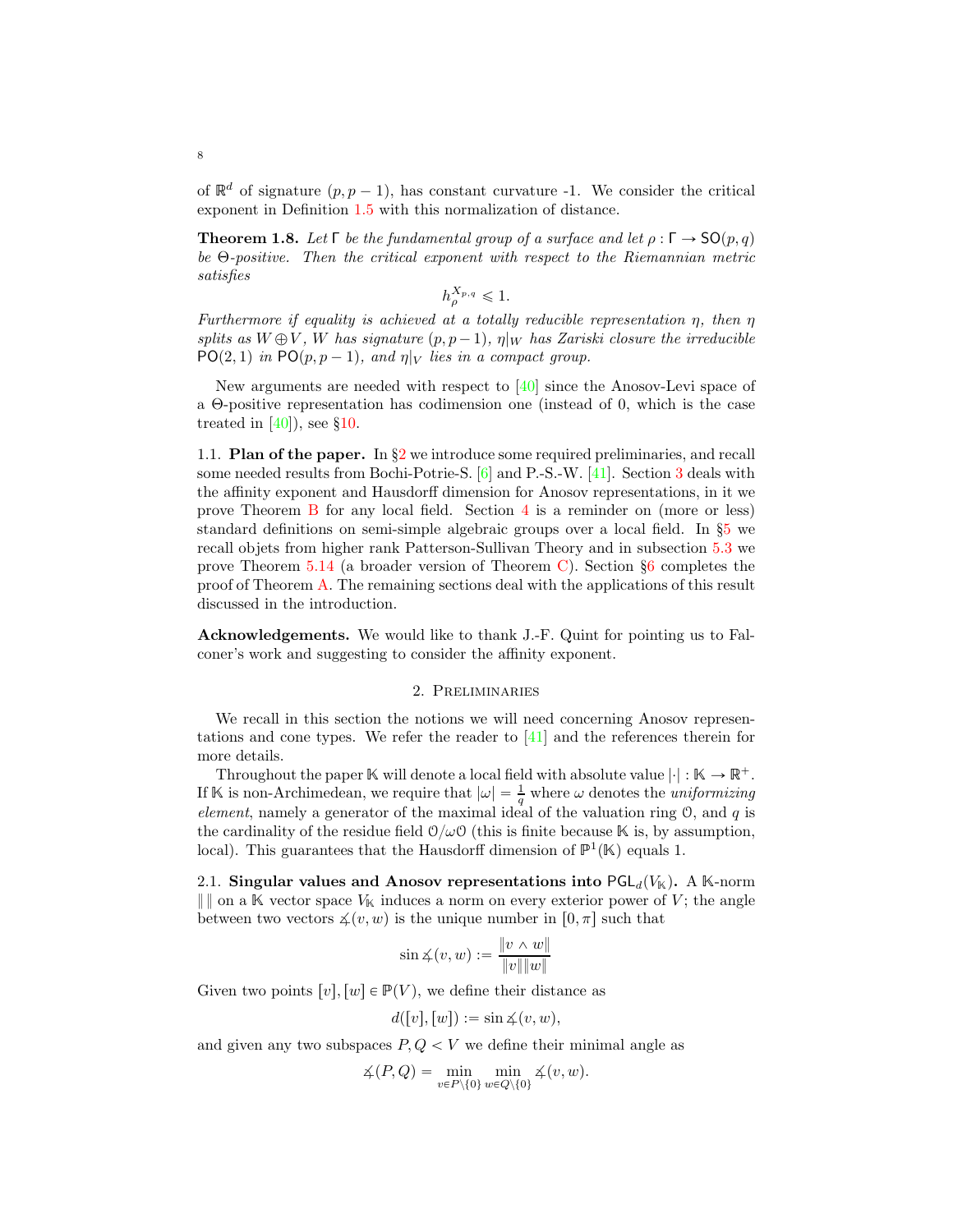of $\mathbb{R}^d$ of signature $(p, p-1)$, has constant curvature -1. We consider the critical exponent in Definition 1.5 with this normalization of distance.

**Theorem 1.8.** *Let $\Gamma$ be the fundamental group of a surface and let $\rho : \Gamma \to \mathsf{SO}(p, q)$ be $\Theta$-positive. Then the critical exponent with respect to the Riemannian metric satisfies*

$$h_\rho^{X_{p,q}} \leqslant 1.$$

*Furthermore if equality is achieved at a totally reducible representation $\eta$, then $\eta$ splits as $W \oplus V$, $W$ has signature $(p, p-1)$, $\eta|_W$ has Zariski closure the irreducible $\mathsf{PO}(2,1)$ in $\mathsf{PO}(p, p-1)$, and $\eta|_V$ lies in a compact group.*

New arguments are needed with respect to [40] since the Anosov-Levi space of a $\Theta$-positive representation has codimension one (instead of 0, which is the case treated in [40]), see §10.

1.1. **Plan of the paper.** In §2 we introduce some required preliminaries, and recall some needed results from Bochi-Potrie-S. [6] and P.-S.-W. [41]. Section 3 deals with the affinity exponent and Hausdorff dimension for Anosov representations, in it we prove Theorem B for any local field. Section 4 is a reminder on (more or less) standard definitions on semi-simple algebraic groups over a local field. In §5 we recall objets from higher rank Patterson-Sullivan Theory and in subsection 5.3 we prove Theorem 5.14 (a broader version of Theorem C). Section §6 completes the proof of Theorem A. The remaining sections deal with the applications of this result discussed in the introduction.

**Acknowledgements.** We would like to thank J.-F. Quint for pointing us to Falconer's work and suggesting to consider the affinity exponent.

## 2. Preliminaries

We recall in this section the notions we will need concerning Anosov representations and cone types. We refer the reader to [41] and the references therein for more details.

Throughout the paper $\mathbb{K}$ will denote a local field with absolute value $|\cdot| : \mathbb{K} \to \mathbb{R}^+$. If $\mathbb{K}$ is non-Archimedean, we require that $|\omega| = \frac{1}{q}$ where $\omega$ denotes the *uniformizing element*, namely a generator of the maximal ideal of the valuation ring $\mathcal{O}$, and $q$ is the cardinality of the residue field $\mathcal{O}/\omega\mathcal{O}$ (this is finite because $\mathbb{K}$ is, by assumption, local). This guarantees that the Hausdorff dimension of $\mathbb{P}^1(\mathbb{K})$ equals 1.

2.1. **Singular values and Anosov representations into $\mathsf{PGL}_d(V_\mathbb{K})$.** A $\mathbb{K}$-norm $\| \, \|$ on a $\mathbb{K}$ vector space $V_\mathbb{K}$ induces a norm on every exterior power of $V$; the angle between two vectors $\measuredangle(v, w)$ is the unique number in $[0, \pi]$ such that

$$\sin \measuredangle(v, w) := \frac{\|v \wedge w\|}{\|v\|\|w\|}$$

Given two points $[v], [w] \in \mathbb{P}(V)$, we define their distance as

$$d([v], [w]) := \sin \measuredangle(v, w),$$

and given any two subspaces $P, Q < V$ we define their minimal angle as

$$\measuredangle(P, Q) = \min_{v \in P \setminus \{0\}} \min_{w \in Q \setminus \{0\}} \measuredangle(v, w).$$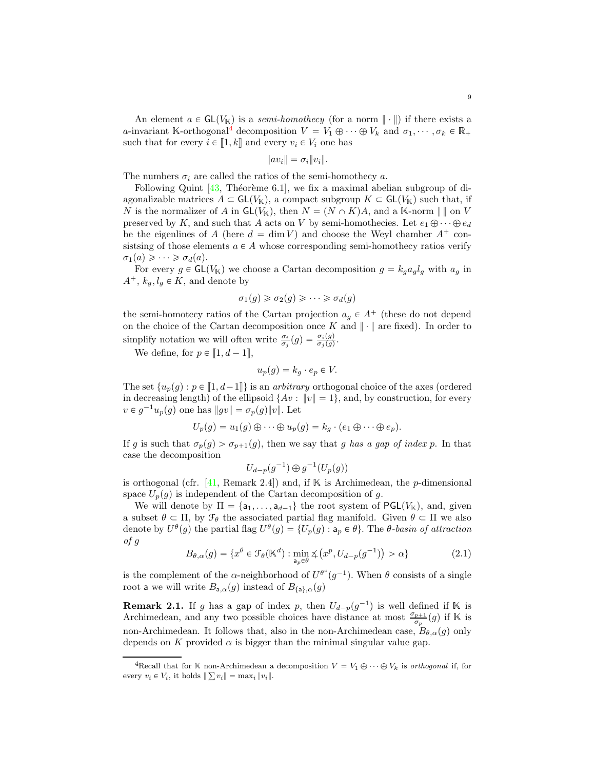An element $a \in \mathsf{GL}(V_{\mathbb{K}})$ is a *semi-homothecy* (for a norm $\|\cdot\|$) if there exists a $a$-invariant $\mathbb{K}$-orthogonal[4] decomposition $V = V_1 \oplus \cdots \oplus V_k$ and $\sigma_1, \cdots, \sigma_k \in \mathbb{R}_+$ such that for every $i \in [\![1,k]\!]$ and every $v_i \in V_i$ one has

$$\|av_i\| = \sigma_i \|v_i\|.$$

The numbers $\sigma_i$ are called the ratios of the semi-homothecy $a$.

Following Quint [43, Théorème 6.1], we fix a maximal abelian subgroup of diagonalizable matrices $A \subset \mathsf{GL}(V_{\mathbb{K}})$, a compact subgroup $K \subset \mathsf{GL}(V_{\mathbb{K}})$ such that, if $N$ is the normalizer of $A$ in $\mathsf{GL}(V_{\mathbb{K}})$, then $N = (N \cap K)A$, and a $\mathbb{K}$-norm $\|\,\|$ on $V$ preserved by $K$, and such that $A$ acts on $V$ by semi-homothecies. Let $e_1 \oplus \cdots \oplus e_d$ be the eigenlines of $A$ (here $d = \dim V$) and choose the Weyl chamber $A^+$ consistsing of those elements $a \in A$ whose corresponding semi-homothecy ratios verify $\sigma_1(a) \geqslant \cdots \geqslant \sigma_d(a)$.

For every $g \in \mathsf{GL}(V_{\mathbb{K}})$ we choose a Cartan decomposition $g = k_g a_g l_g$ with $a_g$ in $A^+$, $k_g, l_g \in K$, and denote by

$$\sigma_1(g) \geqslant \sigma_2(g) \geqslant \cdots \geqslant \sigma_d(g)$$

the semi-homotecy ratios of the Cartan projection $a_g \in A^+$ (these do not depend on the choice of the Cartan decomposition once $K$ and $\|\cdot\|$ are fixed). In order to simplify notation we will often write $\frac{\sigma_i}{\sigma_j}(g) = \frac{\sigma_i(g)}{\sigma_j(g)}$.

We define, for $p \in [\![1, d-1]\!]$,

$$u_p(g) = k_g \cdot e_p \in V.$$

The set $\{u_p(g) : p \in [\![1, d-1]\!]\}$ is an *arbitrary* orthogonal choice of the axes (ordered in decreasing length) of the ellipsoid $\{Av : \|v\| = 1\}$, and, by construction, for every $v \in g^{-1}u_p(g)$ one has $\|gv\| = \sigma_p(g)\|v\|$. Let

$$U_p(g) = u_1(g) \oplus \cdots \oplus u_p(g) = k_g \cdot (e_1 \oplus \cdots \oplus e_p).$$

If $g$ is such that $\sigma_p(g) > \sigma_{p+1}(g)$, then we say that $g$ *has a gap of index* $p$. In that case the decomposition

$$U_{d-p}(g^{-1}) \oplus g^{-1}(U_p(g))$$

is orthogonal (cfr. [41, Remark 2.4]) and, if $\mathbb{K}$ is Archimedean, the $p$-dimensional space $U_p(g)$ is independent of the Cartan decomposition of $g$.

We will denote by $\Pi = \{\mathsf{a}_1, \ldots, \mathsf{a}_{d-1}\}$ the root system of $\mathsf{PGL}(V_{\mathbb{K}})$, and, given a subset $\theta \subset \Pi$, by $\mathcal{F}_\theta$ the associated partial flag manifold. Given $\theta \subset \Pi$ we also denote by $U^\theta(g)$ the partial flag $U^\theta(g) = \{U_p(g) : \mathsf{a}_p \in \theta\}$. The *$\theta$-basin of attraction of $g$*

$$B_{\theta,\alpha}(g) = \{x^\theta \in \mathcal{F}_\theta(\mathbb{K}^d) : \min_{\mathsf{a}_p \in \theta} \measuredangle\big(x^p, U_{d-p}(g^{-1})\big) > \alpha\} \tag{2.1}$$

is the complement of the $\alpha$-neighborhood of $U^{\theta^c}(g^{-1})$. When $\theta$ consists of a single root $\mathsf{a}$ we will write $B_{\mathsf{a},\alpha}(g)$ instead of $B_{\{\mathsf{a}\},\alpha}(g)$

**Remark 2.1.** If $g$ has a gap of index $p$, then $U_{d-p}(g^{-1})$ is well defined if $\mathbb{K}$ is Archimedean, and any two possible choices have distance at most $\frac{\sigma_{p+1}}{\sigma_p}(g)$ if $\mathbb{K}$ is non-Archimedean. It follows that, also in the non-Archimedean case, $B_{\theta,\alpha}(g)$ only depends on $K$ provided $\alpha$ is bigger than the minimal singular value gap.

[4] Recall that for $\mathbb{K}$ non-Archimedean a decomposition $V = V_1 \oplus \cdots \oplus V_k$ is *orthogonal* if, for every $v_i \in V_i$, it holds $\|\sum v_i\| = \max_i \|v_i\|$.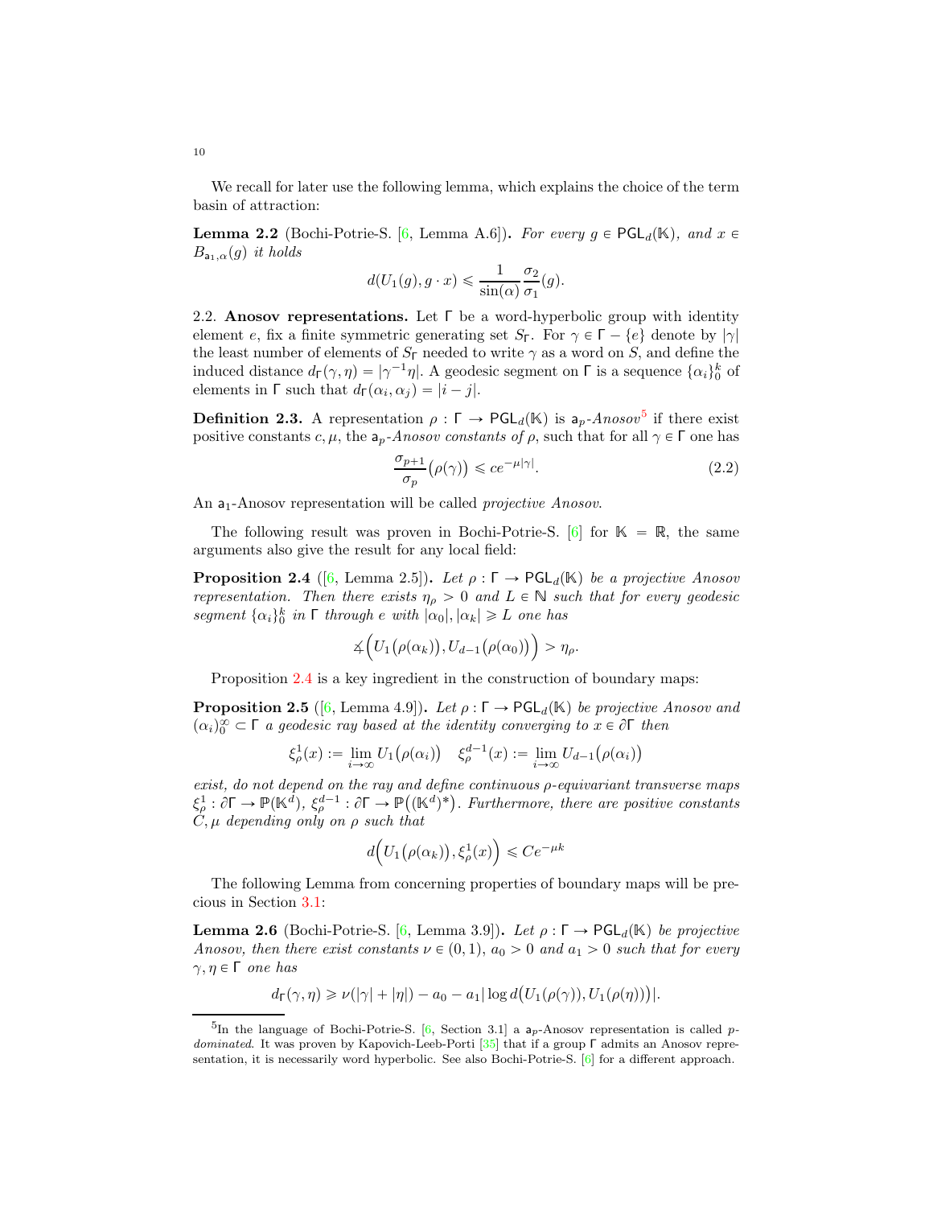We recall for later use the following lemma, which explains the choice of the term basin of attraction:

**Lemma 2.2** (Bochi-Potrie-S. [6, Lemma A.6])**.** *For every $g \in \mathsf{PGL}_d(\mathbb{K})$, and $x \in B_{\mathsf{a}_1,\alpha}(g)$ it holds*

$$d(U_1(g), g\cdot x) \leqslant \frac{1}{\sin(\alpha)}\frac{\sigma_2}{\sigma_1}(g).$$

2.2. **Anosov representations.** Let $\Gamma$ be a word-hyperbolic group with identity element $e$, fix a finite symmetric generating set $S_\Gamma$. For $\gamma \in \Gamma - \{e\}$ denote by $|\gamma|$ the least number of elements of $S_\Gamma$ needed to write $\gamma$ as a word on $S$, and define the induced distance $d_\Gamma(\gamma,\eta) = |\gamma^{-1}\eta|$. A geodesic segment on $\Gamma$ is a sequence $\{\alpha_i\}_0^k$ of elements in $\Gamma$ such that $d_\Gamma(\alpha_i,\alpha_j) = |i-j|$.

**Definition 2.3.** A representation $\rho : \Gamma \to \mathsf{PGL}_d(\mathbb{K})$ is $\mathsf{a}_p$*-Anosov*[5] if there exist positive constants $c, \mu$, the $\mathsf{a}_p$*-Anosov constants of* $\rho$, such that for all $\gamma \in \Gamma$ one has

$$\frac{\sigma_{p+1}}{\sigma_p}\big(\rho(\gamma)\big) \leqslant c e^{-\mu|\gamma|}. \tag{2.2}$$

An $\mathsf{a}_1$-Anosov representation will be called *projective Anosov*.

The following result was proven in Bochi-Potrie-S. [6] for $\mathbb{K} = \mathbb{R}$, the same arguments also give the result for any local field:

**Proposition 2.4** ([6, Lemma 2.5])**.** *Let $\rho : \Gamma \to \mathsf{PGL}_d(\mathbb{K})$ be a projective Anosov representation. Then there exists $\eta_\rho > 0$ and $L \in \mathbb{N}$ such that for every geodesic segment $\{\alpha_i\}_0^k$ in $\Gamma$ through $e$ with $|\alpha_0|, |\alpha_k| \geqslant L$ one has*

$$\measuredangle\Big(U_1\big(\rho(\alpha_k)\big), U_{d-1}\big(\rho(\alpha_0)\big)\Big) > \eta_\rho.$$

Proposition 2.4 is a key ingredient in the construction of boundary maps:

**Proposition 2.5** ([6, Lemma 4.9])**.** *Let $\rho : \Gamma \to \mathsf{PGL}_d(\mathbb{K})$ be projective Anosov and $(\alpha_i)_0^\infty \subset \Gamma$ a geodesic ray based at the identity converging to $x \in \partial\Gamma$ then*

$$\xi^1_\rho(x) := \lim_{i\to\infty} U_1\big(\rho(\alpha_i)\big) \quad \xi^{d-1}_\rho(x) := \lim_{i\to\infty} U_{d-1}\big(\rho(\alpha_i)\big)$$

*exist, do not depend on the ray and define continuous $\rho$-equivariant transverse maps $\xi^1_\rho : \partial\Gamma \to \mathbb{P}(\mathbb{K}^d)$, $\xi^{d-1}_\rho : \partial\Gamma \to \mathbb{P}\big((\mathbb{K}^d)^*\big)$. Furthermore, there are positive constants $C, \mu$ depending only on $\rho$ such that*

$$d\Big(U_1\big(\rho(\alpha_k)\big), \xi^1_\rho(x)\Big) \leqslant Ce^{-\mu k}$$

The following Lemma from concerning properties of boundary maps will be precious in Section 3.1:

**Lemma 2.6** (Bochi-Potrie-S. [6, Lemma 3.9])**.** *Let $\rho : \Gamma \to \mathsf{PGL}_d(\mathbb{K})$ be projective Anosov, then there exist constants $\nu \in (0,1)$, $a_0 > 0$ and $a_1 > 0$ such that for every $\gamma, \eta \in \Gamma$ one has*

$$d_\Gamma(\gamma,\eta) \geqslant \nu(|\gamma| + |\eta|) - a_0 - a_1\big|\log d\big(U_1(\rho(\gamma)), U_1(\rho(\eta))\big)\big|.$$

---

[5] In the language of Bochi-Potrie-S. [6, Section 3.1] a $\mathsf{a}_p$-Anosov representation is called *$p$-dominated*. It was proven by Kapovich-Leeb-Porti [35] that if a group $\Gamma$ admits an Anosov representation, it is necessarily word hyperbolic. See also Bochi-Potrie-S. [6] for a different approach.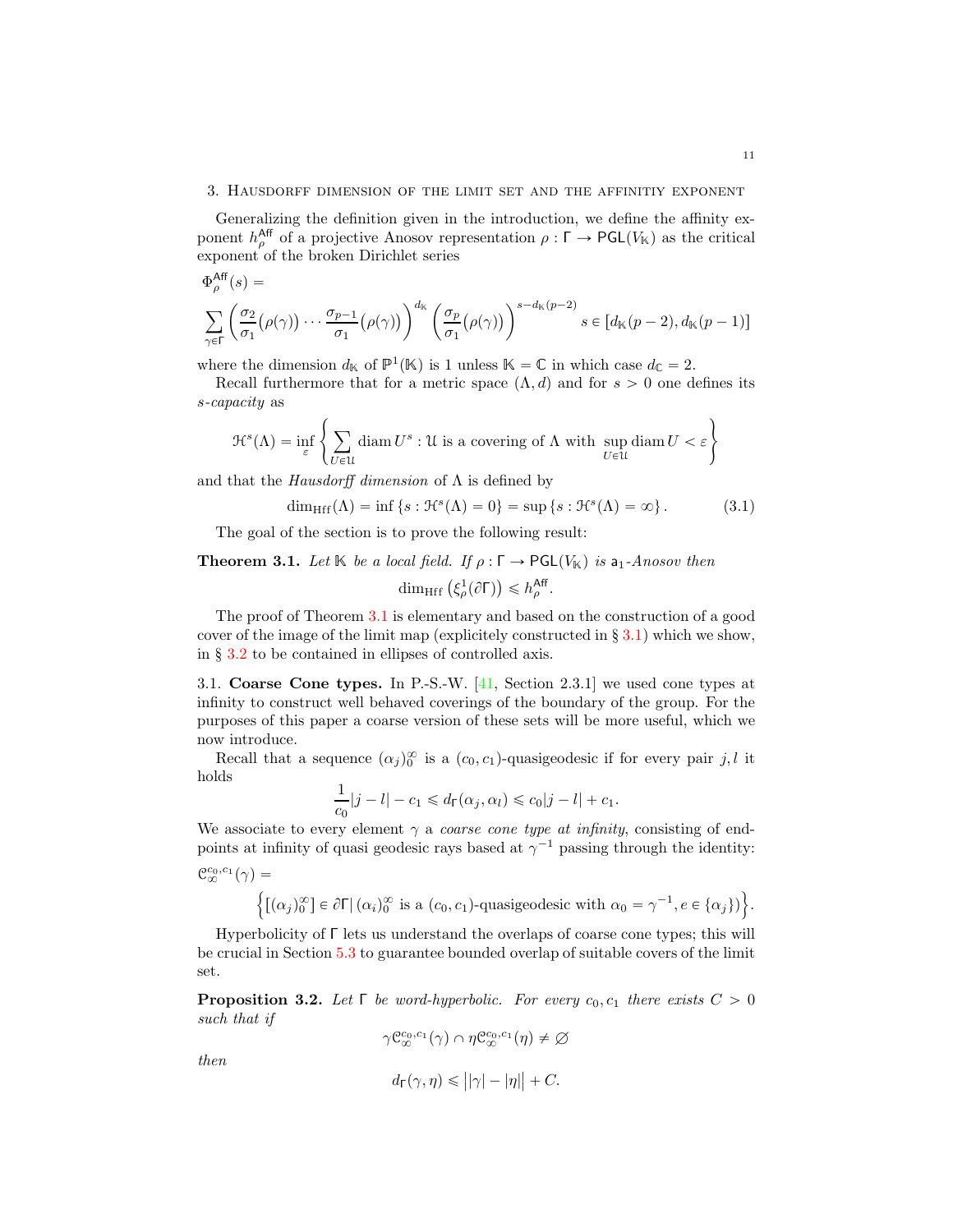## 3. Hausdorff dimension of the limit set and the affinitiy exponent

Generalizing the definition given in the introduction, we define the affinity exponent $h^{\mathsf{Aff}}_\rho$ of a projective Anosov representation $\rho : \Gamma \to \mathsf{PGL}(V_\mathbb{K})$ as the critical exponent of the broken Dirichlet series

$$\Phi^{\mathsf{Aff}}_\rho(s) = \sum_{\gamma\in\Gamma}\left(\frac{\sigma_2}{\sigma_1}\big(\rho(\gamma)\big)\cdots\frac{\sigma_{p-1}}{\sigma_1}\big(\rho(\gamma)\big)\right)^{d_\mathbb{K}}\left(\frac{\sigma_p}{\sigma_1}\big(\rho(\gamma)\big)\right)^{s-d_\mathbb{K}(p-2)} \quad s\in[d_\mathbb{K}(p-2), d_\mathbb{K}(p-1)]$$

where the dimension $d_\mathbb{K}$ of $\mathbb{P}^1(\mathbb{K})$ is 1 unless $\mathbb{K}=\mathbb{C}$ in which case $d_\mathbb{C}=2$.

Recall furthermore that for a metric space $(\Lambda, d)$ and for $s>0$ one defines its *s-capacity* as

$$\mathcal{H}^s(\Lambda) = \inf_\varepsilon\left\{\sum_{U\in\mathcal{U}}\operatorname{diam} U^s : \mathcal{U} \text{ is a covering of } \Lambda \text{ with } \sup_{U\in\mathcal{U}}\operatorname{diam} U<\varepsilon\right\}$$

and that the *Hausdorff dimension* of $\Lambda$ is defined by

$$\dim_{\mathrm{Hff}}(\Lambda) = \inf\{s : \mathcal{H}^s(\Lambda)=0\} = \sup\{s : \mathcal{H}^s(\Lambda)=\infty\}. \tag{3.1}$$

The goal of the section is to prove the following result:

**Theorem 3.1.** *Let $\mathbb{K}$ be a local field. If $\rho:\Gamma\to\mathsf{PGL}(V_\mathbb{K})$ is $\mathsf{a}_1$-Anosov then*

$$\dim_{\mathrm{Hff}}\left(\xi^1_\rho(\partial\Gamma)\right)\leqslant h^{\mathsf{Aff}}_\rho.$$

The proof of Theorem 3.1 is elementary and based on the construction of a good cover of the image of the limit map (explicitely constructed in § 3.1) which we show, in § 3.2 to be contained in ellipses of controlled axis.

### 3.1. Coarse Cone types.

In P.-S.-W. [41, Section 2.3.1] we used cone types at infinity to construct well behaved coverings of the boundary of the group. For the purposes of this paper a coarse version of these sets will be more useful, which we now introduce.

Recall that a sequence $(\alpha_j)_0^\infty$ is a $(c_0,c_1)$-quasigeodesic if for every pair $j,l$ it holds

$$\frac{1}{c_0}|j-l|-c_1\leqslant d_\Gamma(\alpha_j,\alpha_l)\leqslant c_0|j-l|+c_1.$$

We associate to every element $\gamma$ a *coarse cone type at infinity*, consisting of endpoints at infinity of quasi geodesic rays based at $\gamma^{-1}$ passing through the identity:

$$\mathcal{C}^{c_0,c_1}_\infty(\gamma) = \Big\{[(\alpha_j)_0^\infty]\in\partial\Gamma|\,(\alpha_i)_0^\infty \text{ is a } (c_0,c_1)\text{-quasigeodesic with } \alpha_0=\gamma^{-1}, e\in\{\alpha_j\}\Big\}.$$

Hyperbolicity of $\Gamma$ lets us understand the overlaps of coarse cone types; this will be crucial in Section 5.3 to guarantee bounded overlap of suitable covers of the limit set.

**Proposition 3.2.** *Let $\Gamma$ be word-hyperbolic. For every $c_0,c_1$ there exists $C>0$ such that if*

$$\gamma\mathcal{C}^{c_0,c_1}_\infty(\gamma)\cap\eta\mathcal{C}^{c_0,c_1}_\infty(\eta)\neq\varnothing$$

*then*

$$d_\Gamma(\gamma,\eta)\leqslant\big||\gamma|-|\eta|\big|+C.$$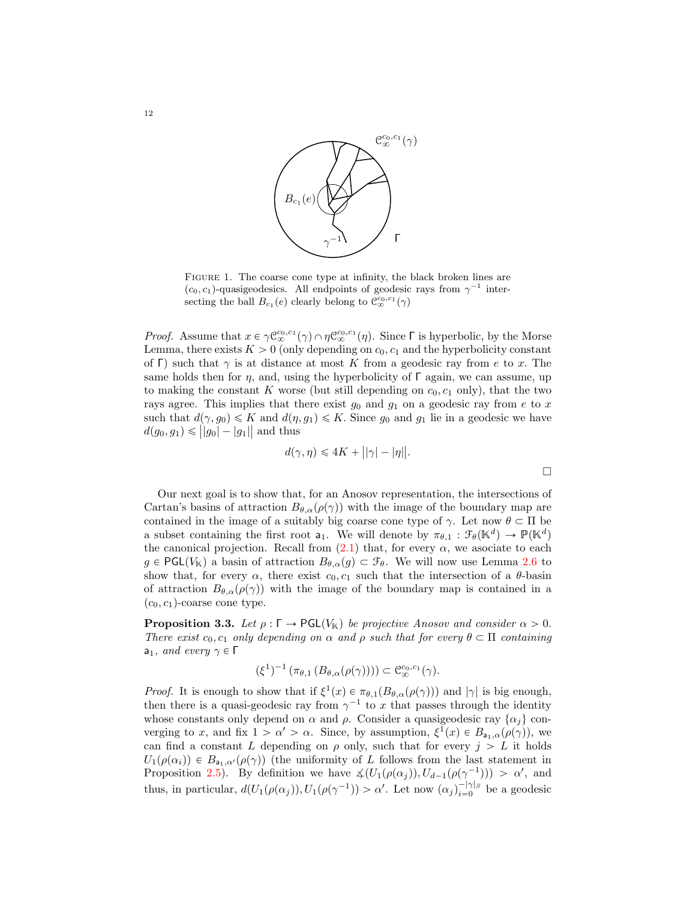FIGURE 1. The coarse cone type at infinity, the black broken lines are $(c_0, c_1)$-quasigeodesics. All endpoints of geodesic rays from $\gamma^{-1}$ intersecting the ball $B_{c_1}(e)$ clearly belong to $\mathcal{C}^{c_0,c_1}_\infty(\gamma)$

*Proof.* Assume that $x \in \gamma\mathcal{C}^{c_0,c_1}_\infty(\gamma) \cap \eta\mathcal{C}^{c_0,c_1}_\infty(\eta)$. Since $\Gamma$ is hyperbolic, by the Morse Lemma, there exists $K > 0$ (only depending on $c_0, c_1$ and the hyperbolicity constant of $\Gamma$) such that $\gamma$ is at distance at most $K$ from a geodesic ray from $e$ to $x$. The same holds then for $\eta$, and, using the hyperbolicity of $\Gamma$ again, we can assume, up to making the constant $K$ worse (but still depending on $c_0, c_1$ only), that the two rays agree. This implies that there exist $g_0$ and $g_1$ on a geodesic ray from $e$ to $x$ such that $d(\gamma, g_0) \leqslant K$ and $d(\eta, g_1) \leqslant K$. Since $g_0$ and $g_1$ lie in a geodesic we have $d(g_0, g_1) \leqslant \big||g_0| - |g_1|\big|$ and thus

$$d(\gamma, \eta) \leqslant 4K + \big||\gamma| - |\eta|\big|.$$

□

Our next goal is to show that, for an Anosov representation, the intersections of Cartan's basins of attraction $B_{\theta,\alpha}(\rho(\gamma))$ with the image of the boundary map are contained in the image of a suitably big coarse cone type of $\gamma$. Let now $\theta \subset \Pi$ be a subset containing the first root $\mathsf{a}_1$. We will denote by $\pi_{\theta,1} : \mathcal{F}_\theta(\mathbb{K}^d) \to \mathbb{P}(\mathbb{K}^d)$ the canonical projection. Recall from (2.1) that, for every $\alpha$, we asociate to each $g \in \mathsf{PGL}(V_\mathbb{K})$ a basin of attraction $B_{\theta,\alpha}(g) \subset \mathcal{F}_\theta$. We will now use Lemma 2.6 to show that, for every $\alpha$, there exist $c_0, c_1$ such that the intersection of a $\theta$-basin of attraction $B_{\theta,\alpha}(\rho(\gamma))$ with the image of the boundary map is contained in a $(c_0, c_1)$-coarse cone type.

**Proposition 3.3.** *Let $\rho : \Gamma \to \mathsf{PGL}(V_\mathbb{K})$ be projective Anosov and consider $\alpha > 0$. There exist $c_0, c_1$ only depending on $\alpha$ and $\rho$ such that for every $\theta \subset \Pi$ containing $\mathsf{a}_1$, and every $\gamma \in \Gamma$*

$$(\xi^1)^{-1}\left(\pi_{\theta,1}\left(B_{\theta,\alpha}(\rho(\gamma))\right)\right) \subset \mathcal{C}^{c_0,c_1}_\infty(\gamma).$$

*Proof.* It is enough to show that if $\xi^1(x) \in \pi_{\theta,1}(B_{\theta,\alpha}(\rho(\gamma)))$ and $|\gamma|$ is big enough, then there is a quasi-geodesic ray from $\gamma^{-1}$ to $x$ that passes through the identity whose constants only depend on $\alpha$ and $\rho$. Consider a quasigeodesic ray $\{\alpha_j\}$ converging to $x$, and fix $1 > \alpha' > \alpha$. Since, by assumption, $\xi^1(x) \in B_{\mathsf{a}_1,\alpha}(\rho(\gamma))$, we can find a constant $L$ depending on $\rho$ only, such that for every $j > L$ it holds $U_1(\rho(\alpha_i)) \in B_{\mathsf{a}_1,\alpha'}(\rho(\gamma))$ (the uniformity of $L$ follows from the last statement in Proposition 2.5). By definition we have $\measuredangle(U_1(\rho(\alpha_j)), U_{d-1}(\rho(\gamma^{-1}))) > \alpha'$, and thus, in particular, $d(U_1(\rho(\alpha_j)), U_1(\rho(\gamma^{-1})) > \alpha'$. Let now $(\alpha_j)_{i=0}^{-|\gamma|_S}$ be a geodesic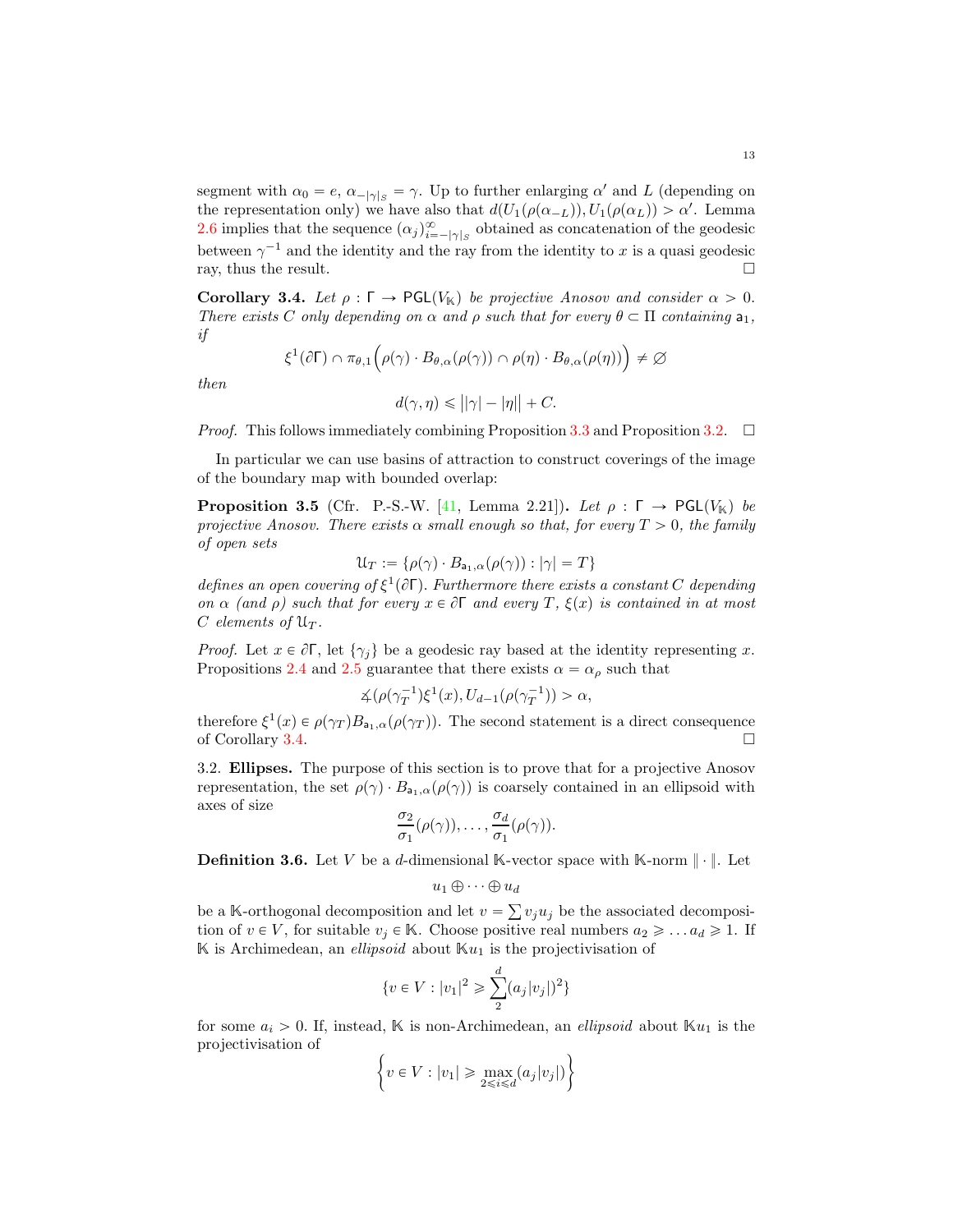segment with $\alpha_0 = e$, $\alpha_{-|\gamma|_S} = \gamma$. Up to further enlarging $\alpha'$ and $L$ (depending on the representation only) we have also that $d(U_1(\rho(\alpha_{-L})), U_1(\rho(\alpha_L))) > \alpha'$. Lemma 2.6 implies that the sequence $(\alpha_j)_{i=-|\gamma|_S}^{\infty}$ obtained as concatenation of the geodesic between $\gamma^{-1}$ and the identity and the ray from the identity to $x$ is a quasi geodesic ray, thus the result. □

**Corollary 3.4.** *Let $\rho : \Gamma \to \mathsf{PGL}(V_{\mathbb{K}})$ be projective Anosov and consider $\alpha > 0$. There exists $C$ only depending on $\alpha$ and $\rho$ such that for every $\theta \subset \Pi$ containing $\mathsf{a}_1$, if*

$$\xi^1(\partial\Gamma) \cap \pi_{\theta,1}\Big(\rho(\gamma) \cdot B_{\theta,\alpha}(\rho(\gamma)) \cap \rho(\eta) \cdot B_{\theta,\alpha}(\rho(\eta))\Big) \neq \varnothing$$

*then*

$$d(\gamma, \eta) \leqslant \big||\gamma| - |\eta|\big| + C.$$

*Proof.* This follows immediately combining Proposition 3.3 and Proposition 3.2. □

In particular we can use basins of attraction to construct coverings of the image of the boundary map with bounded overlap:

**Proposition 3.5** (Cfr. P.-S.-W. [41, Lemma 2.21])**.** *Let $\rho : \Gamma \to \mathsf{PGL}(V_{\mathbb{K}})$ be projective Anosov. There exists $\alpha$ small enough so that, for every $T > 0$, the family of open sets*

$$\mathcal{U}_T := \{\rho(\gamma) \cdot B_{\mathsf{a}_1,\alpha}(\rho(\gamma)) : |\gamma| = T\}$$

*defines an open covering of $\xi^1(\partial\Gamma)$. Furthermore there exists a constant $C$ depending on $\alpha$ (and $\rho$) such that for every $x \in \partial\Gamma$ and every $T$, $\xi(x)$ is contained in at most $C$ elements of $\mathcal{U}_T$.*

*Proof.* Let $x \in \partial\Gamma$, let $\{\gamma_j\}$ be a geodesic ray based at the identity representing $x$. Propositions 2.4 and 2.5 guarantee that there exists $\alpha = \alpha_\rho$ such that

$$\measuredangle(\rho(\gamma_T^{-1})\xi^1(x), U_{d-1}(\rho(\gamma_T^{-1})) > \alpha,$$

therefore $\xi^1(x) \in \rho(\gamma_T)B_{\mathsf{a}_1,\alpha}(\rho(\gamma_T))$. The second statement is a direct consequence of Corollary 3.4. □

3.2. **Ellipses.** The purpose of this section is to prove that for a projective Anosov representation, the set $\rho(\gamma) \cdot B_{\mathsf{a}_1,\alpha}(\rho(\gamma))$ is coarsely contained in an ellipsoid with axes of size

$$\frac{\sigma_2}{\sigma_1}(\rho(\gamma)), \ldots, \frac{\sigma_d}{\sigma_1}(\rho(\gamma)).$$

**Definition 3.6.** Let $V$ be a $d$-dimensional $\mathbb{K}$-vector space with $\mathbb{K}$-norm $\|\cdot\|$. Let

$$u_1 \oplus \cdots \oplus u_d$$

be a $\mathbb{K}$-orthogonal decomposition and let $v = \sum v_j u_j$ be the associated decomposition of $v \in V$, for suitable $v_j \in \mathbb{K}$. Choose positive real numbers $a_2 \geqslant \ldots a_d \geqslant 1$. If $\mathbb{K}$ is Archimedean, an *ellipsoid* about $\mathbb{K}u_1$ is the projectivisation of

$$\{v \in V : |v_1|^2 \geqslant \sum_2^d (a_j|v_j|)^2\}$$

for some $a_i > 0$. If, instead, $\mathbb{K}$ is non-Archimedean, an *ellipsoid* about $\mathbb{K}u_1$ is the projectivisation of

$$\left\{v \in V : |v_1| \geqslant \max_{2 \leqslant i \leqslant d}(a_j|v_j|)\right\}$$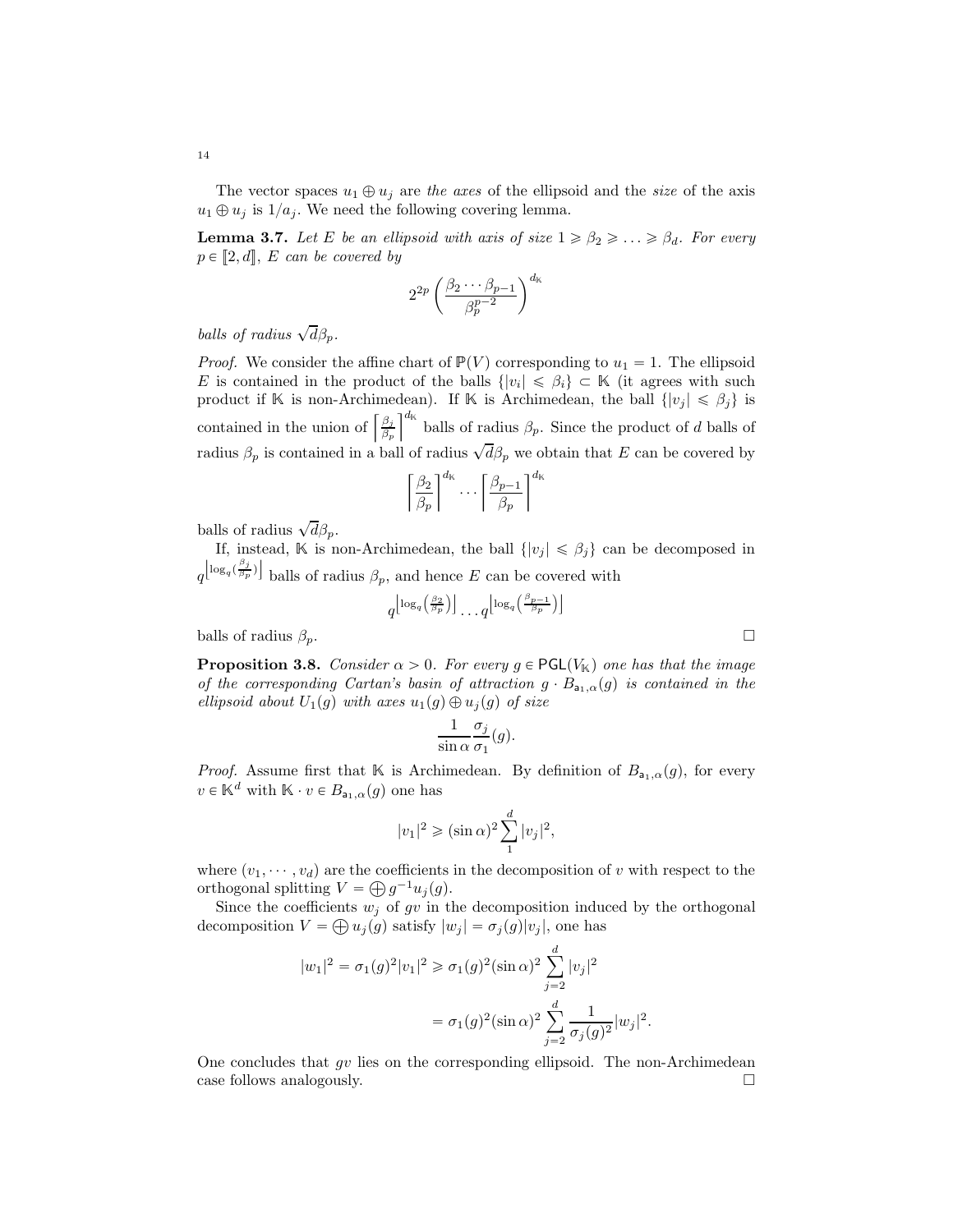The vector spaces $u_1 \oplus u_j$ are *the axes* of the ellipsoid and the *size* of the axis $u_1 \oplus u_j$ is $1/a_j$. We need the following covering lemma.

**Lemma 3.7.** *Let $E$ be an ellipsoid with axis of size $1 \geqslant \beta_2 \geqslant \ldots \geqslant \beta_d$. For every $p \in [\![2, d]\!]$, $E$ can be covered by*

$$2^{2p} \left( \frac{\beta_2 \cdots \beta_{p-1}}{\beta_p^{p-2}} \right)^{d_{\mathbb{K}}}$$

*balls of radius $\sqrt{d}\beta_p$.*

*Proof.* We consider the affine chart of $\mathbb{P}(V)$ corresponding to $u_1 = 1$. The ellipsoid $E$ is contained in the product of the balls $\{|v_i| \leqslant \beta_i\} \subset \mathbb{K}$ (it agrees with such product if $\mathbb{K}$ is non-Archimedean). If $\mathbb{K}$ is Archimedean, the ball $\{|v_j| \leqslant \beta_j\}$ is contained in the union of $\left\lceil \frac{\beta_j}{\beta_p} \right\rceil^{d_{\mathbb{K}}}$ balls of radius $\beta_p$. Since the product of $d$ balls of radius $\beta_p$ is contained in a ball of radius $\sqrt{d}\beta_p$ we obtain that $E$ can be covered by

$$\left\lceil \frac{\beta_2}{\beta_p} \right\rceil^{d_{\mathbb{K}}} \cdots \left\lceil \frac{\beta_{p-1}}{\beta_p} \right\rceil^{d_{\mathbb{K}}}$$

balls of radius $\sqrt{d}\beta_p$.

If, instead, $\mathbb{K}$ is non-Archimedean, the ball $\{|v_j| \leqslant \beta_j\}$ can be decomposed in $q^{\left\lfloor \log_q\left(\frac{\beta_j}{\beta_p}\right)\right\rfloor}$ balls of radius $\beta_p$, and hence $E$ can be covered with

$$q^{\left\lfloor \log_q\left(\frac{\beta_2}{\beta_p}\right)\right\rfloor} \cdots q^{\left\lfloor \log_q\left(\frac{\beta_{p-1}}{\beta_p}\right)\right\rfloor}$$

balls of radius $\beta_p$. $\square$

**Proposition 3.8.** *Consider $\alpha > 0$. For every $g \in \mathsf{PGL}(V_{\mathbb{K}})$ one has that the image of the corresponding Cartan's basin of attraction $g \cdot B_{\mathsf{a}_1,\alpha}(g)$ is contained in the ellipsoid about $U_1(g)$ with axes $u_1(g) \oplus u_j(g)$ of size*

$$\frac{1}{\sin \alpha} \frac{\sigma_j}{\sigma_1}(g).$$

*Proof.* Assume first that $\mathbb{K}$ is Archimedean. By definition of $B_{\mathsf{a}_1,\alpha}(g)$, for every $v \in \mathbb{K}^d$ with $\mathbb{K} \cdot v \in B_{\mathsf{a}_1,\alpha}(g)$ one has

$$|v_1|^2 \geqslant (\sin \alpha)^2 \sum_1^d |v_j|^2,$$

where $(v_1, \cdots, v_d)$ are the coefficients in the decomposition of $v$ with respect to the orthogonal splitting $V = \bigoplus g^{-1}u_j(g)$.

Since the coefficients $w_j$ of $gv$ in the decomposition induced by the orthogonal decomposition $V = \bigoplus u_j(g)$ satisfy $|w_j| = \sigma_j(g)|v_j|$, one has

$$\begin{aligned}
|w_1|^2 = \sigma_1(g)^2 |v_1|^2 &\geqslant \sigma_1(g)^2 (\sin \alpha)^2 \sum_{j=2}^d |v_j|^2 \\
&= \sigma_1(g)^2 (\sin \alpha)^2 \sum_{j=2}^d \frac{1}{\sigma_j(g)^2} |w_j|^2.
\end{aligned}$$

One concludes that $gv$ lies on the corresponding ellipsoid. The non-Archimedean case follows analogously. $\square$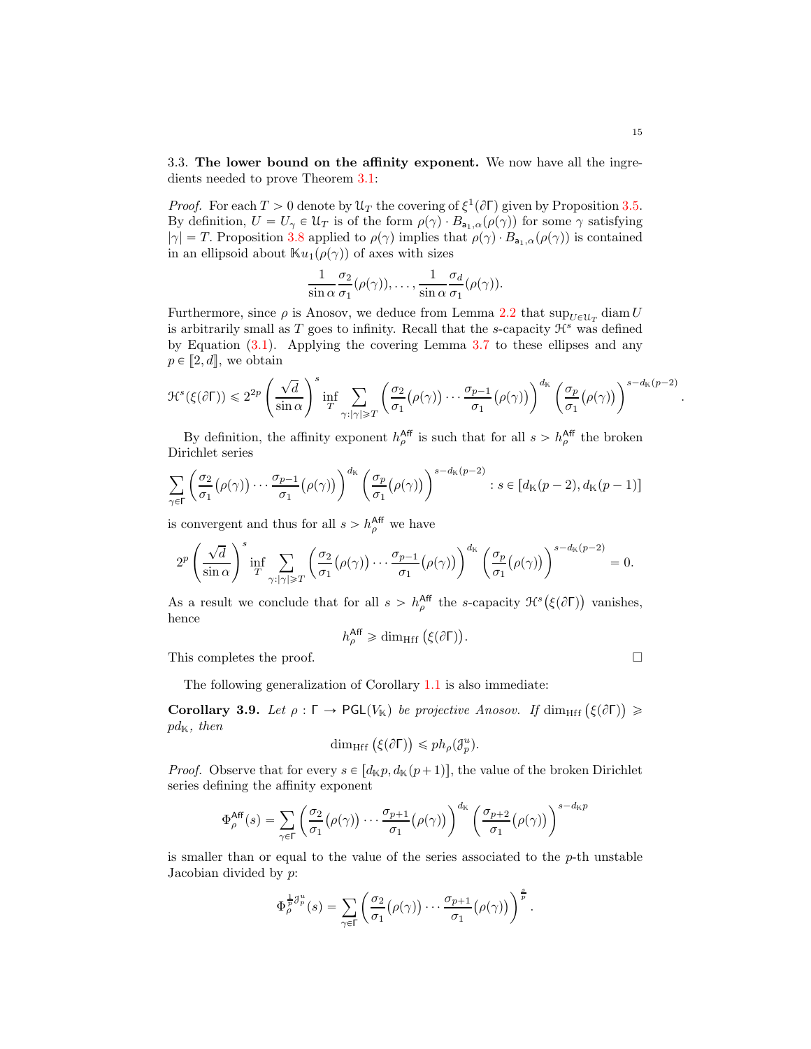3.3. **The lower bound on the affinity exponent.** We now have all the ingredients needed to prove Theorem 3.1:

*Proof.* For each $T > 0$ denote by $\mathcal{U}_T$ the covering of $\xi^1(\partial\Gamma)$ given by Proposition 3.5. By definition, $U = U_\gamma \in \mathcal{U}_T$ is of the form $\rho(\gamma) \cdot B_{\mathsf{a}_1,\alpha}(\rho(\gamma))$ for some $\gamma$ satisfying $|\gamma| = T$. Proposition 3.8 applied to $\rho(\gamma)$ implies that $\rho(\gamma) \cdot B_{\mathsf{a}_1,\alpha}(\rho(\gamma))$ is contained in an ellipsoid about $\mathbb{K}u_1(\rho(\gamma))$ of axes with sizes

$$\frac{1}{\sin\alpha}\frac{\sigma_2}{\sigma_1}(\rho(\gamma)), \ldots, \frac{1}{\sin\alpha}\frac{\sigma_d}{\sigma_1}(\rho(\gamma)).$$

Furthermore, since $\rho$ is Anosov, we deduce from Lemma 2.2 that $\sup_{U\in\mathcal{U}_T} \operatorname{diam} U$ is arbitrarily small as $T$ goes to infinity. Recall that the $s$-capacity $\mathcal{H}^s$ was defined by Equation (3.1). Applying the covering Lemma 3.7 to these ellipses and any $p \in [\![2, d]\!]$, we obtain

$$\mathcal{H}^s(\xi(\partial\Gamma)) \leqslant 2^{2p}\left(\frac{\sqrt{d}}{\sin\alpha}\right)^s \inf_T \sum_{\gamma:|\gamma|\geqslant T}\left(\frac{\sigma_2}{\sigma_1}\big(\rho(\gamma)\big)\cdots\frac{\sigma_{p-1}}{\sigma_1}\big(\rho(\gamma)\big)\right)^{d_{\mathbb{K}}}\left(\frac{\sigma_p}{\sigma_1}\big(\rho(\gamma)\big)\right)^{s-d_{\mathbb{K}}(p-2)}.$$

By definition, the affinity exponent $h_\rho^{\mathsf{Aff}}$ is such that for all $s > h_\rho^{\mathsf{Aff}}$ the broken Dirichlet series

$$\sum_{\gamma\in\Gamma}\left(\frac{\sigma_2}{\sigma_1}\big(\rho(\gamma)\big)\cdots\frac{\sigma_{p-1}}{\sigma_1}\big(\rho(\gamma)\big)\right)^{d_{\mathbb{K}}}\left(\frac{\sigma_p}{\sigma_1}\big(\rho(\gamma)\big)\right)^{s-d_{\mathbb{K}}(p-2)} : s \in [d_{\mathbb{K}}(p-2), d_{\mathbb{K}}(p-1)]$$

is convergent and thus for all $s > h_\rho^{\mathsf{Aff}}$ we have

$$2^p\left(\frac{\sqrt{d}}{\sin\alpha}\right)^s \inf_T \sum_{\gamma:|\gamma|\geqslant T}\left(\frac{\sigma_2}{\sigma_1}\big(\rho(\gamma)\big)\cdots\frac{\sigma_{p-1}}{\sigma_1}\big(\rho(\gamma)\big)\right)^{d_{\mathbb{K}}}\left(\frac{\sigma_p}{\sigma_1}\big(\rho(\gamma)\big)\right)^{s-d_{\mathbb{K}}(p-2)} = 0.$$

As a result we conclude that for all $s > h_\rho^{\mathsf{Aff}}$ the $s$-capacity $\mathcal{H}^s\big(\xi(\partial\Gamma)\big)$ vanishes, hence

$$h_\rho^{\mathsf{Aff}} \geqslant \dim_{\mathrm{Hff}}\big(\xi(\partial\Gamma)\big).$$

This completes the proof. □

The following generalization of Corollary 1.1 is also immediate:

**Corollary 3.9.** *Let $\rho : \Gamma \to \mathsf{PGL}(V_{\mathbb{K}})$ be projective Anosov. If $\dim_{\mathrm{Hff}}\big(\xi(\partial\Gamma)\big) \geqslant pd_{\mathbb{K}}$, then*

$$\dim_{\mathrm{Hff}}\big(\xi(\partial\Gamma)\big) \leqslant ph_\rho(\mathcal{J}_p^u).$$

*Proof.* Observe that for every $s \in [d_{\mathbb{K}}p, d_{\mathbb{K}}(p+1)]$, the value of the broken Dirichlet series defining the affinity exponent

$$\Phi_\rho^{\mathsf{Aff}}(s) = \sum_{\gamma\in\Gamma}\left(\frac{\sigma_2}{\sigma_1}\big(\rho(\gamma)\big)\cdots\frac{\sigma_{p+1}}{\sigma_1}\big(\rho(\gamma)\big)\right)^{d_{\mathbb{K}}}\left(\frac{\sigma_{p+2}}{\sigma_1}\big(\rho(\gamma)\big)\right)^{s-d_{\mathbb{K}}p}$$

is smaller than or equal to the value of the series associated to the $p$-th unstable Jacobian divided by $p$:

$$\Phi_\rho^{\frac{1}{p}\mathcal{J}_p^u}(s) = \sum_{\gamma\in\Gamma}\left(\frac{\sigma_2}{\sigma_1}\big(\rho(\gamma)\big)\cdots\frac{\sigma_{p+1}}{\sigma_1}\big(\rho(\gamma)\big)\right)^{\frac{s}{p}}.$$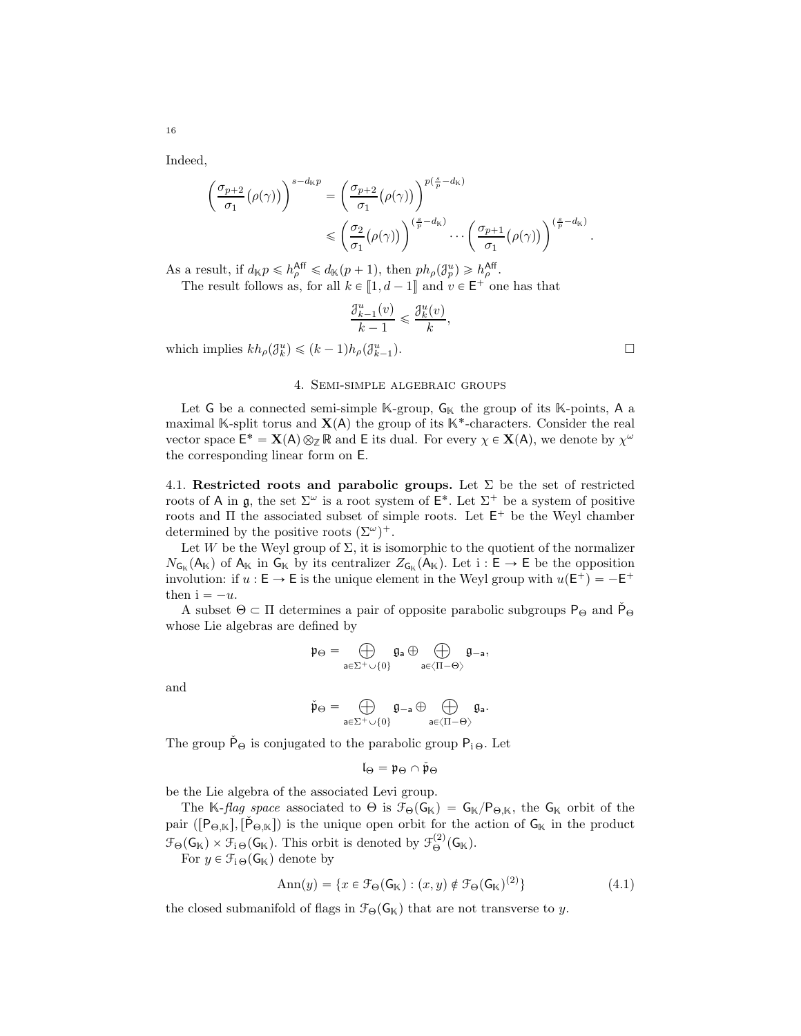Indeed,

$$\left(\frac{\sigma_{p+2}}{\sigma_1}\big(\rho(\gamma)\big)\right)^{s-d_{\mathbb{K}}p} = \left(\frac{\sigma_{p+2}}{\sigma_1}\big(\rho(\gamma)\big)\right)^{p(\frac{s}{p}-d_{\mathbb{K}})}$$
$$\leqslant \left(\frac{\sigma_2}{\sigma_1}\big(\rho(\gamma)\big)\right)^{(\frac{s}{p}-d_{\mathbb{K}})} \cdots \left(\frac{\sigma_{p+1}}{\sigma_1}\big(\rho(\gamma)\big)\right)^{(\frac{s}{p}-d_{\mathbb{K}})}.$$

As a result, if $d_{\mathbb{K}}p \leqslant h_\rho^{\mathsf{Aff}} \leqslant d_{\mathbb{K}}(p+1)$, then $ph_\rho(\mathcal{J}_p^u) \geqslant h_\rho^{\mathsf{Aff}}$.

The result follows as, for all $k \in [\![1, d-1]\!]$ and $v \in \mathsf{E}^+$ one has that

$$\frac{\mathcal{J}_{k-1}^u(v)}{k-1} \leqslant \frac{\mathcal{J}_k^u(v)}{k},$$

which implies $kh_\rho(\mathcal{J}_k^u) \leqslant (k-1)h_\rho(\mathcal{J}_{k-1}^u)$. □

## 4. Semi-simple algebraic groups

Let $\mathsf{G}$ be a connected semi-simple $\mathbb{K}$-group, $\mathsf{G}_{\mathbb{K}}$ the group of its $\mathbb{K}$-points, $\mathsf{A}$ a maximal $\mathbb{K}$-split torus and $\mathbf{X}(\mathsf{A})$ the group of its $\mathbb{K}^*$-characters. Consider the real vector space $\mathsf{E}^* = \mathbf{X}(\mathsf{A}) \otimes_{\mathbb{Z}} \mathbb{R}$ and $\mathsf{E}$ its dual. For every $\chi \in \mathbf{X}(\mathsf{A})$, we denote by $\chi^\omega$ the corresponding linear form on $\mathsf{E}$.

**4.1. Restricted roots and parabolic groups.** Let $\Sigma$ be the set of restricted roots of $\mathsf{A}$ in $\mathfrak{g}$, the set $\Sigma^\omega$ is a root system of $\mathsf{E}^*$. Let $\Sigma^+$ be a system of positive roots and $\Pi$ the associated subset of simple roots. Let $\mathsf{E}^+$ be the Weyl chamber determined by the positive roots $(\Sigma^\omega)^+$.

Let $W$ be the Weyl group of $\Sigma$, it is isomorphic to the quotient of the normalizer $N_{\mathsf{G}_{\mathbb{K}}}(\mathsf{A}_{\mathbb{K}})$ of $\mathsf{A}_{\mathbb{K}}$ in $\mathsf{G}_{\mathbb{K}}$ by its centralizer $Z_{\mathsf{G}_{\mathbb{K}}}(\mathsf{A}_{\mathbb{K}})$. Let $\mathrm{i} : \mathsf{E} \to \mathsf{E}$ be the opposition involution: if $u : \mathsf{E} \to \mathsf{E}$ is the unique element in the Weyl group with $u(\mathsf{E}^+) = -\mathsf{E}^+$ then $\mathrm{i} = -u$.

A subset $\Theta \subset \Pi$ determines a pair of opposite parabolic subgroups $\mathsf{P}_\Theta$ and $\check{\mathsf{P}}_\Theta$ whose Lie algebras are defined by

$$\mathfrak{p}_\Theta = \bigoplus_{\mathsf{a} \in \Sigma^+ \cup \{0\}} \mathfrak{g}_{\mathsf{a}} \oplus \bigoplus_{\mathsf{a} \in \langle \Pi - \Theta \rangle} \mathfrak{g}_{-\mathsf{a}},$$

and

$$\check{\mathfrak{p}}_\Theta = \bigoplus_{\mathsf{a} \in \Sigma^+ \cup \{0\}} \mathfrak{g}_{-\mathsf{a}} \oplus \bigoplus_{\mathsf{a} \in \langle \Pi - \Theta \rangle} \mathfrak{g}_{\mathsf{a}}.$$

The group $\check{\mathsf{P}}_\Theta$ is conjugated to the parabolic group $\mathsf{P}_{\mathrm{i}\,\Theta}$. Let

$$\mathfrak{l}_\Theta = \mathfrak{p}_\Theta \cap \check{\mathfrak{p}}_\Theta$$

be the Lie algebra of the associated Levi group.

The $\mathbb{K}$-*flag space* associated to $\Theta$ is $\mathcal{F}_\Theta(\mathsf{G}_{\mathbb{K}}) = \mathsf{G}_{\mathbb{K}}/\mathsf{P}_{\Theta,\mathbb{K}}$, the $\mathsf{G}_{\mathbb{K}}$ orbit of the pair $([\mathsf{P}_{\Theta,\mathbb{K}}], [\check{\mathsf{P}}_{\Theta,\mathbb{K}}])$ is the unique open orbit for the action of $\mathsf{G}_{\mathbb{K}}$ in the product $\mathcal{F}_\Theta(\mathsf{G}_{\mathbb{K}}) \times \mathcal{F}_{\mathrm{i}\,\Theta}(\mathsf{G}_{\mathbb{K}})$. This orbit is denoted by $\mathcal{F}_\Theta^{(2)}(\mathsf{G}_{\mathbb{K}})$.

For $y \in \mathcal{F}_{\mathrm{i}\,\Theta}(\mathsf{G}_{\mathbb{K}})$ denote by

$$\mathrm{Ann}(y) = \{x \in \mathcal{F}_\Theta(\mathsf{G}_{\mathbb{K}}) : (x, y) \notin \mathcal{F}_\Theta(\mathsf{G}_{\mathbb{K}})^{(2)}\} \tag{4.1}$$

the closed submanifold of flags in $\mathcal{F}_\Theta(\mathsf{G}_{\mathbb{K}})$ that are not transverse to $y$.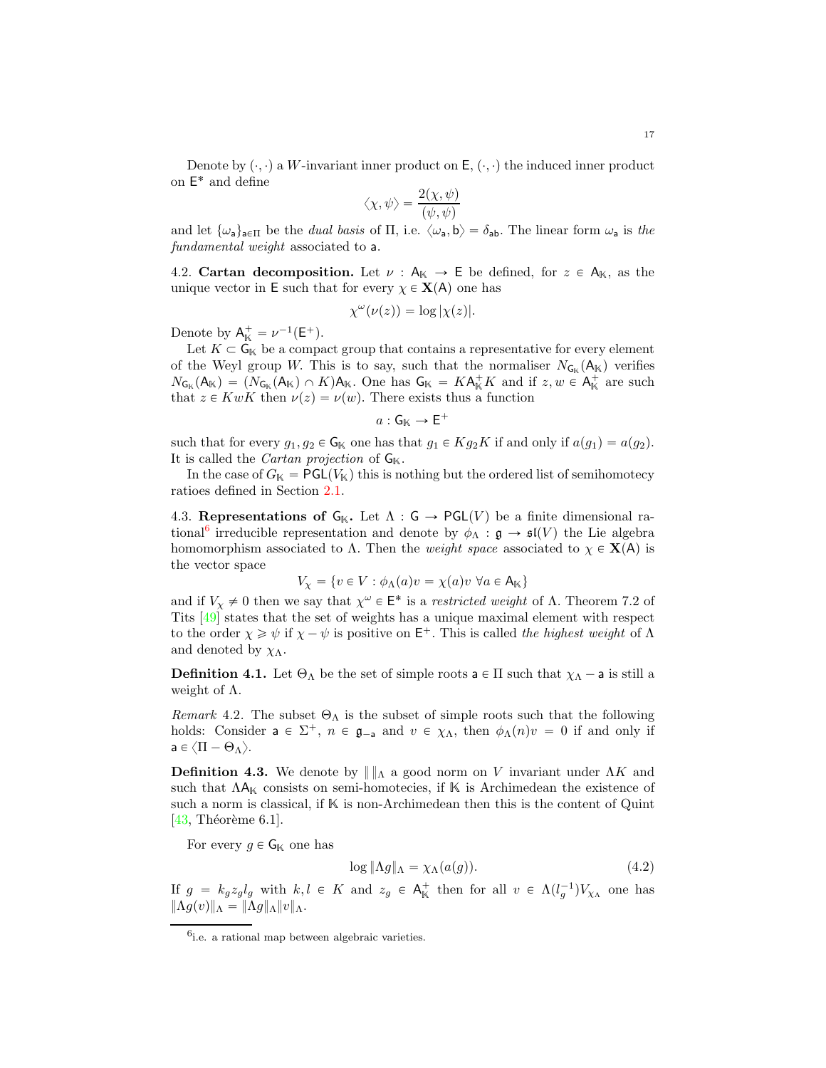Denote by $(\cdot,\cdot)$ a $W$-invariant inner product on $\mathsf{E}$, $(\cdot,\cdot)$ the induced inner product on $\mathsf{E}^*$ and define

$$\langle \chi, \psi \rangle = \frac{2(\chi,\psi)}{(\psi,\psi)}$$

and let $\{\omega_{\mathsf{a}}\}_{\mathsf{a}\in\Pi}$ be the *dual basis* of $\Pi$, i.e. $\langle \omega_{\mathsf{a}}, \mathsf{b}\rangle = \delta_{\mathsf{ab}}$. The linear form $\omega_{\mathsf{a}}$ is *the fundamental weight* associated to $\mathsf{a}$.

4.2. **Cartan decomposition.** Let $\nu : \mathsf{A}_{\mathbb{K}} \to \mathsf{E}$ be defined, for $z \in \mathsf{A}_{\mathbb{K}}$, as the unique vector in $\mathsf{E}$ such that for every $\chi \in \mathbf{X}(\mathsf{A})$ one has

$$\chi^{\omega}(\nu(z)) = \log|\chi(z)|.$$

Denote by $\mathsf{A}_{\mathbb{K}}^+ = \nu^{-1}(\mathsf{E}^+)$.

Let $K \subset \mathsf{G}_{\mathbb{K}}$ be a compact group that contains a representative for every element of the Weyl group $W$. This is to say, such that the normaliser $N_{\mathsf{G}_{\mathbb{K}}}(\mathsf{A}_{\mathbb{K}})$ verifies $N_{\mathsf{G}_{\mathbb{K}}}(\mathsf{A}_{\mathbb{K}}) = (N_{\mathsf{G}_{\mathbb{K}}}(\mathsf{A}_{\mathbb{K}}) \cap K)\mathsf{A}_{\mathbb{K}}$. One has $\mathsf{G}_{\mathbb{K}} = K\mathsf{A}_{\mathbb{K}}^+K$ and if $z, w \in \mathsf{A}_{\mathbb{K}}^+$ are such that $z \in KwK$ then $\nu(z) = \nu(w)$. There exists thus a function

$$a : \mathsf{G}_{\mathbb{K}} \to \mathsf{E}^+$$

such that for every $g_1, g_2 \in \mathsf{G}_{\mathbb{K}}$ one has that $g_1 \in Kg_2K$ if and only if $a(g_1) = a(g_2)$. It is called the *Cartan projection* of $\mathsf{G}_{\mathbb{K}}$.

In the case of $G_{\mathbb{K}} = \mathsf{PGL}(V_{\mathbb{K}})$ this is nothing but the ordered list of semihomotecy ratioes defined in Section 2.1.

4.3. **Representations of $\mathsf{G}_{\mathbb{K}}$.** Let $\Lambda : \mathsf{G} \to \mathsf{PGL}(V)$ be a finite dimensional rational[6] irreducible representation and denote by $\phi_\Lambda : \mathfrak{g} \to \mathfrak{sl}(V)$ the Lie algebra homomorphism associated to $\Lambda$. Then the *weight space* associated to $\chi \in \mathbf{X}(\mathsf{A})$ is the vector space

$$V_\chi = \{v \in V : \phi_\Lambda(a)v = \chi(a)v \ \forall a \in \mathsf{A}_{\mathbb{K}}\}$$

and if $V_\chi \neq 0$ then we say that $\chi^{\omega} \in \mathsf{E}^*$ is a *restricted weight* of $\Lambda$. Theorem 7.2 of Tits [49] states that the set of weights has a unique maximal element with respect to the order $\chi \geqslant \psi$ if $\chi - \psi$ is positive on $\mathsf{E}^+$. This is called *the highest weight* of $\Lambda$ and denoted by $\chi_\Lambda$.

**Definition 4.1.** Let $\Theta_\Lambda$ be the set of simple roots $\mathsf{a} \in \Pi$ such that $\chi_\Lambda - \mathsf{a}$ is still a weight of $\Lambda$.

*Remark* 4.2. The subset $\Theta_\Lambda$ is the subset of simple roots such that the following holds: Consider $\mathsf{a} \in \Sigma^+$, $n \in \mathfrak{g}_{-\mathsf{a}}$ and $v \in \chi_\Lambda$, then $\phi_\Lambda(n)v = 0$ if and only if $\mathsf{a} \in \langle \Pi - \Theta_\Lambda \rangle$.

**Definition 4.3.** We denote by $\| \|_\Lambda$ a good norm on $V$ invariant under $\Lambda K$ and such that $\Lambda\mathsf{A}_{\mathbb{K}}$ consists on semi-homotecies, if $\mathbb{K}$ is Archimedean the existence of such a norm is classical, if $\mathbb{K}$ is non-Archimedean then this is the content of Quint [43, Théorème 6.1].

For every $g \in \mathsf{G}_{\mathbb{K}}$ one has

$$\log\|\Lambda g\|_\Lambda = \chi_\Lambda(a(g)). \tag{4.2}$$

If $g = k_g z_g l_g$ with $k, l \in K$ and $z_g \in \mathsf{A}_{\mathbb{K}}^+$ then for all $v \in \Lambda(l_g^{-1})V_{\chi_\Lambda}$ one has $\|\Lambda g(v)\|_\Lambda = \|\Lambda g\|_\Lambda \|v\|_\Lambda$.

---

[6] i.e. a rational map between algebraic varieties.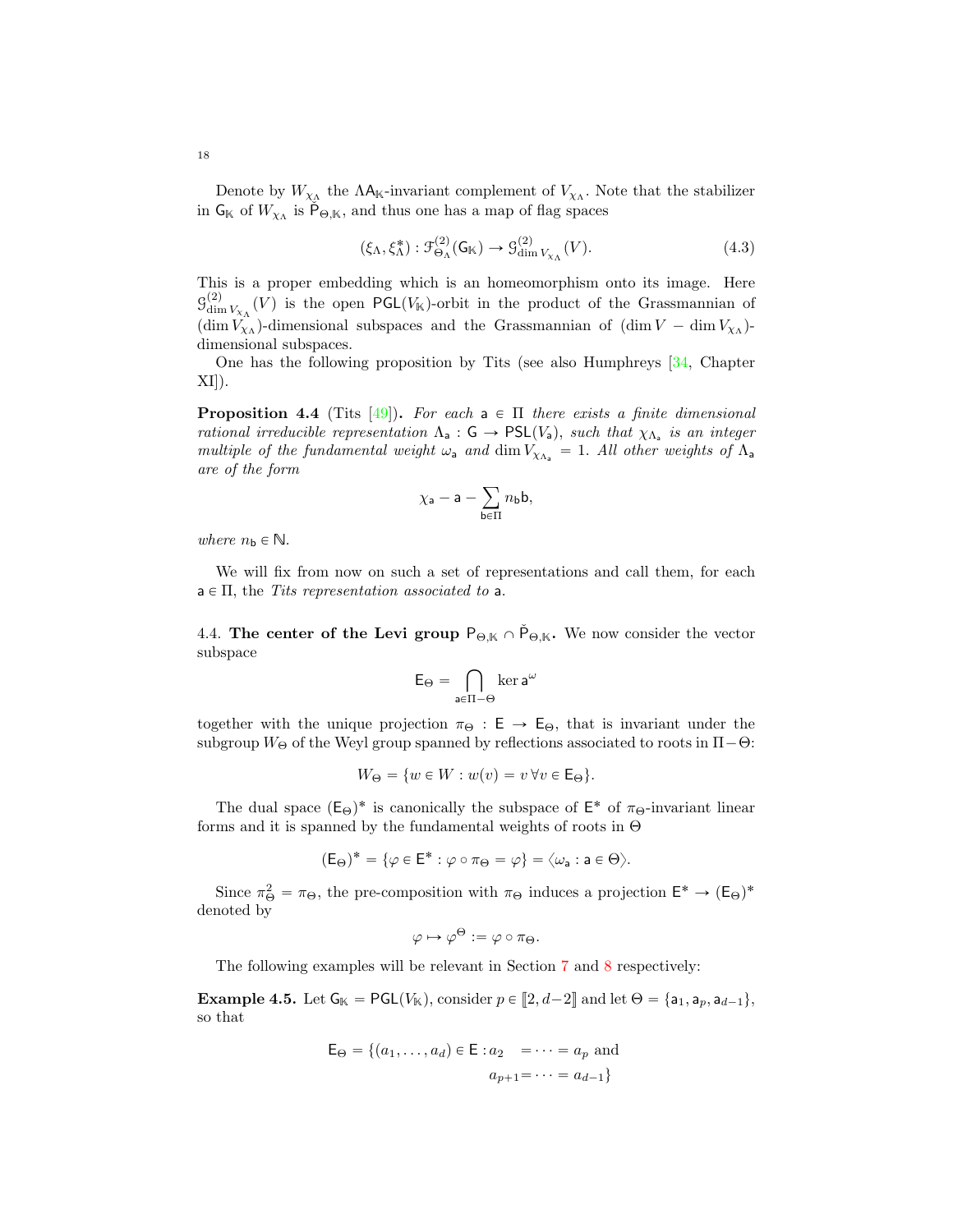Denote by $W_{\chi_\Lambda}$ the $\Lambda \mathsf{A}_{\mathbb{K}}$-invariant complement of $V_{\chi_\Lambda}$. Note that the stabilizer in $\mathsf{G}_{\mathbb{K}}$ of $W_{\chi_\Lambda}$ is $\check{\mathsf{P}}_{\Theta,\mathbb{K}}$, and thus one has a map of flag spaces

$$(\xi_\Lambda, \xi_\Lambda^*) : \mathcal{F}^{(2)}_{\Theta_\Lambda}(\mathsf{G}_{\mathbb{K}}) \to \mathcal{G}^{(2)}_{\dim V_{\chi_\Lambda}}(V). \tag{4.3}$$

This is a proper embedding which is an homeomorphism onto its image. Here $\mathcal{G}^{(2)}_{\dim V_{\chi_\Lambda}}(V)$ is the open $\mathsf{PGL}(V_{\mathbb{K}})$-orbit in the product of the Grassmannian of $(\dim V_{\chi_\Lambda})$-dimensional subspaces and the Grassmannian of $(\dim V - \dim V_{\chi_\Lambda})$-dimensional subspaces.

One has the following proposition by Tits (see also Humphreys [34, Chapter XI]).

**Proposition 4.4** (Tits [49]). *For each $\mathsf{a} \in \Pi$ there exists a finite dimensional rational irreducible representation $\Lambda_{\mathsf{a}} : \mathsf{G} \to \mathsf{PSL}(V_{\mathsf{a}})$, such that $\chi_{\Lambda_{\mathsf{a}}}$ is an integer multiple of the fundamental weight $\omega_{\mathsf{a}}$ and $\dim V_{\chi_{\Lambda_{\mathsf{a}}}} = 1$. All other weights of $\Lambda_{\mathsf{a}}$ are of the form*

$$\chi_{\mathsf{a}} - \mathsf{a} - \sum_{\mathsf{b} \in \Pi} n_{\mathsf{b}} \mathsf{b},$$

*where $n_{\mathsf{b}} \in \mathbb{N}$.*

We will fix from now on such a set of representations and call them, for each $\mathsf{a} \in \Pi$, the *Tits representation associated to* $\mathsf{a}$.

4.4. **The center of the Levi group $\mathsf{P}_{\Theta,\mathbb{K}} \cap \check{\mathsf{P}}_{\Theta,\mathbb{K}}$.** We now consider the vector subspace

$$\mathsf{E}_\Theta = \bigcap_{\mathsf{a} \in \Pi - \Theta} \ker \mathsf{a}^\omega$$

together with the unique projection $\pi_\Theta : \mathsf{E} \to \mathsf{E}_\Theta$, that is invariant under the subgroup $W_\Theta$ of the Weyl group spanned by reflections associated to roots in $\Pi - \Theta$:

$$W_\Theta = \{w \in W : w(v) = v \,\forall v \in \mathsf{E}_\Theta\}.$$

The dual space $(\mathsf{E}_\Theta)^*$ is canonically the subspace of $\mathsf{E}^*$ of $\pi_\Theta$-invariant linear forms and it is spanned by the fundamental weights of roots in $\Theta$

$$(\mathsf{E}_\Theta)^* = \{\varphi \in \mathsf{E}^* : \varphi \circ \pi_\Theta = \varphi\} = \langle \omega_{\mathsf{a}} : \mathsf{a} \in \Theta \rangle.$$

Since $\pi_\Theta^2 = \pi_\Theta$, the pre-composition with $\pi_\Theta$ induces a projection $\mathsf{E}^* \to (\mathsf{E}_\Theta)^*$ denoted by

$$\varphi \mapsto \varphi^\Theta := \varphi \circ \pi_\Theta.$$

The following examples will be relevant in Section 7 and 8 respectively:

**Example 4.5.** Let $\mathsf{G}_{\mathbb{K}} = \mathsf{PGL}(V_{\mathbb{K}})$, consider $p \in [\![2, d-2]\!]$ and let $\Theta = \{\mathsf{a}_1, \mathsf{a}_p, \mathsf{a}_{d-1}\}$, so that

$$\mathsf{E}_\Theta = \{(a_1, \ldots, a_d) \in \mathsf{E} : a_2 = \cdots = a_p \text{ and } a_{p+1} = \cdots = a_{d-1}\}$$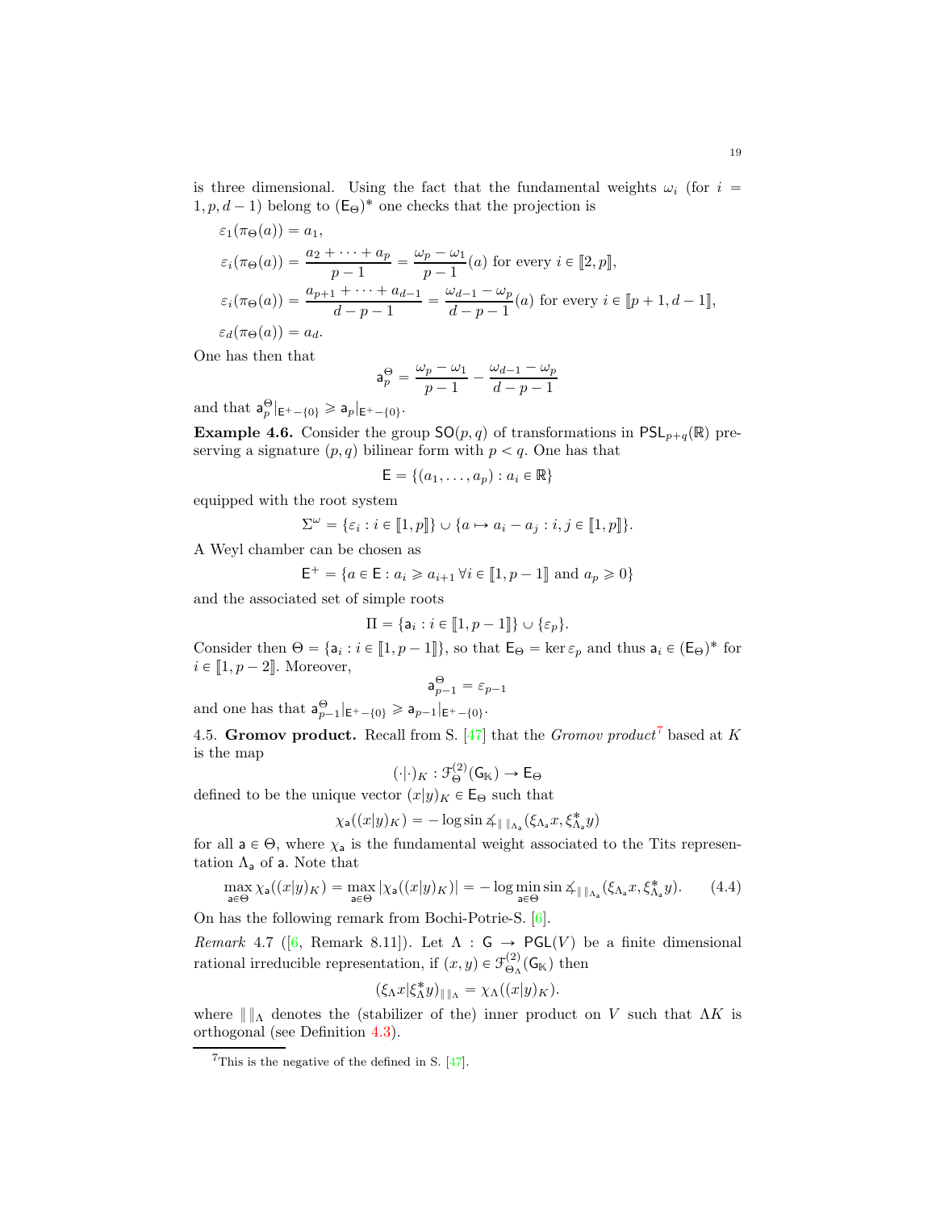is three dimensional. Using the fact that the fundamental weights $\omega_i$ (for $i = 1, p, d-1$) belong to $(\mathsf{E}_\Theta)^*$ one checks that the projection is

$$\varepsilon_1(\pi_\Theta(a)) = a_1,$$

$$\varepsilon_i(\pi_\Theta(a)) = \frac{a_2 + \cdots + a_p}{p-1} = \frac{\omega_p - \omega_1}{p-1}(a) \text{ for every } i \in [\![2, p]\!],$$

$$\varepsilon_i(\pi_\Theta(a)) = \frac{a_{p+1} + \cdots + a_{d-1}}{d-p-1} = \frac{\omega_{d-1} - \omega_p}{d-p-1}(a) \text{ for every } i \in [\![p+1, d-1]\!],$$

$$\varepsilon_d(\pi_\Theta(a)) = a_d.$$

One has then that

$$\mathsf{a}_p^\Theta = \frac{\omega_p - \omega_1}{p-1} - \frac{\omega_{d-1} - \omega_p}{d-p-1}$$

and that $\mathsf{a}_p^\Theta|_{\mathsf{E}^+ - \{0\}} \geqslant \mathsf{a}_p|_{\mathsf{E}^+ - \{0\}}$.

**Example 4.6.** Consider the group $\mathsf{SO}(p,q)$ of transformations in $\mathsf{PSL}_{p+q}(\mathbb{R})$ preserving a signature $(p,q)$ bilinear form with $p < q$. One has that

$$\mathsf{E} = \{(a_1, \ldots, a_p) : a_i \in \mathbb{R}\}$$

equipped with the root system

$$\Sigma^\omega = \{\varepsilon_i : i \in [\![1, p]\!]\} \cup \{a \mapsto a_i - a_j : i, j \in [\![1, p]\!]\}.$$

A Weyl chamber can be chosen as

$$\mathsf{E}^+ = \{a \in \mathsf{E} : a_i \geqslant a_{i+1} \, \forall i \in [\![1, p-1]\!] \text{ and } a_p \geqslant 0\}$$

and the associated set of simple roots

$$\Pi = \{\mathsf{a}_i : i \in [\![1, p-1]\!]\} \cup \{\varepsilon_p\}.$$

Consider then $\Theta = \{\mathsf{a}_i : i \in [\![1, p-1]\!]\}$, so that $\mathsf{E}_\Theta = \ker \varepsilon_p$ and thus $\mathsf{a}_i \in (\mathsf{E}_\Theta)^*$ for $i \in [\![1, p-2]\!]$. Moreover,

$$\mathsf{a}_{p-1}^\Theta = \varepsilon_{p-1}$$

and one has that $\mathsf{a}_{p-1}^\Theta|_{\mathsf{E}^+ - \{0\}} \geqslant \mathsf{a}_{p-1}|_{\mathsf{E}^+ - \{0\}}$.

4.5. **Gromov product.** Recall from S. [47] that the *Gromov product*[7] based at $K$ is the map

$$(\cdot|\cdot)_K : \mathcal{F}_\Theta^{(2)}(\mathsf{G}_\mathbb{K}) \to \mathsf{E}_\Theta$$

defined to be the unique vector $(x|y)_K \in \mathsf{E}_\Theta$ such that

$$\chi_\mathsf{a}((x|y)_K) = -\log \sin \measuredangle_{\|\,\|_{\Lambda_\mathsf{a}}}(\xi_{\Lambda_\mathsf{a}} x, \xi^*_{\Lambda_\mathsf{a}} y)$$

for all $\mathsf{a} \in \Theta$, where $\chi_\mathsf{a}$ is the fundamental weight associated to the Tits representation $\Lambda_\mathsf{a}$ of $\mathsf{a}$. Note that

$$\max_{\mathsf{a} \in \Theta} \chi_\mathsf{a}((x|y)_K) = \max_{\mathsf{a} \in \Theta} |\chi_\mathsf{a}((x|y)_K)| = -\log \min_{\mathsf{a} \in \Theta} \sin \measuredangle_{\|\,\|_{\Lambda_\mathsf{a}}}(\xi_{\Lambda_\mathsf{a}} x, \xi^*_{\Lambda_\mathsf{a}} y). \tag{4.4}$$

On has the following remark from Bochi-Potrie-S. [6].

*Remark* 4.7 ([6, Remark 8.11]). Let $\Lambda : \mathsf{G} \to \mathsf{PGL}(V)$ be a finite dimensional rational irreducible representation, if $(x,y) \in \mathcal{F}^{(2)}_{\Theta_\Lambda}(\mathsf{G}_\mathbb{K})$ then

$$(\xi_\Lambda x | \xi^*_\Lambda y)_{\|\,\|_\Lambda} = \chi_\Lambda((x|y)_K).$$

where $\|\,\|_\Lambda$ denotes the (stabilizer of the) inner product on $V$ such that $\Lambda K$ is orthogonal (see Definition 4.3).

[7] This is the negative of the defined in S. [47].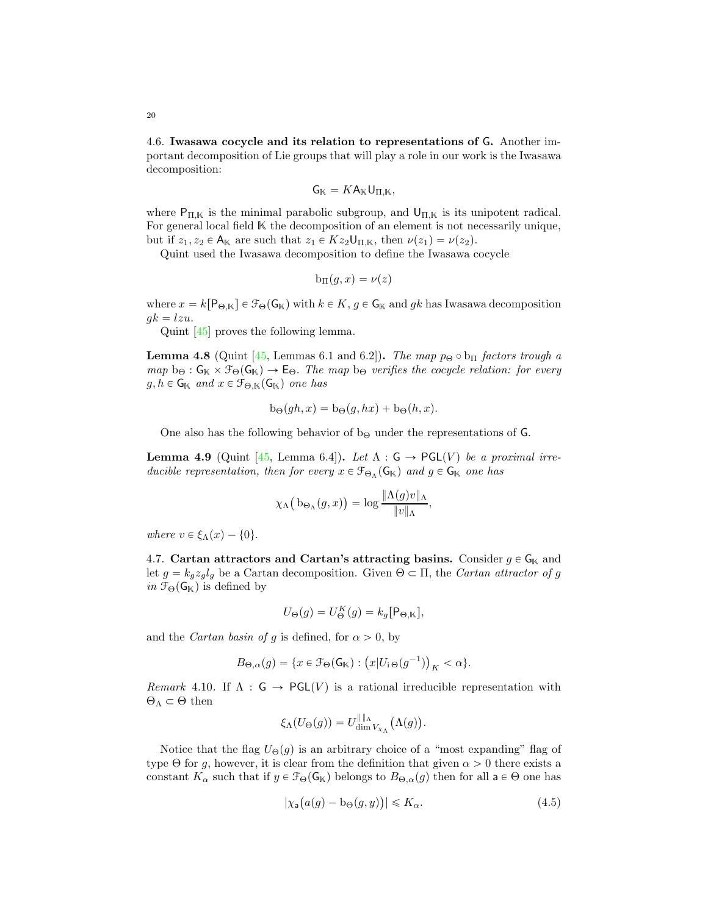4.6. **Iwasawa cocycle and its relation to representations of $\mathsf{G}$.** Another important decomposition of Lie groups that will play a role in our work is the Iwasawa decomposition:

$$\mathsf{G}_{\mathbb{K}} = K\mathsf{A}_{\mathbb{K}}\mathsf{U}_{\Pi,\mathbb{K}},$$

where $\mathsf{P}_{\Pi,\mathbb{K}}$ is the minimal parabolic subgroup, and $\mathsf{U}_{\Pi,\mathbb{K}}$ is its unipotent radical. For general local field $\mathbb{K}$ the decomposition of an element is not necessarily unique, but if $z_1, z_2 \in \mathsf{A}_{\mathbb{K}}$ are such that $z_1 \in Kz_2\mathsf{U}_{\Pi,\mathbb{K}}$, then $\nu(z_1) = \nu(z_2)$.

Quint used the Iwasawa decomposition to define the Iwasawa cocycle

$$\mathrm{b}_\Pi(g, x) = \nu(z)$$

where $x = k[\mathsf{P}_{\Theta,\mathbb{K}}] \in \mathcal{F}_\Theta(\mathsf{G}_{\mathbb{K}})$ with $k \in K$, $g \in \mathsf{G}_{\mathbb{K}}$ and $gk$ has Iwasawa decomposition $gk = lzu$.

Quint [45] proves the following lemma.

**Lemma 4.8** (Quint [45, Lemmas 6.1 and 6.2])**.** *The map $p_\Theta \circ \mathrm{b}_\Pi$ factors trough a map $\mathrm{b}_\Theta : \mathsf{G}_{\mathbb{K}} \times \mathcal{F}_\Theta(\mathsf{G}_{\mathbb{K}}) \to \mathsf{E}_\Theta$. The map $\mathrm{b}_\Theta$ verifies the cocycle relation: for every $g, h \in \mathsf{G}_{\mathbb{K}}$ and $x \in \mathcal{F}_{\Theta,\mathbb{K}}(\mathsf{G}_{\mathbb{K}})$ one has*

$$\mathrm{b}_\Theta(gh, x) = \mathrm{b}_\Theta(g, hx) + \mathrm{b}_\Theta(h, x).$$

One also has the following behavior of $\mathrm{b}_\Theta$ under the representations of $\mathsf{G}$.

**Lemma 4.9** (Quint [45, Lemma 6.4])**.** *Let $\Lambda : \mathsf{G} \to \mathsf{PGL}(V)$ be a proximal irreducible representation, then for every $x \in \mathcal{F}_{\Theta_\Lambda}(\mathsf{G}_{\mathbb{K}})$ and $g \in \mathsf{G}_{\mathbb{K}}$ one has*

$$\chi_\Lambda\big(\mathrm{b}_{\Theta_\Lambda}(g, x)\big) = \log \frac{\|\Lambda(g)v\|_\Lambda}{\|v\|_\Lambda},$$

*where $v \in \xi_\Lambda(x) - \{0\}$.*

4.7. **Cartan attractors and Cartan's attracting basins.** Consider $g \in \mathsf{G}_{\mathbb{K}}$ and let $g = k_g z_g l_g$ be a Cartan decomposition. Given $\Theta \subset \Pi$, the *Cartan attractor of $g$ in $\mathcal{F}_\Theta(\mathsf{G}_{\mathbb{K}})$* is defined by

$$U_\Theta(g) = U_\Theta^K(g) = k_g[\mathsf{P}_{\Theta,\mathbb{K}}],$$

and the *Cartan basin of $g$* is defined, for $\alpha > 0$, by

$$B_{\Theta,\alpha}(g) = \{x \in \mathcal{F}_\Theta(\mathsf{G}_{\mathbb{K}}) : \big(x|U_{\mathrm{i}\,\Theta}(g^{-1})\big)_K < \alpha\}.$$

*Remark* 4.10. If $\Lambda : \mathsf{G} \to \mathsf{PGL}(V)$ is a rational irreducible representation with $\Theta_\Lambda \subset \Theta$ then

$$\xi_\Lambda(U_\Theta(g)) = U^{\|\,\|_\Lambda}_{\dim V_{\chi_\Lambda}}\big(\Lambda(g)\big).$$

Notice that the flag $U_\Theta(g)$ is an arbitrary choice of a "most expanding" flag of type $\Theta$ for $g$, however, it is clear from the definition that given $\alpha > 0$ there exists a constant $K_\alpha$ such that if $y \in \mathcal{F}_\Theta(\mathsf{G}_{\mathbb{K}})$ belongs to $B_{\Theta,\alpha}(g)$ then for all $\mathsf{a} \in \Theta$ one has

$$|\chi_{\mathsf{a}}\big(a(g) - \mathrm{b}_\Theta(g, y)\big)| \leqslant K_\alpha. \tag{4.5}$$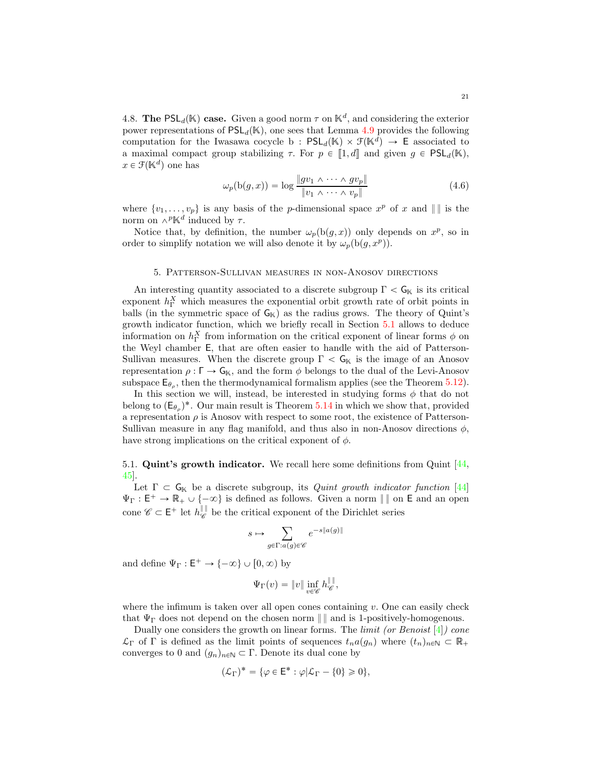4.8. **The $\mathsf{PSL}_d(\mathbb{K})$ case.** Given a good norm $\tau$ on $\mathbb{K}^d$, and considering the exterior power representations of $\mathsf{PSL}_d(\mathbb{K})$, one sees that Lemma 4.9 provides the following computation for the Iwasawa cocycle $\mathrm{b} : \mathsf{PSL}_d(\mathbb{K}) \times \mathcal{F}(\mathbb{K}^d) \to \mathsf{E}$ associated to a maximal compact group stabilizing $\tau$. For $p \in [\![1, d]\!]$ and given $g \in \mathsf{PSL}_d(\mathbb{K})$, $x \in \mathcal{F}(\mathbb{K}^d)$ one has

$$\omega_p(\mathrm{b}(g, x)) = \log \frac{\|gv_1 \wedge \cdots \wedge gv_p\|}{\|v_1 \wedge \cdots \wedge v_p\|} \tag{4.6}$$

where $\{v_1, \ldots, v_p\}$ is any basis of the $p$-dimensional space $x^p$ of $x$ and $\| \, \|$ is the norm on $\wedge^p \mathbb{K}^d$ induced by $\tau$.

Notice that, by definition, the number $\omega_p(\mathrm{b}(g, x))$ only depends on $x^p$, so in order to simplify notation we will also denote it by $\omega_p(\mathrm{b}(g, x^p))$.

## 5. Patterson-Sullivan measures in non-Anosov directions

An interesting quantity associated to a discrete subgroup $\Gamma < \mathsf{G}_\mathbb{K}$ is its critical exponent $h^X_\Gamma$ which measures the exponential orbit growth rate of orbit points in balls (in the symmetric space of $\mathsf{G}_\mathbb{K}$) as the radius grows. The theory of Quint's growth indicator function, which we briefly recall in Section 5.1 allows to deduce information on $h^X_\Gamma$ from information on the critical exponent of linear forms $\phi$ on the Weyl chamber $\mathsf{E}$, that are often easier to handle with the aid of Patterson-Sullivan measures. When the discrete group $\Gamma < \mathsf{G}_\mathbb{K}$ is the image of an Anosov representation $\rho : \Gamma \to \mathsf{G}_\mathbb{K}$, and the form $\phi$ belongs to the dual of the Levi-Anosov subspace $\mathsf{E}_{\theta_\rho}$, then the thermodynamical formalism applies (see the Theorem 5.12).

In this section we will, instead, be interested in studying forms $\phi$ that do not belong to $(\mathsf{E}_{\theta_\rho})^*$. Our main result is Theorem 5.14 in which we show that, provided a representation $\rho$ is Anosov with respect to some root, the existence of Patterson-Sullivan measure in any flag manifold, and thus also in non-Anosov directions $\phi$, have strong implications on the critical exponent of $\phi$.

5.1. **Quint's growth indicator.** We recall here some definitions from Quint [44, 45].

Let $\Gamma \subset \mathsf{G}_\mathbb{K}$ be a discrete subgroup, its *Quint growth indicator function* [44] $\Psi_\Gamma : \mathsf{E}^+ \to \mathbb{R}_+ \cup \{-\infty\}$ is defined as follows. Given a norm $\| \, \|$ on $\mathsf{E}$ and an open cone $\mathscr{C} \subset \mathsf{E}^+$ let $h^{\| \|}_\mathscr{C}$ be the critical exponent of the Dirichlet series

$$s \mapsto \sum_{g \in \Gamma : a(g) \in \mathscr{C}} e^{-s\|a(g)\|}$$

and define $\Psi_\Gamma : \mathsf{E}^+ \to \{-\infty\} \cup [0, \infty)$ by

$$\Psi_\Gamma(v) = \|v\| \inf_{v \in \mathscr{C}} h^{\| \|}_\mathscr{C},$$

where the infimum is taken over all open cones containing $v$. One can easily check that $\Psi_\Gamma$ does not depend on the chosen norm $\| \, \|$ and is 1-positively-homogenous.

Dually one considers the growth on linear forms. The *limit (or Benoist* [4]*) cone* $\mathcal{L}_\Gamma$ of $\Gamma$ is defined as the limit points of sequences $t_n a(g_n)$ where $(t_n)_{n \in \mathbb{N}} \subset \mathbb{R}_+$ converges to 0 and $(g_n)_{n \in \mathbb{N}} \subset \Gamma$. Denote its dual cone by

$$(\mathcal{L}_\Gamma)^* = \{\varphi \in \mathsf{E}^* : \varphi | \mathcal{L}_\Gamma - \{0\} \geqslant 0\},$$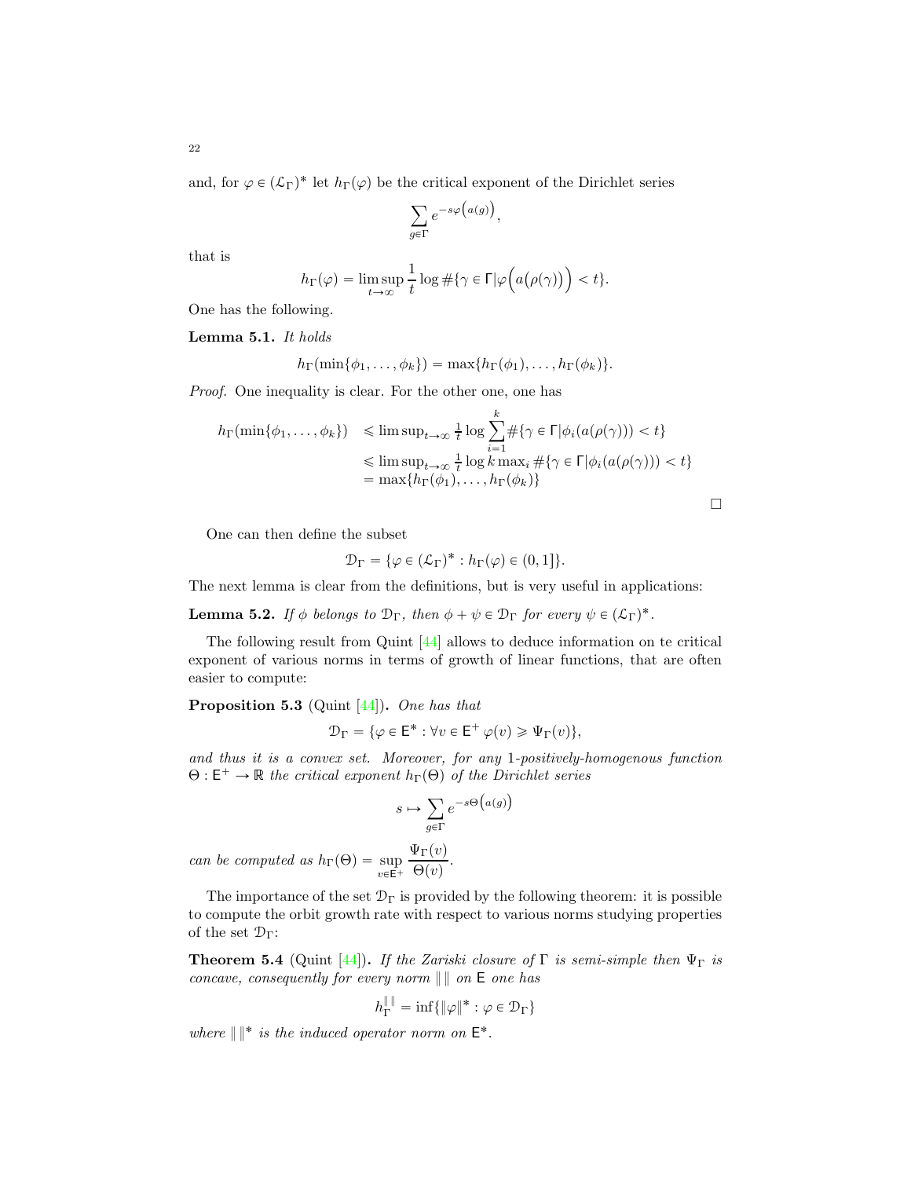and, for $\varphi \in (\mathcal{L}_\Gamma)^*$ let $h_\Gamma(\varphi)$ be the critical exponent of the Dirichlet series

$$\sum_{g\in\Gamma} e^{-s\varphi\left(a(g)\right)},$$

that is

$$h_\Gamma(\varphi) = \limsup_{t\to\infty} \frac{1}{t} \log \#\{\gamma \in \mathsf{\Gamma} | \varphi\Big(a\big(\rho(\gamma)\big)\Big) < t\}.$$

One has the following.

**Lemma 5.1.** *It holds*

$$h_\Gamma(\min\{\phi_1, \ldots, \phi_k\}) = \max\{h_\Gamma(\phi_1), \ldots, h_\Gamma(\phi_k)\}.$$

*Proof.* One inequality is clear. For the other one, one has

$$\begin{aligned} h_\Gamma(\min\{\phi_1, \ldots, \phi_k\}) &\leqslant \limsup_{t\to\infty} \tfrac{1}{t} \log \sum_{i=1}^{k} \#\{\gamma \in \mathsf{\Gamma} | \phi_i(a(\rho(\gamma))) < t\} \\ &\leqslant \limsup_{t\to\infty} \tfrac{1}{t} \log k \max_i \#\{\gamma \in \mathsf{\Gamma} | \phi_i(a(\rho(\gamma))) < t\} \\ &= \max\{h_\Gamma(\phi_1), \ldots, h_\Gamma(\phi_k)\} \end{aligned}$$

□

One can then define the subset

$$\mathcal{D}_\Gamma = \{\varphi \in (\mathcal{L}_\Gamma)^* : h_\Gamma(\varphi) \in (0, 1]\}.$$

The next lemma is clear from the definitions, but is very useful in applications:

**Lemma 5.2.** *If $\phi$ belongs to $\mathcal{D}_\Gamma$, then $\phi + \psi \in \mathcal{D}_\Gamma$ for every $\psi \in (\mathcal{L}_\Gamma)^*$.*

The following result from Quint [44] allows to deduce information on te critical exponent of various norms in terms of growth of linear functions, that are often easier to compute:

**Proposition 5.3** (Quint [44])**.** *One has that*

$$\mathcal{D}_\Gamma = \{\varphi \in \mathsf{E}^* : \forall v \in \mathsf{E}^+\ \varphi(v) \geqslant \Psi_\Gamma(v)\},$$

*and thus it is a convex set. Moreover, for any 1-positively-homogenous function $\Theta : \mathsf{E}^+ \to \mathbb{R}$ the critical exponent $h_\Gamma(\Theta)$ of the Dirichlet series*

$$s \mapsto \sum_{g\in\Gamma} e^{-s\Theta\left(a(g)\right)}$$

*can be computed as* $h_\Gamma(\Theta) = \sup_{v\in\mathsf{E}^+} \dfrac{\Psi_\Gamma(v)}{\Theta(v)}$.

The importance of the set $\mathcal{D}_\Gamma$ is provided by the following theorem: it is possible to compute the orbit growth rate with respect to various norms studying properties of the set $\mathcal{D}_\Gamma$:

**Theorem 5.4** (Quint [44])**.** *If the Zariski closure of $\Gamma$ is semi-simple then $\Psi_\Gamma$ is concave, consequently for every norm $\| \ \|$ on $\mathsf{E}$ one has*

$$h_\Gamma^{\| \ \|} = \inf\{\|\varphi\|^* : \varphi \in \mathcal{D}_\Gamma\}$$

*where $\| \ \|^*$ is the induced operator norm on $\mathsf{E}^*$.*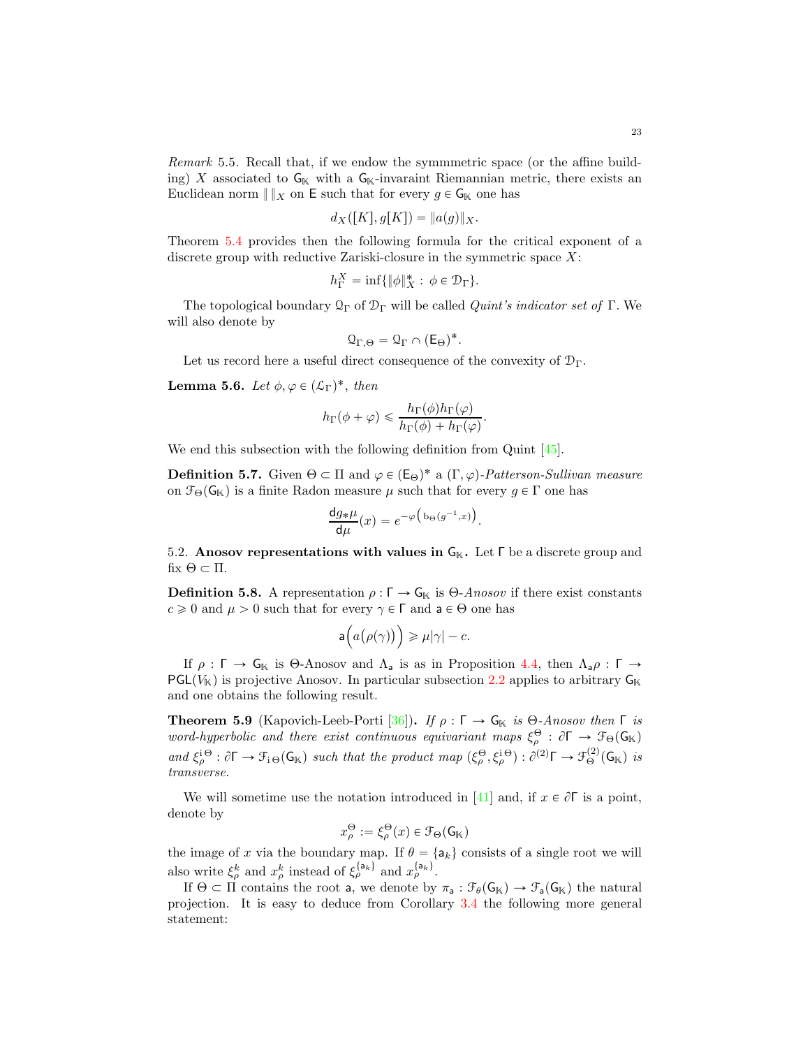*Remark* 5.5. Recall that, if we endow the symmmetric space (or the affine building) $X$ associated to $\mathsf{G}_{\mathbb{K}}$ with a $\mathsf{G}_{\mathbb{K}}$-invaraint Riemannian metric, there exists an Euclidean norm $\| \|_X$ on $\mathsf{E}$ such that for every $g \in \mathsf{G}_{\mathbb{K}}$ one has

$$d_X([K], g[K]) = \|a(g)\|_X.$$

Theorem 5.4 provides then the following formula for the critical exponent of a discrete group with reductive Zariski-closure in the symmetric space $X$:

$$h_\Gamma^X = \inf\{\|\phi\|_X^* : \phi \in \mathcal{D}_\Gamma\}.$$

The topological boundary $\mathcal{Q}_\Gamma$ of $\mathcal{D}_\Gamma$ will be called *Quint's indicator set of* $\Gamma$. We will also denote by

$$\mathcal{Q}_{\Gamma,\Theta} = \mathcal{Q}_\Gamma \cap (\mathsf{E}_\Theta)^*.$$

Let us record here a useful direct consequence of the convexity of $\mathcal{D}_\Gamma$.

**Lemma 5.6.** *Let* $\phi, \varphi \in (\mathcal{L}_\Gamma)^*$, *then*

$$h_\Gamma(\phi + \varphi) \leqslant \frac{h_\Gamma(\phi) h_\Gamma(\varphi)}{h_\Gamma(\phi) + h_\Gamma(\varphi)}.$$

We end this subsection with the following definition from Quint [45].

**Definition 5.7.** Given $\Theta \subset \Pi$ and $\varphi \in (\mathsf{E}_\Theta)^*$ a $(\Gamma, \varphi)$-*Patterson-Sullivan measure* on $\mathcal{F}_\Theta(\mathsf{G}_{\mathbb{K}})$ is a finite Radon measure $\mu$ such that for every $g \in \Gamma$ one has

$$\frac{\mathsf{d} g_* \mu}{\mathsf{d}\mu}(x) = e^{-\varphi\left(\mathrm{b}_\Theta(g^{-1}, x)\right)}.$$

## 5.2. Anosov representations with values in $\mathsf{G}_{\mathbb{K}}$.

Let $\Gamma$ be a discrete group and fix $\Theta \subset \Pi$.

**Definition 5.8.** A representation $\rho : \Gamma \to \mathsf{G}_{\mathbb{K}}$ is $\Theta$-*Anosov* if there exist constants $c \geqslant 0$ and $\mu > 0$ such that for every $\gamma \in \Gamma$ and $\mathsf{a} \in \Theta$ one has

$$\mathsf{a}\Big(a\big(\rho(\gamma)\big)\Big) \geqslant \mu|\gamma| - c.$$

If $\rho : \Gamma \to \mathsf{G}_{\mathbb{K}}$ is $\Theta$-Anosov and $\Lambda_{\mathsf{a}}$ is as in Proposition 4.4, then $\Lambda_{\mathsf{a}}\rho : \Gamma \to \mathsf{PGL}(V_{\mathbb{K}})$ is projective Anosov. In particular subsection 2.2 applies to arbitrary $\mathsf{G}_{\mathbb{K}}$ and one obtains the following result.

**Theorem 5.9** (Kapovich-Leeb-Porti [36])**.** *If* $\rho : \Gamma \to \mathsf{G}_{\mathbb{K}}$ *is* $\Theta$-*Anosov then* $\Gamma$ *is word-hyperbolic and there exist continuous equivariant maps* $\xi_\rho^\Theta : \partial\Gamma \to \mathcal{F}_\Theta(\mathsf{G}_{\mathbb{K}})$ *and* $\xi_\rho^{\mathrm{i}\,\Theta} : \partial\Gamma \to \mathcal{F}_{\mathrm{i}\,\Theta}(\mathsf{G}_{\mathbb{K}})$ *such that the product map* $(\xi_\rho^\Theta, \xi_\rho^{\mathrm{i}\,\Theta}) : \partial^{(2)}\Gamma \to \mathcal{F}_\Theta^{(2)}(\mathsf{G}_{\mathbb{K}})$ *is transverse.*

We will sometime use the notation introduced in [41] and, if $x \in \partial\Gamma$ is a point, denote by

$$x_\rho^\Theta := \xi_\rho^\Theta(x) \in \mathcal{F}_\Theta(\mathsf{G}_{\mathbb{K}})$$

the image of $x$ via the boundary map. If $\theta = \{\mathsf{a}_k\}$ consists of a single root we will also write $\xi_\rho^k$ and $x_\rho^k$ instead of $\xi_\rho^{\{\mathsf{a}_k\}}$ and $x_\rho^{\{\mathsf{a}_k\}}$.

If $\Theta \subset \Pi$ contains the root $\mathsf{a}$, we denote by $\pi_{\mathsf{a}} : \mathcal{F}_\theta(\mathsf{G}_{\mathbb{K}}) \to \mathcal{F}_{\mathsf{a}}(\mathsf{G}_{\mathbb{K}})$ the natural projection. It is easy to deduce from Corollary 3.4 the following more general statement: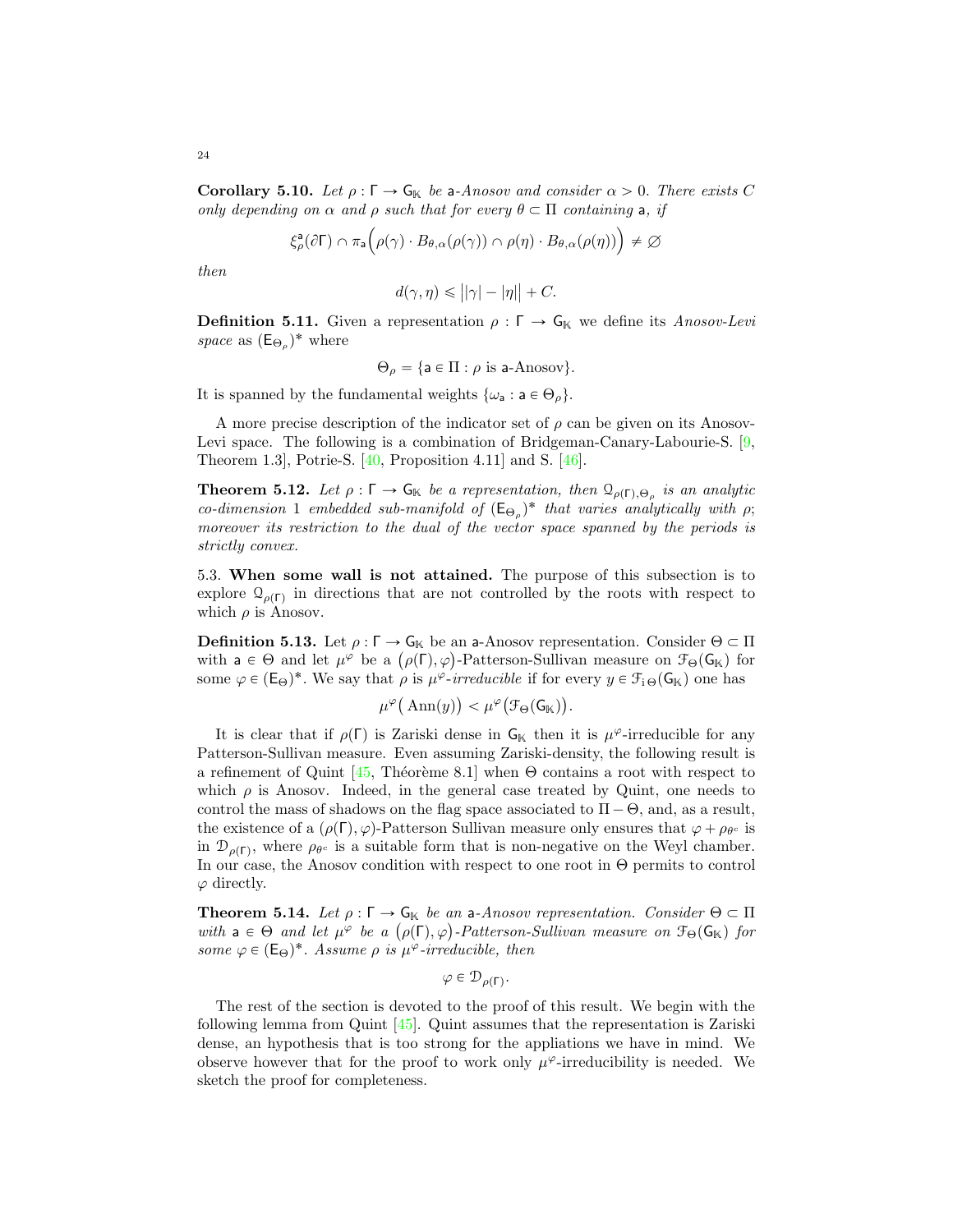**Corollary 5.10.** *Let $\rho : \Gamma \to \mathsf{G}_{\mathbb{K}}$ be $\mathsf{a}$-Anosov and consider $\alpha > 0$. There exists $C$ only depending on $\alpha$ and $\rho$ such that for every $\theta \subset \Pi$ containing $\mathsf{a}$, if*

$$\xi^{\mathsf{a}}_{\rho}(\partial\Gamma) \cap \pi_{\mathsf{a}}\Big(\rho(\gamma)\cdot B_{\theta,\alpha}(\rho(\gamma)) \cap \rho(\eta)\cdot B_{\theta,\alpha}(\rho(\eta))\Big) \neq \varnothing$$

*then*

$$d(\gamma,\eta) \leqslant \big||\gamma| - |\eta|\big| + C.$$

**Definition 5.11.** Given a representation $\rho : \Gamma \to \mathsf{G}_{\mathbb{K}}$ we define its *Anosov-Levi space* as $(\mathsf{E}_{\Theta_\rho})^*$ where

$$\Theta_\rho = \{\mathsf{a} \in \Pi : \rho \text{ is } \mathsf{a}\text{-Anosov}\}.$$

It is spanned by the fundamental weights $\{\omega_{\mathsf{a}} : \mathsf{a} \in \Theta_\rho\}$.

A more precise description of the indicator set of $\rho$ can be given on its Anosov-Levi space. The following is a combination of Bridgeman-Canary-Labourie-S. [9, Theorem 1.3], Potrie-S. [40, Proposition 4.11] and S. [46].

**Theorem 5.12.** *Let $\rho : \Gamma \to \mathsf{G}_{\mathbb{K}}$ be a representation, then $\mathcal{Q}_{\rho(\Gamma),\Theta_\rho}$ is an analytic co-dimension 1 embedded sub-manifold of $(\mathsf{E}_{\Theta_\rho})^*$ that varies analytically with $\rho$; moreover its restriction to the dual of the vector space spanned by the periods is strictly convex.*

5.3. **When some wall is not attained.** The purpose of this subsection is to explore $\mathcal{Q}_{\rho(\Gamma)}$ in directions that are not controlled by the roots with respect to which $\rho$ is Anosov.

**Definition 5.13.** Let $\rho : \Gamma \to \mathsf{G}_{\mathbb{K}}$ be an $\mathsf{a}$-Anosov representation. Consider $\Theta \subset \Pi$ with $\mathsf{a} \in \Theta$ and let $\mu^{\varphi}$ be a $\big(\rho(\Gamma),\varphi\big)$-Patterson-Sullivan measure on $\mathcal{F}_\Theta(\mathsf{G}_{\mathbb{K}})$ for some $\varphi \in (\mathsf{E}_\Theta)^*$. We say that $\rho$ is *$\mu^{\varphi}$-irreducible* if for every $y \in \mathcal{F}_{\mathrm{i}\,\Theta}(\mathsf{G}_{\mathbb{K}})$ one has

$$\mu^{\varphi}\big(\operatorname{Ann}(y)\big) < \mu^{\varphi}\big(\mathcal{F}_\Theta(\mathsf{G}_{\mathbb{K}})\big).$$

It is clear that if $\rho(\Gamma)$ is Zariski dense in $\mathsf{G}_{\mathbb{K}}$ then it is $\mu^{\varphi}$-irreducible for any Patterson-Sullivan measure. Even assuming Zariski-density, the following result is a refinement of Quint [45, Théorème 8.1] when $\Theta$ contains a root with respect to which $\rho$ is Anosov. Indeed, in the general case treated by Quint, one needs to control the mass of shadows on the flag space associated to $\Pi - \Theta$, and, as a result, the existence of a $(\rho(\Gamma),\varphi)$-Patterson Sullivan measure only ensures that $\varphi + \rho_{\theta^c}$ is in $\mathcal{D}_{\rho(\Gamma)}$, where $\rho_{\theta^c}$ is a suitable form that is non-negative on the Weyl chamber. In our case, the Anosov condition with respect to one root in $\Theta$ permits to control $\varphi$ directly.

**Theorem 5.14.** *Let $\rho : \Gamma \to \mathsf{G}_{\mathbb{K}}$ be an $\mathsf{a}$-Anosov representation. Consider $\Theta \subset \Pi$ with $\mathsf{a} \in \Theta$ and let $\mu^{\varphi}$ be a $\big(\rho(\Gamma),\varphi\big)$-Patterson-Sullivan measure on $\mathcal{F}_\Theta(\mathsf{G}_{\mathbb{K}})$ for some $\varphi \in (\mathsf{E}_\Theta)^*$. Assume $\rho$ is $\mu^{\varphi}$-irreducible, then*

$$\varphi \in \mathcal{D}_{\rho(\Gamma)}.$$

The rest of the section is devoted to the proof of this result. We begin with the following lemma from Quint [45]. Quint assumes that the representation is Zariski dense, an hypothesis that is too strong for the appliations we have in mind. We observe however that for the proof to work only $\mu^{\varphi}$-irreducibility is needed. We sketch the proof for completeness.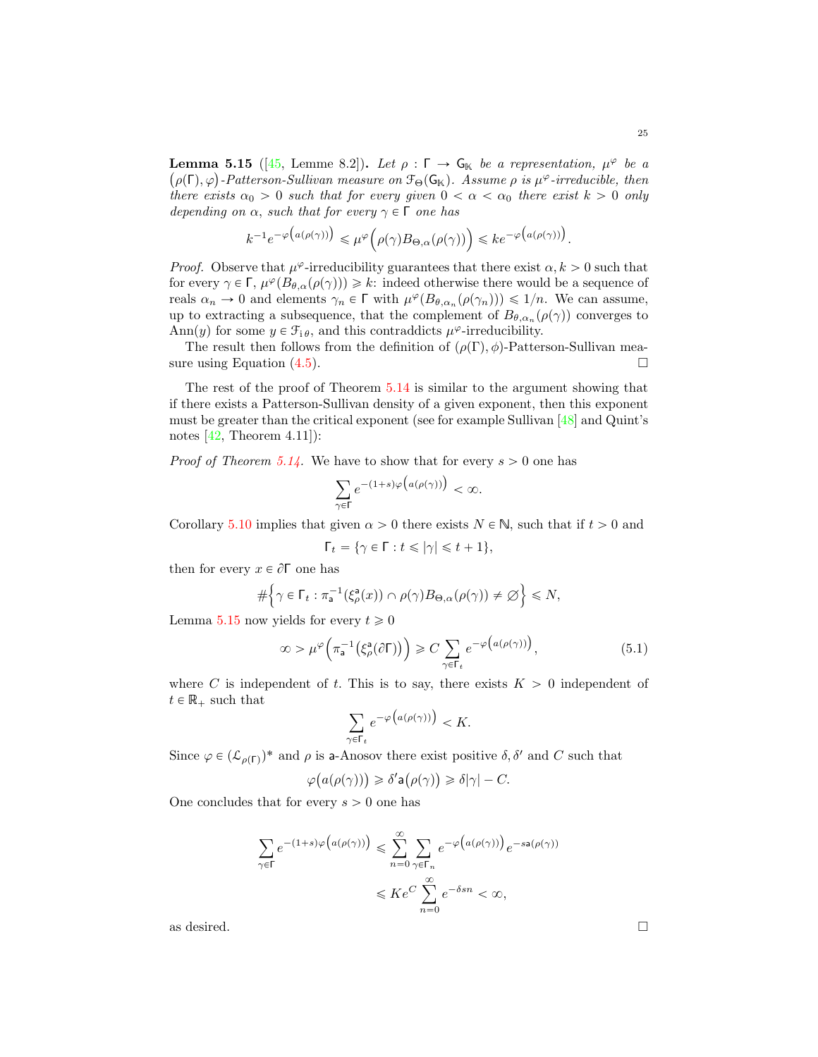**Lemma 5.15** ([45, Lemme 8.2])**.** *Let $\rho : \Gamma \to \mathsf{G}_{\mathbb{K}}$ be a representation, $\mu^\varphi$ be a $(\rho(\Gamma), \varphi)$-Patterson-Sullivan measure on $\mathcal{F}_\Theta(\mathsf{G}_{\mathbb{K}})$. Assume $\rho$ is $\mu^\varphi$-irreducible, then there exists $\alpha_0 > 0$ such that for every given $0 < \alpha < \alpha_0$ there exist $k > 0$ only depending on $\alpha$, such that for every $\gamma \in \Gamma$ one has*

$$k^{-1}e^{-\varphi\left(a(\rho(\gamma))\right)} \leqslant \mu^\varphi\Big(\rho(\gamma)B_{\Theta,\alpha}(\rho(\gamma))\Big) \leqslant ke^{-\varphi\left(a(\rho(\gamma))\right)}.$$

*Proof.* Observe that $\mu^\varphi$-irreducibility guarantees that there exist $\alpha, k > 0$ such that for every $\gamma \in \Gamma$, $\mu^\varphi(B_{\theta,\alpha}(\rho(\gamma))) \geqslant k$: indeed otherwise there would be a sequence of reals $\alpha_n \to 0$ and elements $\gamma_n \in \Gamma$ with $\mu^\varphi(B_{\theta,\alpha_n}(\rho(\gamma_n))) \leqslant 1/n$. We can assume, up to extracting a subsequence, that the complement of $B_{\theta,\alpha_n}(\rho(\gamma))$ converges to $\mathrm{Ann}(y)$ for some $y \in \mathcal{F}_{\mathrm{i}\,\theta}$, and this contraddicts $\mu^\varphi$-irreducibility.

The result then follows from the definition of $(\rho(\Gamma), \phi)$-Patterson-Sullivan measure using Equation (4.5). $\square$

The rest of the proof of Theorem 5.14 is similar to the argument showing that if there exists a Patterson-Sullivan density of a given exponent, then this exponent must be greater than the critical exponent (see for example Sullivan [48] and Quint's notes [42, Theorem 4.11]):

*Proof of Theorem 5.14.* We have to show that for every $s > 0$ one has

$$\sum_{\gamma\in\Gamma} e^{-(1+s)\varphi\left(a(\rho(\gamma))\right)} < \infty.$$

Corollary 5.10 implies that given $\alpha > 0$ there exists $N \in \mathbb{N}$, such that if $t > 0$ and

$$\Gamma_t = \{\gamma \in \Gamma : t \leqslant |\gamma| \leqslant t+1\},$$

then for every $x \in \partial\Gamma$ one has

$$\#\Big\{\gamma \in \Gamma_t : \pi_{\mathsf{a}}^{-1}(\xi_\rho^{\mathsf{a}}(x)) \cap \rho(\gamma)B_{\Theta,\alpha}(\rho(\gamma)) \neq \varnothing\Big\} \leqslant N,$$

Lemma 5.15 now yields for every $t \geqslant 0$

$$\infty > \mu^\varphi\Big(\pi_{\mathsf{a}}^{-1}\big(\xi_\rho^{\mathsf{a}}(\partial\Gamma)\big)\Big) \geqslant C\sum_{\gamma\in\Gamma_t} e^{-\varphi\left(a(\rho(\gamma))\right)}, \tag{5.1}$$

where $C$ is independent of $t$. This is to say, there exists $K > 0$ independent of $t \in \mathbb{R}_+$ such that

$$\sum_{\gamma\in\Gamma_t} e^{-\varphi\left(a(\rho(\gamma))\right)} < K.$$

Since $\varphi \in (\mathcal{L}_{\rho(\Gamma)})^*$ and $\rho$ is $\mathsf{a}$-Anosov there exist positive $\delta, \delta'$ and $C$ such that

$$\varphi\big(a(\rho(\gamma))\big) \geqslant \delta'\mathsf{a}\big(\rho(\gamma)\big) \geqslant \delta|\gamma| - C.$$

One concludes that for every $s > 0$ one has

$$\begin{aligned}
\sum_{\gamma\in\Gamma} e^{-(1+s)\varphi\left(a(\rho(\gamma))\right)} &\leqslant \sum_{n=0}^{\infty}\sum_{\gamma\in\Gamma_n} e^{-\varphi\left(a(\rho(\gamma))\right)}e^{-s\mathsf{a}(\rho(\gamma))} \\
&\leqslant Ke^C\sum_{n=0}^{\infty} e^{-\delta sn} < \infty,
\end{aligned}$$

as desired. $\square$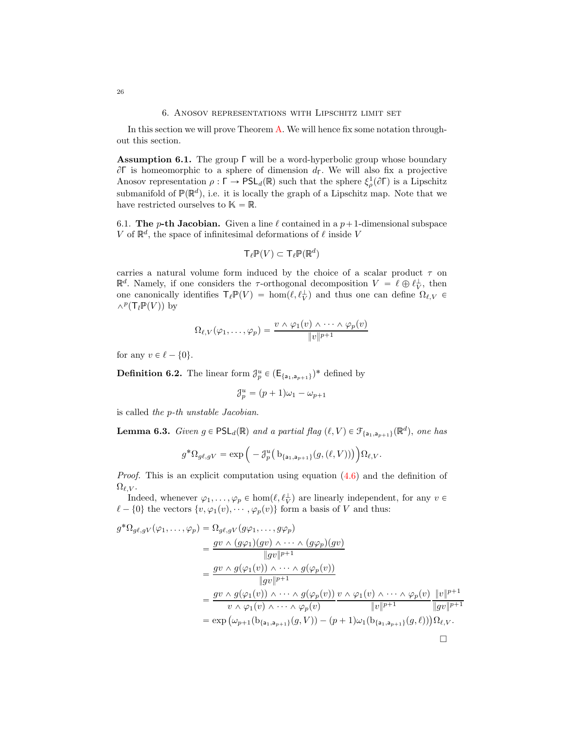## 6. Anosov representations with Lipschitz limit set

In this section we will prove Theorem A. We will hence fix some notation throughout this section.

**Assumption 6.1.** The group $\Gamma$ will be a word-hyperbolic group whose boundary $\partial\Gamma$ is homeomorphic to a sphere of dimension $d_\Gamma$. We will also fix a projective Anosov representation $\rho : \Gamma \to \mathsf{PSL}_d(\mathbb{R})$ such that the sphere $\xi^1_\rho(\partial\Gamma)$ is a Lipschitz submanifold of $\mathbb{P}(\mathbb{R}^d)$, i.e. it is locally the graph of a Lipschitz map. Note that we have restricted ourselves to $\mathbb{K} = \mathbb{R}$.

### 6.1. The $p$-th Jacobian.

Given a line $\ell$ contained in a $p+1$-dimensional subspace $V$ of $\mathbb{R}^d$, the space of infinitesimal deformations of $\ell$ inside $V$

$$\mathsf{T}_\ell\mathbb{P}(V) \subset \mathsf{T}_\ell\mathbb{P}(\mathbb{R}^d)$$

carries a natural volume form induced by the choice of a scalar product $\tau$ on $\mathbb{R}^d$. Namely, if one considers the $\tau$-orthogonal decomposition $V = \ell \oplus \ell_V^\perp$, then one canonically identifies $\mathsf{T}_\ell\mathbb{P}(V) = \hom(\ell, \ell_V^\perp)$ and thus one can define $\Omega_{\ell,V} \in \wedge^p(\mathsf{T}_l\mathbb{P}(V))$ by

$$\Omega_{\ell,V}(\varphi_1, \ldots, \varphi_p) = \frac{v \wedge \varphi_1(v) \wedge \cdots \wedge \varphi_p(v)}{\|v\|^{p+1}}$$

for any $v \in \ell - \{0\}$.

**Definition 6.2.** The linear form $\mathcal{J}^u_p \in (\mathsf{E}_{\{\mathsf{a}_1,\mathsf{a}_{p+1}\}})^*$ defined by

$$\mathcal{J}^u_p = (p+1)\omega_1 - \omega_{p+1}$$

is called *the $p$-th unstable Jacobian.*

**Lemma 6.3.** *Given $g \in \mathsf{PSL}_d(\mathbb{R})$ and a partial flag $(\ell, V) \in \mathcal{F}_{\{\mathsf{a}_1,\mathsf{a}_{p+1}\}}(\mathbb{R}^d)$, one has*

$$g^*\Omega_{g\ell,gV} = \exp\Big(-\mathcal{J}^u_p\big(\mathrm{b}_{\{\mathsf{a}_1,\mathsf{a}_{p+1}\}}(g,(\ell,V))\big)\Big)\Omega_{\ell,V}.$$

*Proof.* This is an explicit computation using equation (4.6) and the definition of $\Omega_{\ell,V}$.

Indeed, whenever $\varphi_1, \ldots, \varphi_p \in \hom(\ell, \ell_V^\perp)$ are linearly independent, for any $v \in \ell - \{0\}$ the vectors $\{v, \varphi_1(v), \cdots, \varphi_p(v)\}$ form a basis of $V$ and thus:

$$\begin{aligned}
g^*\Omega_{g\ell,gV}(\varphi_1, \ldots, \varphi_p) &= \Omega_{g\ell,gV}(g\varphi_1, \ldots, g\varphi_p)\\
&= \frac{gv \wedge (g\varphi_1)(gv) \wedge \cdots \wedge (g\varphi_p)(gv)}{\|gv\|^{p+1}}\\
&= \frac{gv \wedge g(\varphi_1(v)) \wedge \cdots \wedge g(\varphi_p(v))}{\|gv\|^{p+1}}\\
&= \frac{gv \wedge g(\varphi_1(v)) \wedge \cdots \wedge g(\varphi_p(v))}{v \wedge \varphi_1(v) \wedge \cdots \wedge \varphi_p(v)} \frac{v \wedge \varphi_1(v) \wedge \cdots \wedge \varphi_p(v)}{\|v\|^{p+1}} \frac{\|v\|^{p+1}}{\|gv\|^{p+1}}\\
&= \exp\big(\omega_{p+1}(\mathrm{b}_{\{\mathsf{a}_1,\mathsf{a}_{p+1}\}}(g,V)) - (p+1)\omega_1(\mathrm{b}_{\{\mathsf{a}_1,\mathsf{a}_{p+1}\}}(g,\ell))\big)\Omega_{\ell,V}.
\end{aligned}$$

$\square$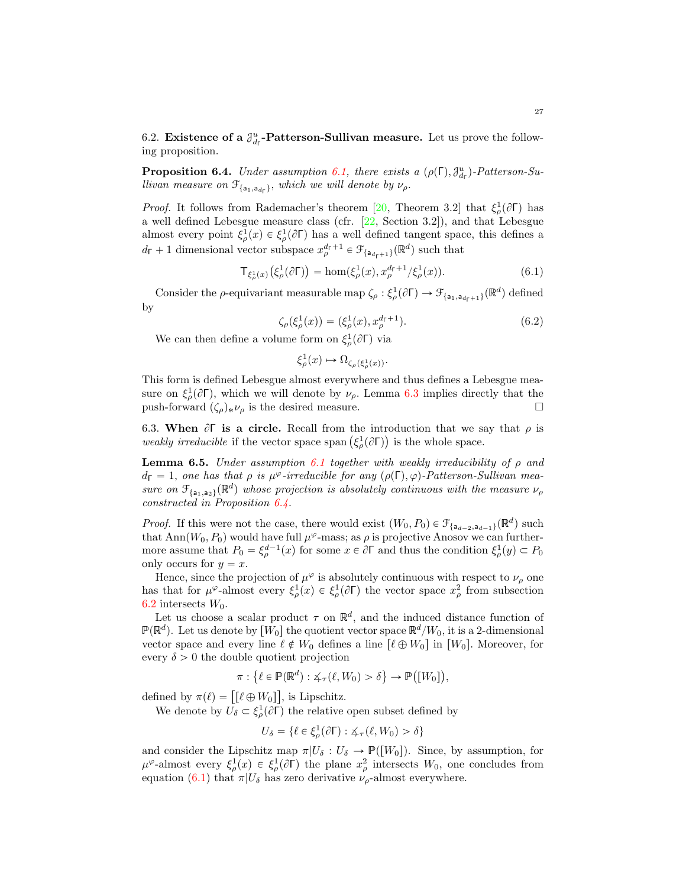6.2. **Existence of a $\mathcal{J}^u_{d_\Gamma}$-Patterson-Sullivan measure.** Let us prove the following proposition.

**Proposition 6.4.** *Under assumption 6.1, there exists a $(\rho(\Gamma), \mathcal{J}^u_{d_\Gamma})$-Patterson-Sullivan measure on $\mathcal{F}_{\{\mathsf{a}_1, \mathsf{a}_{d_\Gamma}\}}$, which we will denote by $\nu_\rho$.*

*Proof.* It follows from Rademacher's theorem [20, Theorem 3.2] that $\xi^1_\rho(\partial\Gamma)$ has a well defined Lebesgue measure class (cfr. [22, Section 3.2]), and that Lebesgue almost every point $\xi^1_\rho(x) \in \xi^1_\rho(\partial\Gamma)$ has a well defined tangent space, this defines a $d_\Gamma + 1$ dimensional vector subspace $x^{d_\Gamma+1}_\rho \in \mathcal{F}_{\{\mathsf{a}_{d_\Gamma+1}\}}(\mathbb{R}^d)$ such that

$$\mathsf{T}_{\xi^1_\rho(x)}\big(\xi^1_\rho(\partial\Gamma)\big) = \hom(\xi^1_\rho(x), x^{d_\Gamma+1}_\rho / \xi^1_\rho(x)). \tag{6.1}$$

Consider the $\rho$-equivariant measurable map $\zeta_\rho : \xi^1_\rho(\partial\Gamma) \to \mathcal{F}_{\{\mathsf{a}_1, \mathsf{a}_{d_\Gamma+1}\}}(\mathbb{R}^d)$ defined by

$$\zeta_\rho(\xi^1_\rho(x)) = (\xi^1_\rho(x), x^{d_\Gamma+1}_\rho). \tag{6.2}$$

We can then define a volume form on $\xi^1_\rho(\partial\Gamma)$ via

$$\xi^1_\rho(x) \mapsto \Omega_{\zeta_\rho(\xi^1_\rho(x))}.$$

This form is defined Lebesgue almost everywhere and thus defines a Lebesgue measure on $\xi^1_\rho(\partial\Gamma)$, which we will denote by $\nu_\rho$. Lemma 6.3 implies directly that the push-forward $(\zeta_\rho)_*\nu_\rho$ is the desired measure. $\square$

6.3. **When $\partial\Gamma$ is a circle.** Recall from the introduction that we say that $\rho$ is *weakly irreducible* if the vector space $\operatorname{span}\big(\xi^1_\rho(\partial\Gamma)\big)$ is the whole space.

**Lemma 6.5.** *Under assumption 6.1 together with weakly irreducibility of $\rho$ and $d_\Gamma = 1$, one has that $\rho$ is $\mu^\varphi$-irreducible for any $(\rho(\Gamma), \varphi)$-Patterson-Sullivan measure on $\mathcal{F}_{\{\mathsf{a}_1, \mathsf{a}_2\}}(\mathbb{R}^d)$ whose projection is absolutely continuous with the measure $\nu_\rho$ constructed in Proposition 6.4.*

*Proof.* If this were not the case, there would exist $(W_0, P_0) \in \mathcal{F}_{\{\mathsf{a}_{d-2}, \mathsf{a}_{d-1}\}}(\mathbb{R}^d)$ such that $\operatorname{Ann}(W_0, P_0)$ would have full $\mu^\varphi$-mass; as $\rho$ is projective Anosov we can furthermore assume that $P_0 = \xi^{d-1}_\rho(x)$ for some $x \in \partial\Gamma$ and thus the condition $\xi^1_\rho(y) \subset P_0$ only occurs for $y = x$.

Hence, since the projection of $\mu^\varphi$ is absolutely continuous with respect to $\nu_\rho$ one has that for $\mu^\varphi$-almost every $\xi^1_\rho(x) \in \xi^1_\rho(\partial\Gamma)$ the vector space $x^2_\rho$ from subsection 6.2 intersects $W_0$.

Let us choose a scalar product $\tau$ on $\mathbb{R}^d$, and the induced distance function of $\mathbb{P}(\mathbb{R}^d)$. Let us denote by $[W_0]$ the quotient vector space $\mathbb{R}^d / W_0$, it is a 2-dimensional vector space and every line $\ell \notin W_0$ defines a line $[\ell \oplus W_0]$ in $[W_0]$. Moreover, for every $\delta > 0$ the double quotient projection

$$\pi : \big\{\ell \in \mathbb{P}(\mathbb{R}^d) : \measuredangle_\tau(\ell, W_0) > \delta\big\} \to \mathbb{P}\big([W_0]\big),$$

defined by $\pi(\ell) = \big[[\ell \oplus W_0]\big]$, is Lipschitz.

We denote by $U_\delta \subset \xi^1_\rho(\partial\Gamma)$ the relative open subset defined by

$$U_\delta = \{\ell \in \xi^1_\rho(\partial\Gamma) : \measuredangle_\tau(\ell, W_0) > \delta\}$$

and consider the Lipschitz map $\pi|U_\delta : U_\delta \to \mathbb{P}([W_0])$. Since, by assumption, for $\mu^\varphi$-almost every $\xi^1_\rho(x) \in \xi^1_\rho(\partial\Gamma)$ the plane $x^2_\rho$ intersects $W_0$, one concludes from equation (6.1) that $\pi|U_\delta$ has zero derivative $\nu_\rho$-almost everywhere.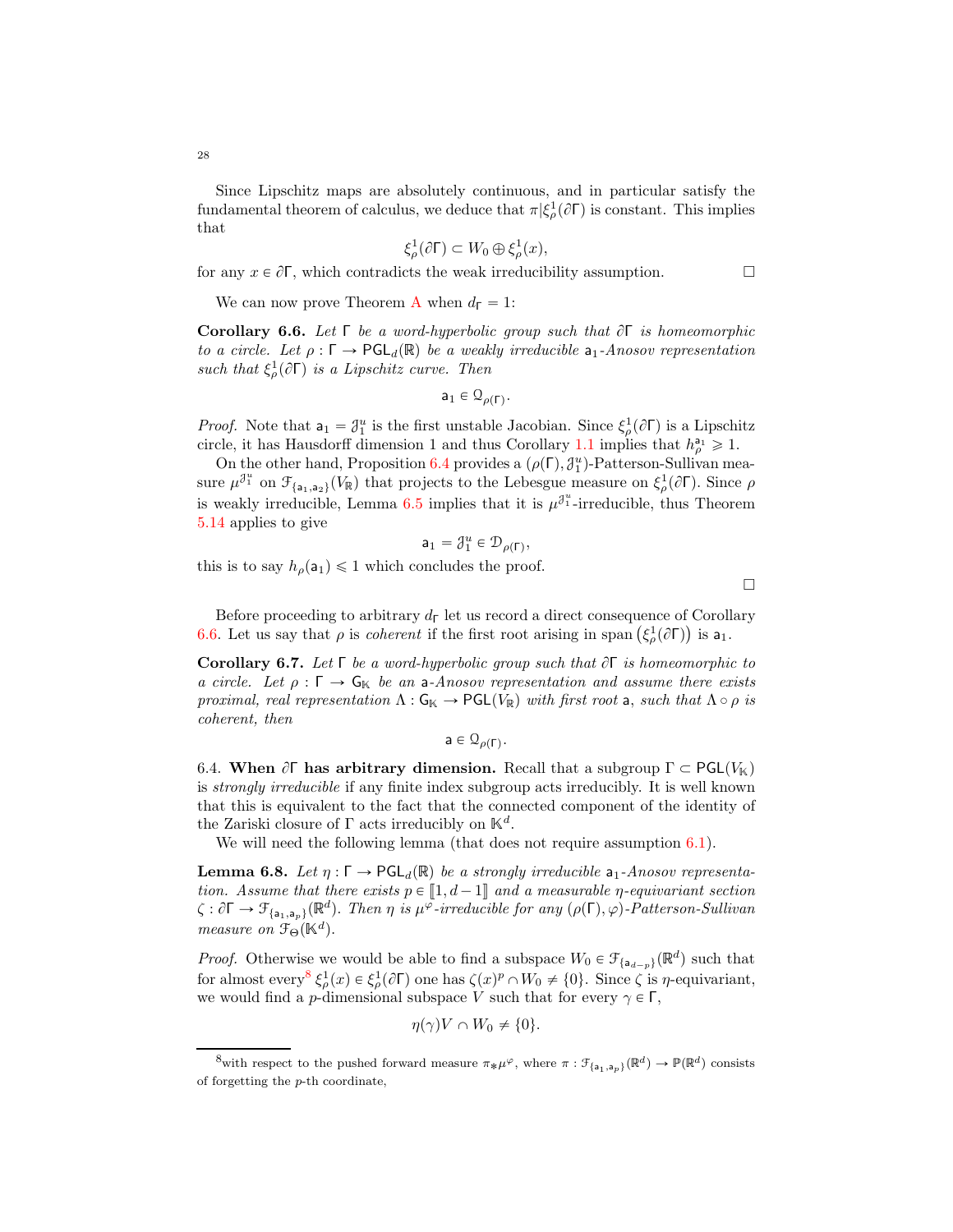Since Lipschitz maps are absolutely continuous, and in particular satisfy the fundamental theorem of calculus, we deduce that $\pi|\xi^1_\rho(\partial\Gamma)$ is constant. This implies that

$$\xi^1_\rho(\partial\Gamma) \subset W_0 \oplus \xi^1_\rho(x),$$

for any $x \in \partial\Gamma$, which contradicts the weak irreducibility assumption. □

We can now prove Theorem A when $d_\Gamma = 1$:

**Corollary 6.6.** *Let $\Gamma$ be a word-hyperbolic group such that $\partial\Gamma$ is homeomorphic to a circle. Let $\rho : \Gamma \to \mathsf{PGL}_d(\mathbb{R})$ be a weakly irreducible $\mathsf{a}_1$-Anosov representation such that $\xi^1_\rho(\partial\Gamma)$ is a Lipschitz curve. Then*

$$\mathsf{a}_1 \in \mathcal{Q}_{\rho(\Gamma)}.$$

*Proof.* Note that $\mathsf{a}_1 = \mathcal{J}^u_1$ is the first unstable Jacobian. Since $\xi^1_\rho(\partial\Gamma)$ is a Lipschitz circle, it has Hausdorff dimension 1 and thus Corollary 1.1 implies that $h^{\mathsf{a}_1}_\rho \geqslant 1$.

On the other hand, Proposition 6.4 provides a $(\rho(\Gamma), \mathcal{J}^u_1)$-Patterson-Sullivan measure $\mu^{\mathcal{J}^u_1}$ on $\mathcal{F}_{\{\mathsf{a}_1,\mathsf{a}_2\}}(V_\mathbb{R})$ that projects to the Lebesgue measure on $\xi^1_\rho(\partial\Gamma)$. Since $\rho$ is weakly irreducible, Lemma 6.5 implies that it is $\mu^{\mathcal{J}^u_1}$-irreducible, thus Theorem 5.14 applies to give

$$\mathsf{a}_1 = \mathcal{J}^u_1 \in \mathcal{D}_{\rho(\Gamma)},$$

this is to say $h_\rho(\mathsf{a}_1) \leqslant 1$ which concludes the proof.

□

Before proceeding to arbitrary $d_\Gamma$ let us record a direct consequence of Corollary 6.6. Let us say that $\rho$ is *coherent* if the first root arising in $\operatorname{span}\left(\xi^1_\rho(\partial\Gamma)\right)$ is $\mathsf{a}_1$.

**Corollary 6.7.** *Let $\Gamma$ be a word-hyperbolic group such that $\partial\Gamma$ is homeomorphic to a circle. Let $\rho : \Gamma \to \mathsf{G}_\mathbb{K}$ be an $\mathsf{a}$-Anosov representation and assume there exists proximal, real representation $\Lambda : \mathsf{G}_\mathbb{K} \to \mathsf{PGL}(V_\mathbb{R})$ with first root $\mathsf{a}$, such that $\Lambda \circ \rho$ is coherent, then*

$$\mathsf{a} \in \mathcal{Q}_{\rho(\Gamma)}.$$

6.4. **When $\partial\Gamma$ has arbitrary dimension.** Recall that a subgroup $\Gamma \subset \mathsf{PGL}(V_\mathbb{K})$ is *strongly irreducible* if any finite index subgroup acts irreducibly. It is well known that this is equivalent to the fact that the connected component of the identity of the Zariski closure of $\Gamma$ acts irreducibly on $\mathbb{K}^d$.

We will need the following lemma (that does not require assumption 6.1).

**Lemma 6.8.** *Let $\eta : \Gamma \to \mathsf{PGL}_d(\mathbb{R})$ be a strongly irreducible $\mathsf{a}_1$-Anosov representation. Assume that there exists $p \in [\![1, d-1]\!]$ and a measurable $\eta$-equivariant section $\zeta : \partial\Gamma \to \mathcal{F}_{\{\mathsf{a}_1,\mathsf{a}_p\}}(\mathbb{R}^d)$. Then $\eta$ is $\mu^\varphi$-irreducible for any $(\rho(\Gamma), \varphi)$-Patterson-Sullivan measure on $\mathcal{F}_\Theta(\mathbb{K}^d)$.*

*Proof.* Otherwise we would be able to find a subspace $W_0 \in \mathcal{F}_{\{\mathsf{a}_{d-p}\}}(\mathbb{R}^d)$ such that for almost every[8] $\xi^1_\rho(x) \in \xi^1_\rho(\partial\Gamma)$ one has $\zeta(x)^p \cap W_0 \neq \{0\}$. Since $\zeta$ is $\eta$-equivariant, we would find a $p$-dimensional subspace $V$ such that for every $\gamma \in \Gamma$,

$$\eta(\gamma)V \cap W_0 \neq \{0\}.$$

[8] with respect to the pushed forward measure $\pi_*\mu^\varphi$, where $\pi : \mathcal{F}_{\{\mathsf{a}_1,\mathsf{a}_p\}}(\mathbb{R}^d) \to \mathbb{P}(\mathbb{R}^d)$ consists of forgetting the $p$-th coordinate,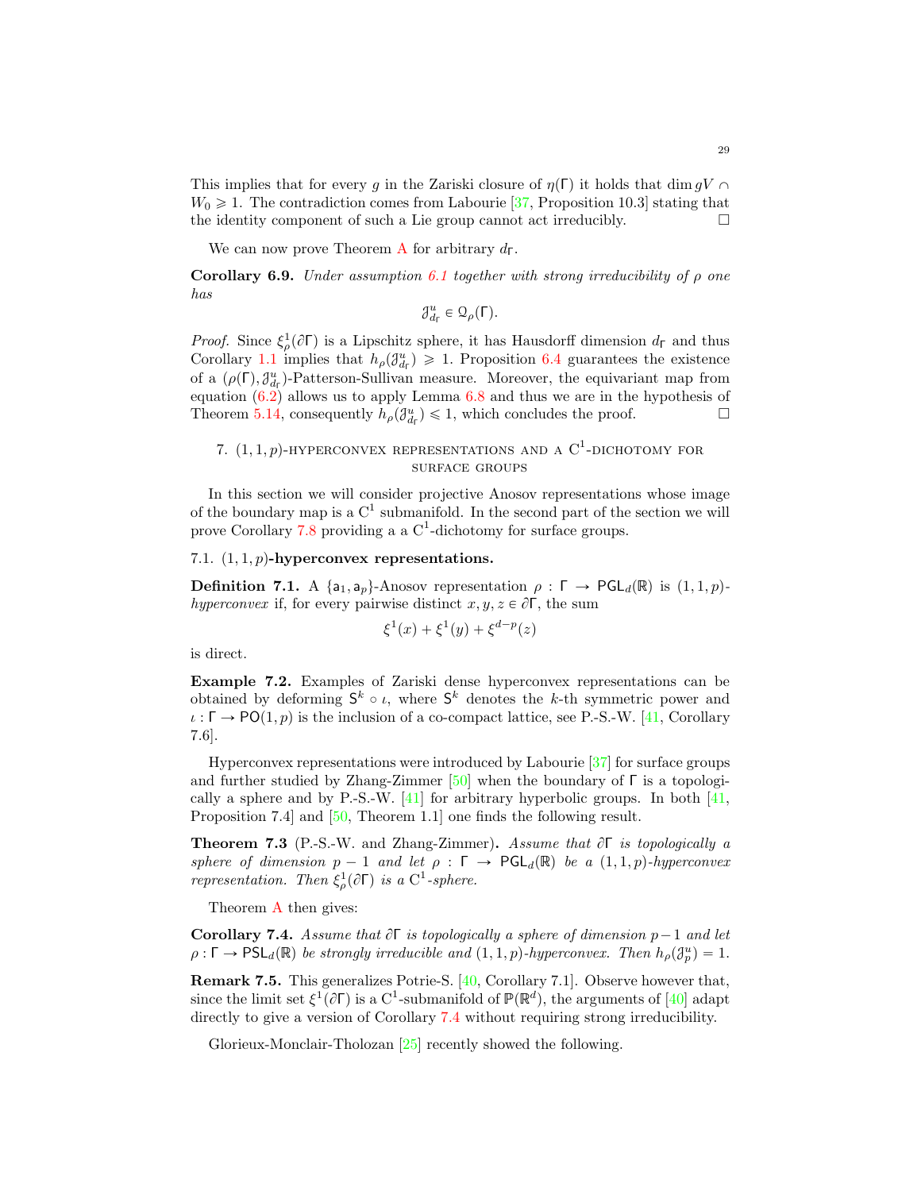This implies that for every $g$ in the Zariski closure of $\eta(\Gamma)$ it holds that $\dim gV \cap W_0 \geqslant 1$. The contradiction comes from Labourie [37, Proposition 10.3] stating that the identity component of such a Lie group cannot act irreducibly. $\square$

We can now prove Theorem A for arbitrary $d_\Gamma$.

**Corollary 6.9.** *Under assumption 6.1 together with strong irreducibility of $\rho$ one has*

$$\mathcal{J}^u_{d_\Gamma} \in \mathcal{Q}_\rho(\Gamma).$$

*Proof.* Since $\xi^1_\rho(\partial\Gamma)$ is a Lipschitz sphere, it has Hausdorff dimension $d_\Gamma$ and thus Corollary 1.1 implies that $h_\rho(\mathcal{J}^u_{d_\Gamma}) \geqslant 1$. Proposition 6.4 guarantees the existence of a $(\rho(\Gamma), \mathcal{J}^u_{d_\Gamma})$-Patterson-Sullivan measure. Moreover, the equivariant map from equation (6.2) allows us to apply Lemma 6.8 and thus we are in the hypothesis of Theorem 5.14, consequently $h_\rho(\mathcal{J}^u_{d_\Gamma}) \leqslant 1$, which concludes the proof. $\square$

## 7. $(1,1,p)$-hyperconvex representations and a $\mathrm{C}^1$-dichotomy for surface groups

In this section we will consider projective Anosov representations whose image of the boundary map is a $\mathrm{C}^1$ submanifold. In the second part of the section we will prove Corollary 7.8 providing a a $\mathrm{C}^1$-dichotomy for surface groups.

### 7.1. $(1,1,p)$-hyperconvex representations.

**Definition 7.1.** A $\{\mathsf{a}_1, \mathsf{a}_p\}$-Anosov representation $\rho : \Gamma \to \mathsf{PGL}_d(\mathbb{R})$ is *$(1,1,p)$-hyperconvex* if, for every pairwise distinct $x, y, z \in \partial\Gamma$, the sum

$$\xi^1(x) + \xi^1(y) + \xi^{d-p}(z)$$

is direct.

**Example 7.2.** Examples of Zariski dense hyperconvex representations can be obtained by deforming $\mathsf{S}^k \circ \iota$, where $\mathsf{S}^k$ denotes the $k$-th symmetric power and $\iota : \Gamma \to \mathsf{PO}(1,p)$ is the inclusion of a co-compact lattice, see P.-S.-W. [41, Corollary 7.6].

Hyperconvex representations were introduced by Labourie [37] for surface groups and further studied by Zhang-Zimmer [50] when the boundary of $\Gamma$ is a topologically a sphere and by P.-S.-W. [41] for arbitrary hyperbolic groups. In both [41, Proposition 7.4] and [50, Theorem 1.1] one finds the following result.

**Theorem 7.3** (P.-S.-W. and Zhang-Zimmer)**.** *Assume that $\partial\Gamma$ is topologically a sphere of dimension $p-1$ and let $\rho : \Gamma \to \mathsf{PGL}_d(\mathbb{R})$ be a $(1,1,p)$-hyperconvex representation. Then $\xi^1_\rho(\partial\Gamma)$ is a $\mathrm{C}^1$-sphere.*

Theorem A then gives:

**Corollary 7.4.** *Assume that $\partial\Gamma$ is topologically a sphere of dimension $p-1$ and let $\rho : \Gamma \to \mathsf{PSL}_d(\mathbb{R})$ be strongly irreducible and $(1,1,p)$-hyperconvex. Then $h_\rho(\mathcal{J}^u_p) = 1$.*

**Remark 7.5.** This generalizes Potrie-S. [40, Corollary 7.1]. Observe however that, since the limit set $\xi^1(\partial\Gamma)$ is a $\mathrm{C}^1$-submanifold of $\mathbb{P}(\mathbb{R}^d)$, the arguments of [40] adapt directly to give a version of Corollary 7.4 without requiring strong irreducibility.

Glorieux-Monclair-Tholozan [25] recently showed the following.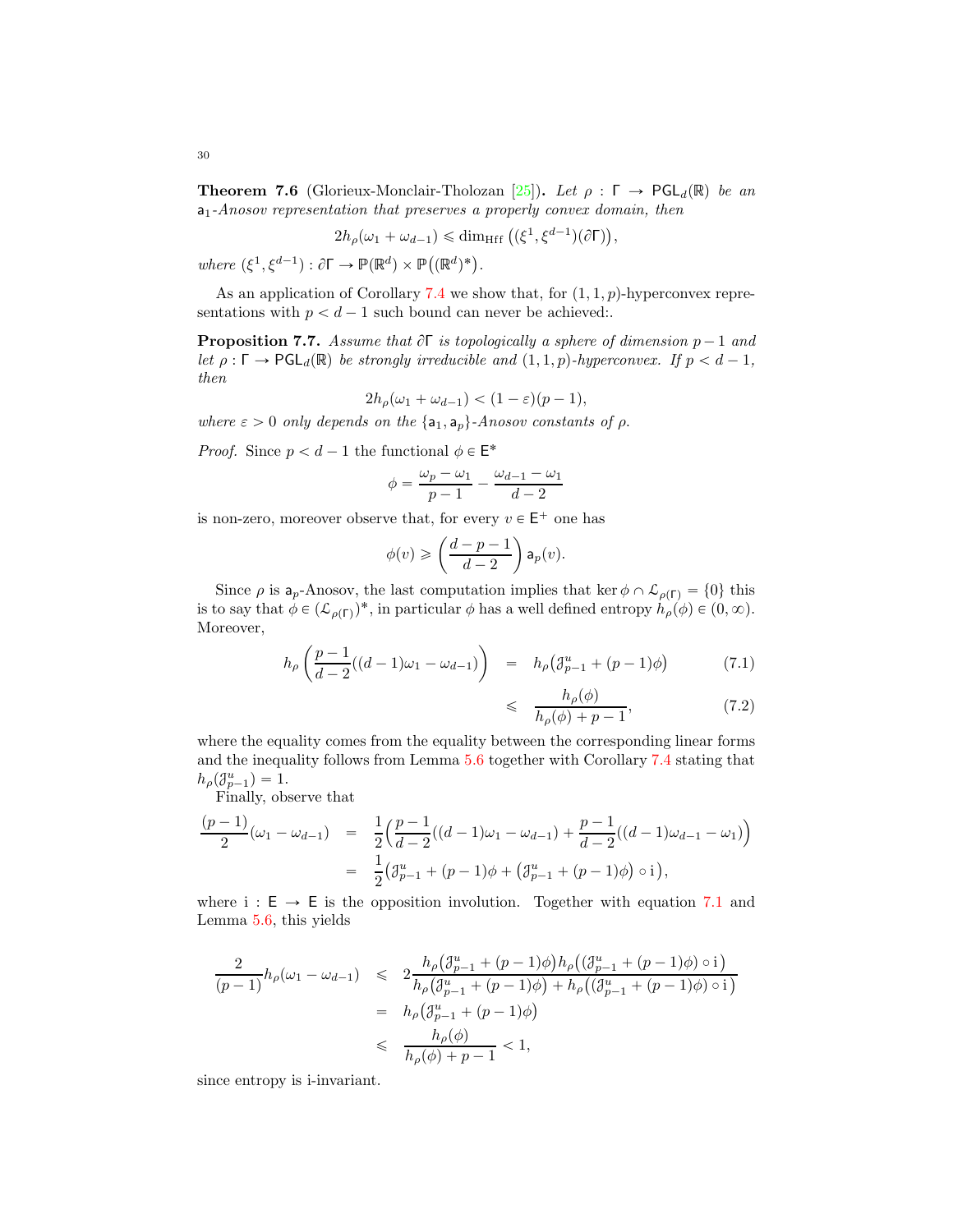**Theorem 7.6** (Glorieux-Monclair-Tholozan [25])**.** *Let $\rho : \Gamma \to \mathsf{PGL}_d(\mathbb{R})$ be an $\mathsf{a}_1$-Anosov representation that preserves a properly convex domain, then*

$$2h_\rho(\omega_1 + \omega_{d-1}) \leqslant \dim_{\mathrm{Hff}}\left((\xi^1, \xi^{d-1})(\partial\Gamma)\right),$$

*where $(\xi^1, \xi^{d-1}) : \partial\Gamma \to \mathbb{P}(\mathbb{R}^d) \times \mathbb{P}\big((\mathbb{R}^d)^*\big)$.*

As an application of Corollary 7.4 we show that, for $(1,1,p)$-hyperconvex representations with $p < d-1$ such bound can never be achieved:.

**Proposition 7.7.** *Assume that $\partial\Gamma$ is topologically a sphere of dimension $p-1$ and let $\rho : \Gamma \to \mathsf{PGL}_d(\mathbb{R})$ be strongly irreducible and $(1,1,p)$-hyperconvex. If $p < d-1$, then*

$$2h_\rho(\omega_1 + \omega_{d-1}) < (1-\varepsilon)(p-1),$$

*where $\varepsilon > 0$ only depends on the $\{\mathsf{a}_1, \mathsf{a}_p\}$-Anosov constants of $\rho$.*

*Proof.* Since $p < d-1$ the functional $\phi \in \mathsf{E}^*$

$$\phi = \frac{\omega_p - \omega_1}{p-1} - \frac{\omega_{d-1} - \omega_1}{d-2}$$

is non-zero, moreover observe that, for every $v \in \mathsf{E}^+$ one has

$$\phi(v) \geqslant \left(\frac{d-p-1}{d-2}\right)\mathsf{a}_p(v).$$

Since $\rho$ is $\mathsf{a}_p$-Anosov, the last computation implies that $\ker\phi \cap \mathcal{L}_{\rho(\Gamma)} = \{0\}$ this is to say that $\phi \in (\mathcal{L}_{\rho(\Gamma)})^*$, in particular $\phi$ has a well defined entropy $h_\rho(\phi) \in (0,\infty)$. Moreover,

$$\begin{aligned}
h_\rho\left(\frac{p-1}{d-2}((d-1)\omega_1 - \omega_{d-1})\right) &= h_\rho\big(\mathcal{J}^u_{p-1} + (p-1)\phi\big) && (7.1)\\
&\leqslant \frac{h_\rho(\phi)}{h_\rho(\phi) + p - 1}, && (7.2)
\end{aligned}$$

where the equality comes from the equality between the corresponding linear forms and the inequality follows from Lemma 5.6 together with Corollary 7.4 stating that $h_\rho(\mathcal{J}^u_{p-1}) = 1$.

Finally, observe that

$$\begin{aligned}
\frac{(p-1)}{2}(\omega_1 - \omega_{d-1}) &= \frac{1}{2}\Big(\frac{p-1}{d-2}((d-1)\omega_1 - \omega_{d-1}) + \frac{p-1}{d-2}((d-1)\omega_{d-1} - \omega_1)\Big)\\
&= \frac{1}{2}\big(\mathcal{J}^u_{p-1} + (p-1)\phi + \big(\mathcal{J}^u_{p-1} + (p-1)\phi\big)\circ \mathrm{i}\big),
\end{aligned}$$

where $\mathrm{i} : \mathsf{E} \to \mathsf{E}$ is the opposition involution. Together with equation 7.1 and Lemma 5.6, this yields

$$\begin{aligned}
\frac{2}{(p-1)}h_\rho(\omega_1 - \omega_{d-1}) &\leqslant 2\frac{h_\rho\big(\mathcal{J}^u_{p-1} + (p-1)\phi\big)h_\rho\big(\big(\mathcal{J}^u_{p-1} + (p-1)\phi\big)\circ \mathrm{i}\big)}{h_\rho\big(\mathcal{J}^u_{p-1} + (p-1)\phi\big) + h_\rho\big(\big(\mathcal{J}^u_{p-1} + (p-1)\phi\big)\circ \mathrm{i}\big)}\\
&= h_\rho\big(\mathcal{J}^u_{p-1} + (p-1)\phi\big)\\
&\leqslant \frac{h_\rho(\phi)}{h_\rho(\phi) + p - 1} < 1,
\end{aligned}$$

since entropy is i-invariant.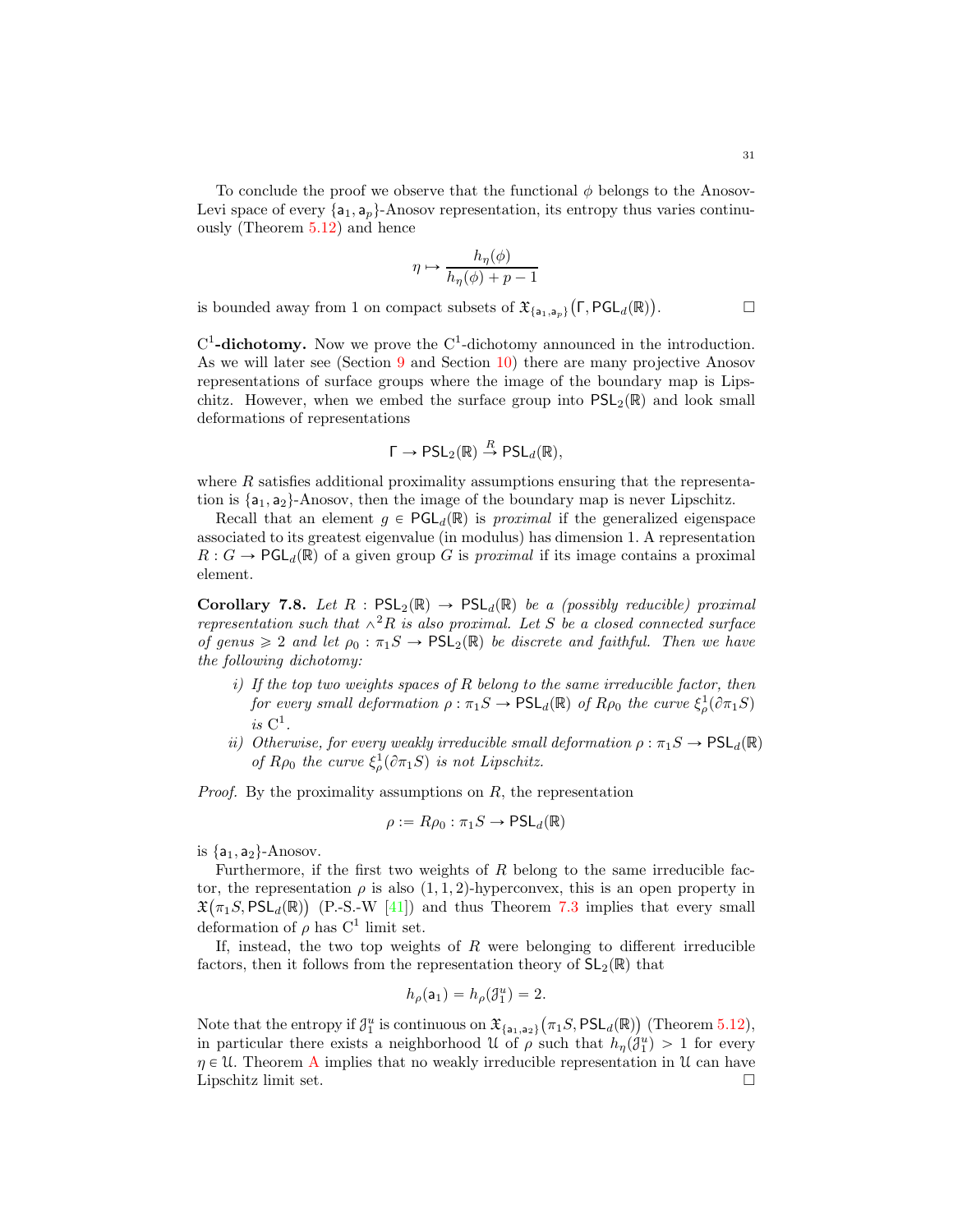To conclude the proof we observe that the functional $\phi$ belongs to the Anosov-Levi space of every $\{\mathsf{a}_1, \mathsf{a}_p\}$-Anosov representation, its entropy thus varies continuously (Theorem 5.12) and hence

$$\eta \mapsto \frac{h_\eta(\phi)}{h_\eta(\phi) + p - 1}$$

is bounded away from 1 on compact subsets of $\mathfrak{X}_{\{\mathsf{a}_1,\mathsf{a}_p\}}\big(\Gamma, \mathsf{PGL}_d(\mathbb{R})\big)$. $\square$

**C$^1$-dichotomy.** Now we prove the C$^1$-dichotomy announced in the introduction. As we will later see (Section 9 and Section 10) there are many projective Anosov representations of surface groups where the image of the boundary map is Lipschitz. However, when we embed the surface group into $\mathsf{PSL}_2(\mathbb{R})$ and look small deformations of representations

$$\Gamma \to \mathsf{PSL}_2(\mathbb{R}) \xrightarrow{R} \mathsf{PSL}_d(\mathbb{R}),$$

where $R$ satisfies additional proximality assumptions ensuring that the representation is $\{\mathsf{a}_1, \mathsf{a}_2\}$-Anosov, then the image of the boundary map is never Lipschitz.

Recall that an element $g \in \mathsf{PGL}_d(\mathbb{R})$ is *proximal* if the generalized eigenspace associated to its greatest eigenvalue (in modulus) has dimension 1. A representation $R : G \to \mathsf{PGL}_d(\mathbb{R})$ of a given group $G$ is *proximal* if its image contains a proximal element.

**Corollary 7.8.** *Let $R : \mathsf{PSL}_2(\mathbb{R}) \to \mathsf{PSL}_d(\mathbb{R})$ be a (possibly reducible) proximal representation such that $\wedge^2 R$ is also proximal. Let $S$ be a closed connected surface of genus $\geqslant 2$ and let $\rho_0 : \pi_1 S \to \mathsf{PSL}_2(\mathbb{R})$ be discrete and faithful. Then we have the following dichotomy:*

- *i) If the top two weights spaces of $R$ belong to the same irreducible factor, then for every small deformation $\rho : \pi_1 S \to \mathsf{PSL}_d(\mathbb{R})$ of $R\rho_0$ the curve $\xi^1_\rho(\partial \pi_1 S)$ is C$^1$.*
- *ii) Otherwise, for every weakly irreducible small deformation $\rho : \pi_1 S \to \mathsf{PSL}_d(\mathbb{R})$ of $R\rho_0$ the curve $\xi^1_\rho(\partial \pi_1 S)$ is not Lipschitz.*

*Proof.* By the proximality assumptions on $R$, the representation

$$\rho := R\rho_0 : \pi_1 S \to \mathsf{PSL}_d(\mathbb{R})$$

is $\{\mathsf{a}_1, \mathsf{a}_2\}$-Anosov.

Furthermore, if the first two weights of $R$ belong to the same irreducible factor, the representation $\rho$ is also $(1,1,2)$-hyperconvex, this is an open property in $\mathfrak{X}\big(\pi_1 S, \mathsf{PSL}_d(\mathbb{R})\big)$ (P.-S.-W [41]) and thus Theorem 7.3 implies that every small deformation of $\rho$ has C$^1$ limit set.

If, instead, the two top weights of $R$ were belonging to different irreducible factors, then it follows from the representation theory of $\mathsf{SL}_2(\mathbb{R})$ that

$$h_\rho(\mathsf{a}_1) = h_\rho(\mathcal{J}^u_1) = 2.$$

Note that the entropy if $\mathcal{J}^u_1$ is continuous on $\mathfrak{X}_{\{\mathsf{a}_1,\mathsf{a}_2\}}\big(\pi_1 S, \mathsf{PSL}_d(\mathbb{R})\big)$ (Theorem 5.12), in particular there exists a neighborhood $\mathcal{U}$ of $\rho$ such that $h_\eta(\mathcal{J}^u_1) > 1$ for every $\eta \in \mathcal{U}$. Theorem A implies that no weakly irreducible representation in $\mathcal{U}$ can have Lipschitz limit set. $\square$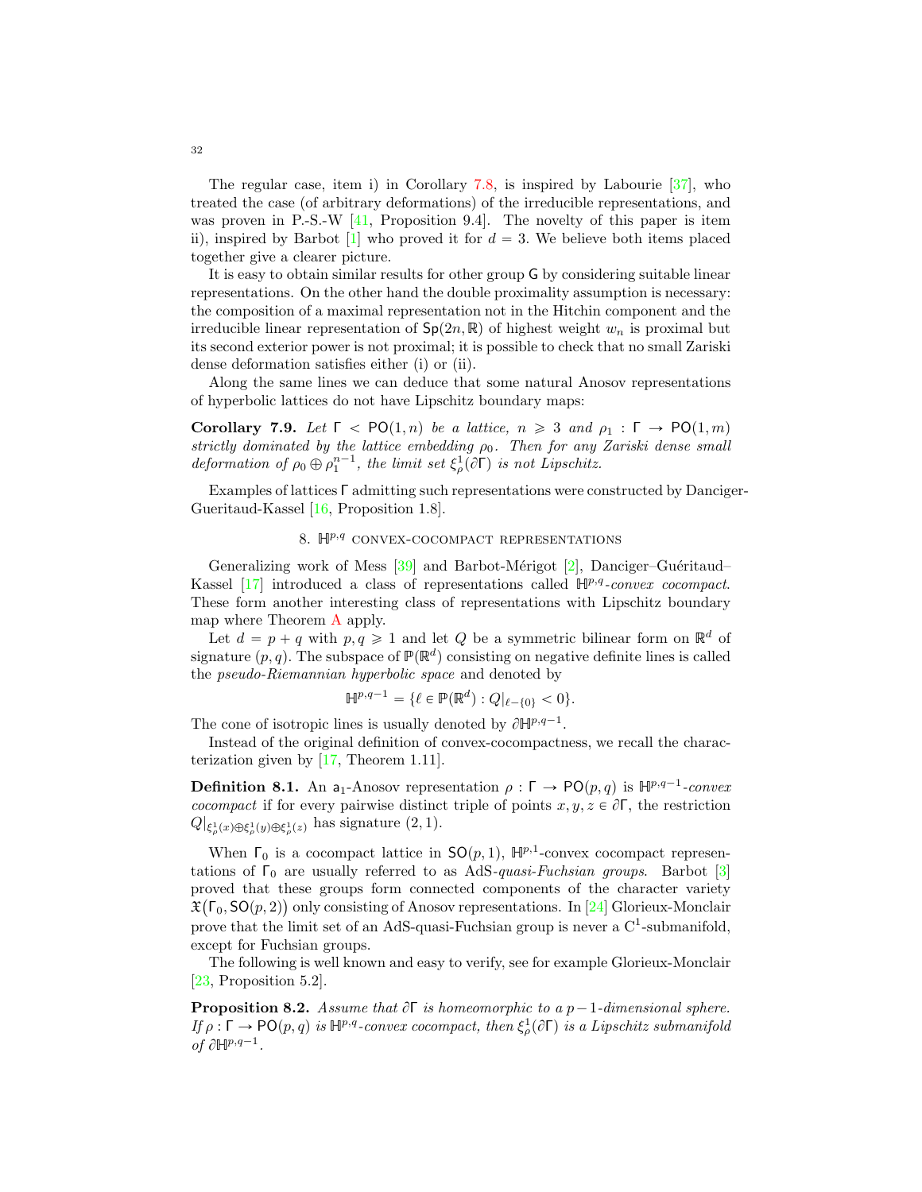The regular case, item i) in Corollary 7.8, is inspired by Labourie [37], who treated the case (of arbitrary deformations) of the irreducible representations, and was proven in P.-S.-W [41, Proposition 9.4]. The novelty of this paper is item ii), inspired by Barbot [1] who proved it for $d = 3$. We believe both items placed together give a clearer picture.

It is easy to obtain similar results for other group $\mathsf{G}$ by considering suitable linear representations. On the other hand the double proximality assumption is necessary: the composition of a maximal representation not in the Hitchin component and the irreducible linear representation of $\mathsf{Sp}(2n, \mathbb{R})$ of highest weight $w_n$ is proximal but its second exterior power is not proximal; it is possible to check that no small Zariski dense deformation satisfies either (i) or (ii).

Along the same lines we can deduce that some natural Anosov representations of hyperbolic lattices do not have Lipschitz boundary maps:

**Corollary 7.9.** *Let $\Gamma < \mathsf{PO}(1, n)$ be a lattice, $n \geqslant 3$ and $\rho_1 : \Gamma \to \mathsf{PO}(1, m)$ strictly dominated by the lattice embedding $\rho_0$. Then for any Zariski dense small deformation of $\rho_0 \oplus \rho_1^{n-1}$, the limit set $\xi^1_\rho(\partial\Gamma)$ is not Lipschitz.*

Examples of lattices $\Gamma$ admitting such representations were constructed by Danciger-Gueritaud-Kassel [16, Proposition 1.8].

## 8. $\mathbb{H}^{p,q}$ convex-cocompact representations

Generalizing work of Mess [39] and Barbot-Mérigot [2], Danciger–Guéritaud–Kassel [17] introduced a class of representations called $\mathbb{H}^{p,q}$*-convex cocompact*. These form another interesting class of representations with Lipschitz boundary map where Theorem A apply.

Let $d = p + q$ with $p, q \geqslant 1$ and let $Q$ be a symmetric bilinear form on $\mathbb{R}^d$ of signature $(p, q)$. The subspace of $\mathbb{P}(\mathbb{R}^d)$ consisting on negative definite lines is called the *pseudo-Riemannian hyperbolic space* and denoted by

$$\mathbb{H}^{p,q-1} = \{\ell \in \mathbb{P}(\mathbb{R}^d) : Q|_{\ell - \{0\}} < 0\}.$$

The cone of isotropic lines is usually denoted by $\partial\mathbb{H}^{p,q-1}$.

Instead of the original definition of convex-cocompactness, we recall the characterization given by [17, Theorem 1.11].

**Definition 8.1.** An $\mathsf{a}_1$-Anosov representation $\rho : \Gamma \to \mathsf{PO}(p, q)$ is $\mathbb{H}^{p,q-1}$*-convex cocompact* if for every pairwise distinct triple of points $x, y, z \in \partial\Gamma$, the restriction $Q|_{\xi^1_\rho(x)\oplus\xi^1_\rho(y)\oplus\xi^1_\rho(z)}$ has signature $(2, 1)$.

When $\Gamma_0$ is a cocompact lattice in $\mathsf{SO}(p, 1)$, $\mathbb{H}^{p,1}$-convex cocompact representations of $\Gamma_0$ are usually referred to as AdS*-quasi-Fuchsian groups*. Barbot [3] proved that these groups form connected components of the character variety $\mathfrak{X}\big(\Gamma_0, \mathsf{SO}(p, 2)\big)$ only consisting of Anosov representations. In [24] Glorieux-Monclair prove that the limit set of an AdS-quasi-Fuchsian group is never a $\mathrm{C}^1$-submanifold, except for Fuchsian groups.

The following is well known and easy to verify, see for example Glorieux-Monclair [23, Proposition 5.2].

**Proposition 8.2.** *Assume that $\partial\Gamma$ is homeomorphic to a $p-1$-dimensional sphere. If $\rho : \Gamma \to \mathsf{PO}(p, q)$ is $\mathbb{H}^{p,q}$-convex cocompact, then $\xi^1_\rho(\partial\Gamma)$ is a Lipschitz submanifold of $\partial\mathbb{H}^{p,q-1}$.*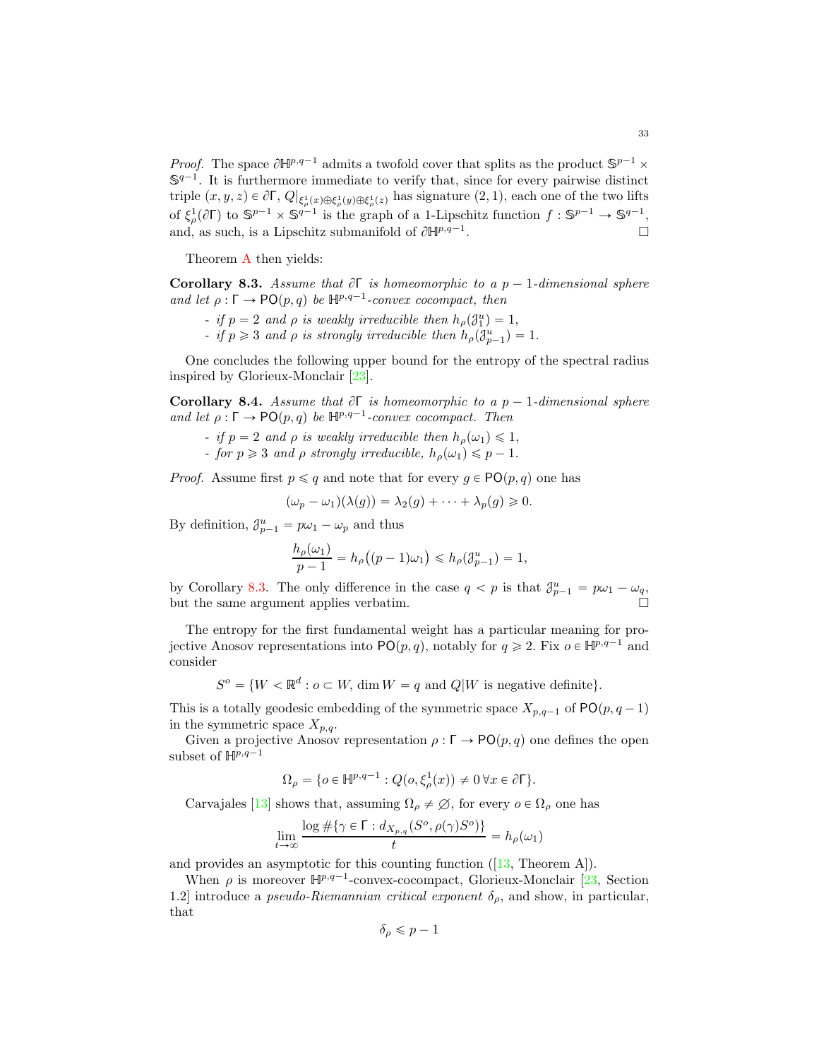*Proof.* The space $\partial\mathbb{H}^{p,q-1}$ admits a twofold cover that splits as the product $\mathbb{S}^{p-1} \times \mathbb{S}^{q-1}$. It is furthermore immediate to verify that, since for every pairwise distinct triple $(x, y, z) \in \partial\Gamma$, $Q|_{\xi^1_\rho(x)\oplus\xi^1_\rho(y)\oplus\xi^1_\rho(z)}$ has signature $(2, 1)$, each one of the two lifts of $\xi^1_\rho(\partial\Gamma)$ to $\mathbb{S}^{p-1} \times \mathbb{S}^{q-1}$ is the graph of a 1-Lipschitz function $f : \mathbb{S}^{p-1} \to \mathbb{S}^{q-1}$, and, as such, is a Lipschitz submanifold of $\partial\mathbb{H}^{p,q-1}$. $\square$

Theorem A then yields:

**Corollary 8.3.** *Assume that $\partial\Gamma$ is homeomorphic to a $p-1$-dimensional sphere and let $\rho : \Gamma \to \mathsf{PO}(p, q)$ be $\mathbb{H}^{p,q-1}$-convex cocompact, then*

- *if $p = 2$ and $\rho$ is weakly irreducible then $h_\rho(\mathfrak{J}^u_1) = 1$,*
- *if $p \geqslant 3$ and $\rho$ is strongly irreducible then $h_\rho(\mathfrak{J}^u_{p-1}) = 1$.*

One concludes the following upper bound for the entropy of the spectral radius inspired by Glorieux-Monclair [23].

**Corollary 8.4.** *Assume that $\partial\Gamma$ is homeomorphic to a $p-1$-dimensional sphere and let $\rho : \Gamma \to \mathsf{PO}(p, q)$ be $\mathbb{H}^{p,q-1}$-convex cocompact. Then*

- *if $p = 2$ and $\rho$ is weakly irreducible then $h_\rho(\omega_1) \leqslant 1$,*
- *for $p \geqslant 3$ and $\rho$ strongly irreducible, $h_\rho(\omega_1) \leqslant p - 1$.*

*Proof.* Assume first $p \leqslant q$ and note that for every $g \in \mathsf{PO}(p, q)$ one has

$$(\omega_p - \omega_1)(\lambda(g)) = \lambda_2(g) + \cdots + \lambda_p(g) \geqslant 0.$$

By definition, $\mathfrak{J}^u_{p-1} = p\omega_1 - \omega_p$ and thus

$$\frac{h_\rho(\omega_1)}{p-1} = h_\rho\big((p-1)\omega_1\big) \leqslant h_\rho(\mathfrak{J}^u_{p-1}) = 1,$$

by Corollary 8.3. The only difference in the case $q < p$ is that $\mathfrak{J}^u_{p-1} = p\omega_1 - \omega_q$, but the same argument applies verbatim. $\square$

The entropy for the first fundamental weight has a particular meaning for projective Anosov representations into $\mathsf{PO}(p, q)$, notably for $q \geqslant 2$. Fix $o \in \mathbb{H}^{p,q-1}$ and consider

$$S^o = \{W < \mathbb{R}^d : o \subset W, \dim W = q \text{ and } Q|W \text{ is negative definite}\}.$$

This is a totally geodesic embedding of the symmetric space $X_{p,q-1}$ of $\mathsf{PO}(p, q-1)$ in the symmetric space $X_{p,q}$.

Given a projective Anosov representation $\rho : \Gamma \to \mathsf{PO}(p, q)$ one defines the open subset of $\mathbb{H}^{p,q-1}$

$$\Omega_\rho = \{o \in \mathbb{H}^{p,q-1} : Q(o, \xi^1_\rho(x)) \neq 0 \, \forall x \in \partial\Gamma\}.$$

Carvajales [13] shows that, assuming $\Omega_\rho \neq \varnothing$, for every $o \in \Omega_\rho$ one has

$$\lim_{t\to\infty} \frac{\log \#\{\gamma \in \Gamma : d_{X_{p,q}}(S^o, \rho(\gamma)S^o)\}}{t} = h_\rho(\omega_1)$$

and provides an asymptotic for this counting function ([13, Theorem A]).

When $\rho$ is moreover $\mathbb{H}^{p,q-1}$-convex-cocompact, Glorieux-Monclair [23, Section 1.2] introduce a *pseudo-Riemannian critical exponent* $\delta_\rho$, and show, in particular, that

$$\delta_\rho \leqslant p - 1$$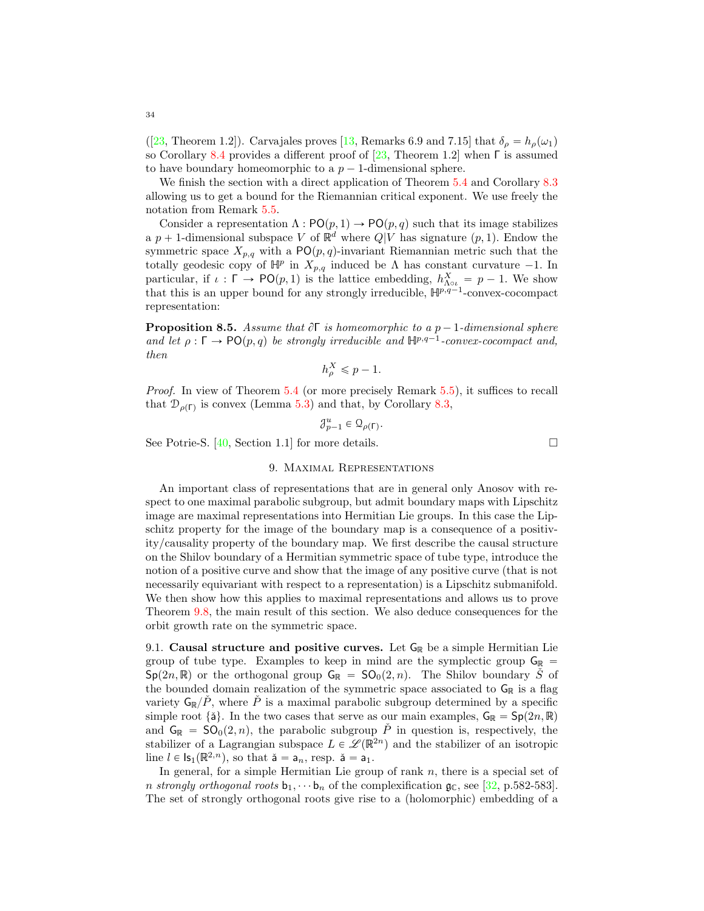([23, Theorem 1.2]). Carvajales proves [13, Remarks 6.9 and 7.15] that $\delta_\rho = h_\rho(\omega_1)$ so Corollary 8.4 provides a different proof of [23, Theorem 1.2] when $\Gamma$ is assumed to have boundary homeomorphic to a $p-1$-dimensional sphere.

We finish the section with a direct application of Theorem 5.4 and Corollary 8.3 allowing us to get a bound for the Riemannian critical exponent. We use freely the notation from Remark 5.5.

Consider a representation $\Lambda : \mathsf{PO}(p,1) \to \mathsf{PO}(p,q)$ such that its image stabilizes a $p+1$-dimensional subspace $V$ of $\mathbb{R}^d$ where $Q|V$ has signature $(p,1)$. Endow the symmetric space $X_{p,q}$ with a $\mathsf{PO}(p,q)$-invariant Riemannian metric such that the totally geodesic copy of $\mathbb{H}^p$ in $X_{p,q}$ induced be $\Lambda$ has constant curvature $-1$. In particular, if $\iota : \Gamma \to \mathsf{PO}(p,1)$ is the lattice embedding, $h^X_{\Lambda\circ\iota} = p-1$. We show that this is an upper bound for any strongly irreducible, $\mathbb{H}^{p,q-1}$-convex-cocompact representation:

**Proposition 8.5.** *Assume that $\partial\Gamma$ is homeomorphic to a $p-1$-dimensional sphere and let $\rho : \Gamma \to \mathsf{PO}(p,q)$ be strongly irreducible and $\mathbb{H}^{p,q-1}$-convex-cocompact and, then*

$$h^X_\rho \leqslant p-1.$$

*Proof.* In view of Theorem 5.4 (or more precisely Remark 5.5), it suffices to recall that $\mathcal{D}_{\rho(\Gamma)}$ is convex (Lemma 5.3) and that, by Corollary 8.3,

$$\mathcal{J}^u_{p-1} \in \mathcal{Q}_{\rho(\Gamma)}.$$

See Potrie-S. [40, Section 1.1] for more details. $\square$

## 9. Maximal Representations

An important class of representations that are in general only Anosov with respect to one maximal parabolic subgroup, but admit boundary maps with Lipschitz image are maximal representations into Hermitian Lie groups. In this case the Lipschitz property for the image of the boundary map is a consequence of a positivity/causality property of the boundary map. We first describe the causal structure on the Shilov boundary of a Hermitian symmetric space of tube type, introduce the notion of a positive curve and show that the image of any positive curve (that is not necessarily equivariant with respect to a representation) is a Lipschitz submanifold. We then show how this applies to maximal representations and allows us to prove Theorem 9.8, the main result of this section. We also deduce consequences for the orbit growth rate on the symmetric space.

### 9.1. Causal structure and positive curves.

Let $\mathsf{G}_\mathbb{R}$ be a simple Hermitian Lie group of tube type. Examples to keep in mind are the symplectic group $\mathsf{G}_\mathbb{R} = \mathsf{Sp}(2n,\mathbb{R})$ or the orthogonal group $\mathsf{G}_\mathbb{R} = \mathsf{SO}_0(2,n)$. The Shilov boundary $\check{S}$ of the bounded domain realization of the symmetric space associated to $\mathsf{G}_\mathbb{R}$ is a flag variety $\mathsf{G}_\mathbb{R}/\check{P}$, where $\check{P}$ is a maximal parabolic subgroup determined by a specific simple root $\{\check{\mathsf{a}}\}$. In the two cases that serve as our main examples, $\mathsf{G}_\mathbb{R} = \mathsf{Sp}(2n,\mathbb{R})$ and $\mathsf{G}_\mathbb{R} = \mathsf{SO}_0(2,n)$, the parabolic subgroup $\check{P}$ in question is, respectively, the stabilizer of a Lagrangian subspace $L \in \mathscr{L}(\mathbb{R}^{2n})$ and the stabilizer of an isotropic line $l \in \mathsf{Is}_1(\mathbb{R}^{2,n})$, so that $\check{\mathsf{a}} = \mathsf{a}_n$, resp. $\check{\mathsf{a}} = \mathsf{a}_1$.

In general, for a simple Hermitian Lie group of rank $n$, there is a special set of $n$ *strongly orthogonal roots* $\mathsf{b}_1, \cdots \mathsf{b}_n$ of the complexification $\mathfrak{g}_\mathbb{C}$, see [32, p.582-583]. The set of strongly orthogonal roots give rise to a (holomorphic) embedding of a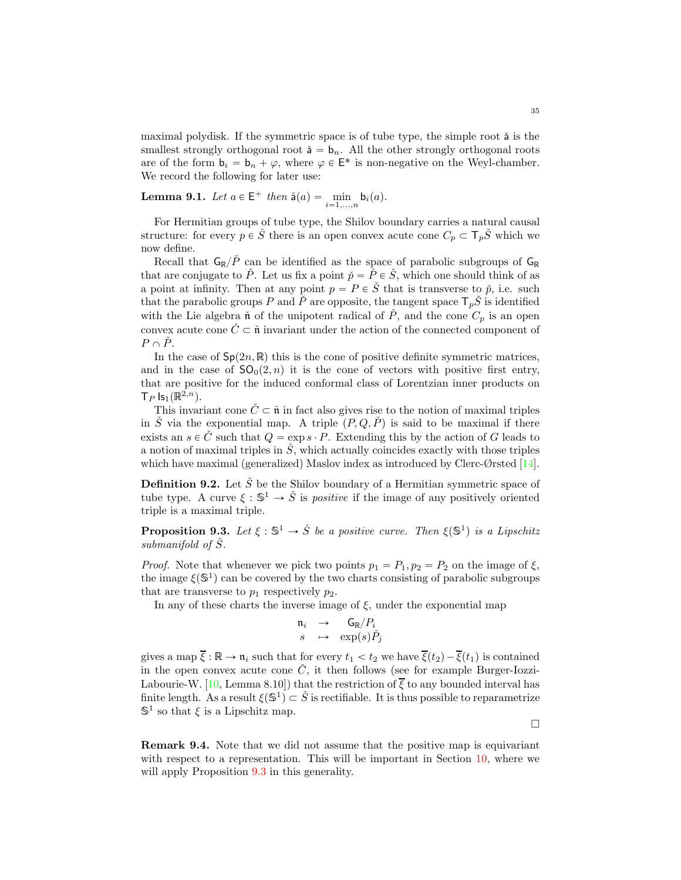maximal polydisk. If the symmetric space is of tube type, the simple root $\check{\mathsf{a}}$ is the smallest strongly orthogonal root $\check{\mathsf{a}} = \mathsf{b}_n$. All the other strongly orthogonal roots are of the form $\mathsf{b}_i = \mathsf{b}_n + \varphi$, where $\varphi \in \mathsf{E}^*$ is non-negative on the Weyl-chamber. We record the following for later use:

**Lemma 9.1.** *Let $a \in \mathsf{E}^+$ then $\check{\mathsf{a}}(a) = \min_{i=1,\ldots,n} \mathsf{b}_i(a)$.*

For Hermitian groups of tube type, the Shilov boundary carries a natural causal structure: for every $p \in \check{S}$ there is an open convex acute cone $C_p \subset \mathsf{T}_p\check{S}$ which we now define.

Recall that $\mathsf{G}_{\mathbb{R}}/\check{P}$ can be identified as the space of parabolic subgroups of $\mathsf{G}_{\mathbb{R}}$ that are conjugate to $\check{P}$. Let us fix a point $\check{p} = \check{P} \in \check{S}$, which one should think of as a point at infinity. Then at any point $p = P \in \check{S}$ that is transverse to $\check{p}$, i.e. such that the parabolic groups $P$ and $\check{P}$ are opposite, the tangent space $\mathsf{T}_p\check{S}$ is identified with the Lie algebra $\check{\mathfrak{n}}$ of the unipotent radical of $\check{P}$, and the cone $C_p$ is an open convex acute cone $\check{C} \subset \check{\mathfrak{n}}$ invariant under the action of the connected component of $P \cap \check{P}$.

In the case of $\mathsf{Sp}(2n, \mathbb{R})$ this is the cone of positive definite symmetric matrices, and in the case of $\mathsf{SO}_0(2, n)$ it is the cone of vectors with positive first entry, that are positive for the induced conformal class of Lorentzian inner products on $\mathsf{T}_P \mathsf{Is}_1(\mathbb{R}^{2,n})$.

This invariant cone $\check{C} \subset \check{\mathfrak{n}}$ in fact also gives rise to the notion of maximal triples in $\check{S}$ via the exponential map. A triple $(P, Q, \check{P})$ is said to be maximal if there exists an $s \in \check{C}$ such that $Q = \exp s \cdot P$. Extending this by the action of $G$ leads to a notion of maximal triples in $\check{S}$, which actually coincides exactly with those triples which have maximal (generalized) Maslov index as introduced by Clerc-Ørsted [14].

**Definition 9.2.** Let $\check{S}$ be the Shilov boundary of a Hermitian symmetric space of tube type. A curve $\xi : \mathbb{S}^1 \to \check{S}$ is *positive* if the image of any positively oriented triple is a maximal triple.

**Proposition 9.3.** *Let $\xi : \mathbb{S}^1 \to \check{S}$ be a positive curve. Then $\xi(\mathbb{S}^1)$ is a Lipschitz submanifold of $\check{S}$.*

*Proof.* Note that whenever we pick two points $p_1 = P_1, p_2 = P_2$ on the image of $\xi$, the image $\xi(\mathbb{S}^1)$ can be covered by the two charts consisting of parabolic subgroups that are transverse to $p_1$ respectively $p_2$.

In any of these charts the inverse image of $\xi$, under the exponential map

$$\begin{array}{ccc} \mathfrak{n}_i & \to & \mathsf{G}_{\mathbb{R}}/P_i \\ s & \mapsto & \exp(s)\check{P}_j \end{array}$$

gives a map $\overline{\xi} : \mathbb{R} \to \mathfrak{n}_i$ such that for every $t_1 < t_2$ we have $\overline{\xi}(t_2) - \overline{\xi}(t_1)$ is contained in the open convex acute cone $\check{C}$, it then follows (see for example Burger-Iozzi-Labourie-W. [10, Lemma 8.10]) that the restriction of $\overline{\xi}$ to any bounded interval has finite length. As a result $\xi(\mathbb{S}^1) \subset \check{S}$ is rectifiable. It is thus possible to reparametrize $\mathbb{S}^1$ so that $\xi$ is a Lipschitz map.

□

**Remark 9.4.** Note that we did not assume that the positive map is equivariant with respect to a representation. This will be important in Section 10, where we will apply Proposition 9.3 in this generality.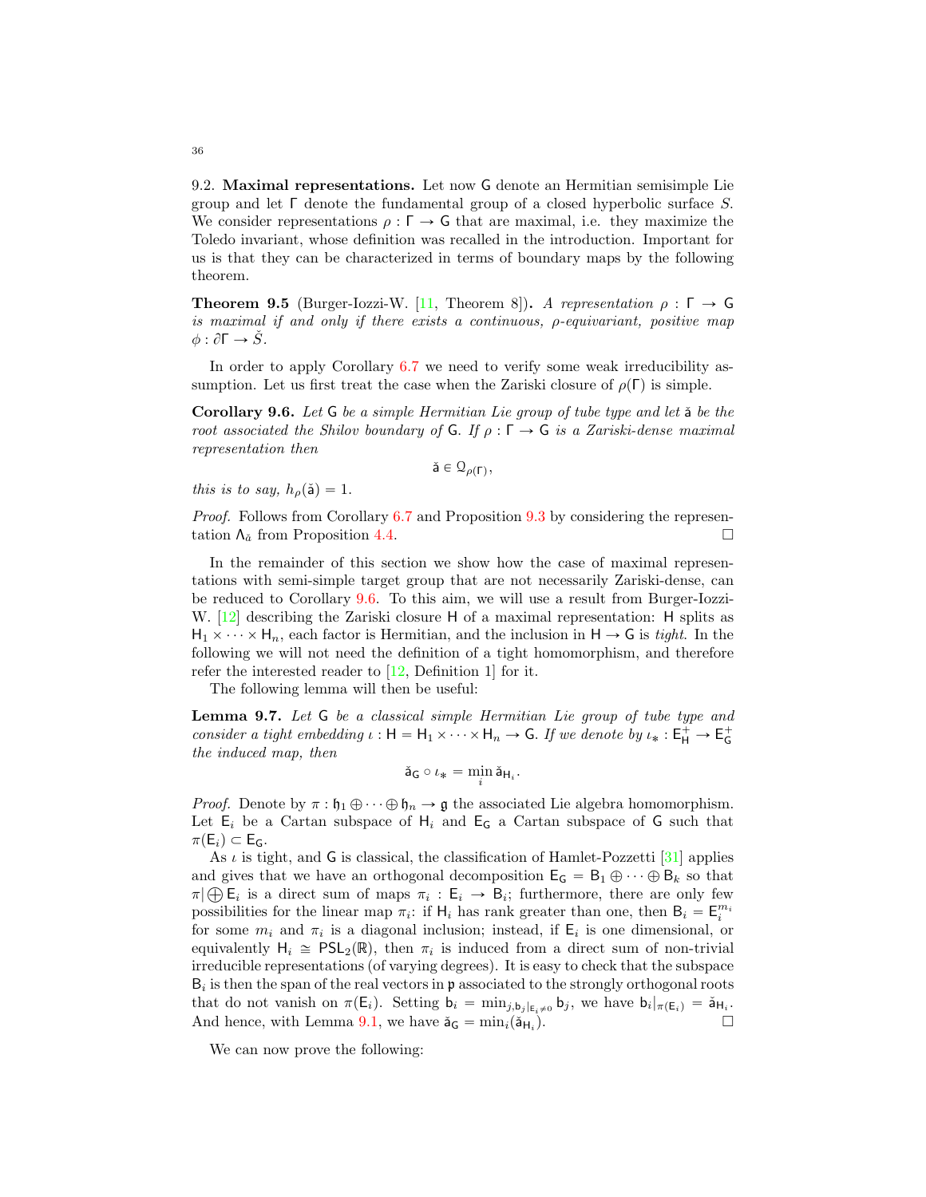9.2. **Maximal representations.** Let now $\mathsf{G}$ denote an Hermitian semisimple Lie group and let $\Gamma$ denote the fundamental group of a closed hyperbolic surface $S$. We consider representations $\rho : \Gamma \to \mathsf{G}$ that are maximal, i.e. they maximize the Toledo invariant, whose definition was recalled in the introduction. Important for us is that they can be characterized in terms of boundary maps by the following theorem.

**Theorem 9.5** (Burger-Iozzi-W. [11, Theorem 8])**.** *A representation $\rho : \Gamma \to \mathsf{G}$ is maximal if and only if there exists a continuous, $\rho$-equivariant, positive map $\phi : \partial\Gamma \to \check{S}$.*

In order to apply Corollary 6.7 we need to verify some weak irreducibility assumption. Let us first treat the case when the Zariski closure of $\rho(\Gamma)$ is simple.

**Corollary 9.6.** *Let $\mathsf{G}$ be a simple Hermitian Lie group of tube type and let $\check{\mathsf{a}}$ be the root associated the Shilov boundary of $\mathsf{G}$. If $\rho : \Gamma \to \mathsf{G}$ is a Zariski-dense maximal representation then*

$$\check{\mathsf{a}} \in \mathcal{Q}_{\rho(\Gamma)},$$

*this is to say, $h_\rho(\check{\mathsf{a}}) = 1$.*

*Proof.* Follows from Corollary 6.7 and Proposition 9.3 by considering the representation $\Lambda_{\check{a}}$ from Proposition 4.4. $\square$

In the remainder of this section we show how the case of maximal representations with semi-simple target group that are not necessarily Zariski-dense, can be reduced to Corollary 9.6. To this aim, we will use a result from Burger-Iozzi-W. [12] describing the Zariski closure $\mathsf{H}$ of a maximal representation: $\mathsf{H}$ splits as $\mathsf{H}_1 \times \cdots \times \mathsf{H}_n$, each factor is Hermitian, and the inclusion in $\mathsf{H} \to \mathsf{G}$ is *tight*. In the following we will not need the definition of a tight homomorphism, and therefore refer the interested reader to [12, Definition 1] for it.

The following lemma will then be useful:

**Lemma 9.7.** *Let $\mathsf{G}$ be a classical simple Hermitian Lie group of tube type and consider a tight embedding $\iota : \mathsf{H} = \mathsf{H}_1 \times \cdots \times \mathsf{H}_n \to \mathsf{G}$. If we denote by $\iota_* : \mathsf{E}^+_{\mathsf{H}} \to \mathsf{E}^+_{\mathsf{G}}$ the induced map, then*

$$\check{\mathsf{a}}_{\mathsf{G}} \circ \iota_* = \min_i \check{\mathsf{a}}_{\mathsf{H}_i}.$$

*Proof.* Denote by $\pi : \mathfrak{h}_1 \oplus \cdots \oplus \mathfrak{h}_n \to \mathfrak{g}$ the associated Lie algebra homomorphism. Let $\mathsf{E}_i$ be a Cartan subspace of $\mathsf{H}_i$ and $\mathsf{E}_{\mathsf{G}}$ a Cartan subspace of $\mathsf{G}$ such that $\pi(\mathsf{E}_i) \subset \mathsf{E}_{\mathsf{G}}$.

As $\iota$ is tight, and $\mathsf{G}$ is classical, the classification of Hamlet-Pozzetti [31] applies and gives that we have an orthogonal decomposition $\mathsf{E}_{\mathsf{G}} = \mathsf{B}_1 \oplus \cdots \oplus \mathsf{B}_k$ so that $\pi|\bigoplus \mathsf{E}_i$ is a direct sum of maps $\pi_i : \mathsf{E}_i \to \mathsf{B}_i$; furthermore, there are only few possibilities for the linear map $\pi_i$: if $\mathsf{H}_i$ has rank greater than one, then $\mathsf{B}_i = \mathsf{E}_i^{m_i}$ for some $m_i$ and $\pi_i$ is a diagonal inclusion; instead, if $\mathsf{E}_i$ is one dimensional, or equivalently $\mathsf{H}_i \cong \mathsf{PSL}_2(\mathbb{R})$, then $\pi_i$ is induced from a direct sum of non-trivial irreducible representations (of varying degrees). It is easy to check that the subspace $\mathsf{B}_i$ is then the span of the real vectors in $\mathfrak{p}$ associated to the strongly orthogonal roots that do not vanish on $\pi(\mathsf{E}_i)$. Setting $\mathsf{b}_i = \min_{j, \mathsf{b}_j|_{\mathsf{E}_i} \neq 0} \mathsf{b}_j$, we have $\mathsf{b}_i|_{\pi(\mathsf{E}_i)} = \check{\mathsf{a}}_{\mathsf{H}_i}$. And hence, with Lemma 9.1, we have $\check{\mathsf{a}}_{\mathsf{G}} = \min_i(\check{\mathsf{a}}_{\mathsf{H}_i})$. $\square$

We can now prove the following: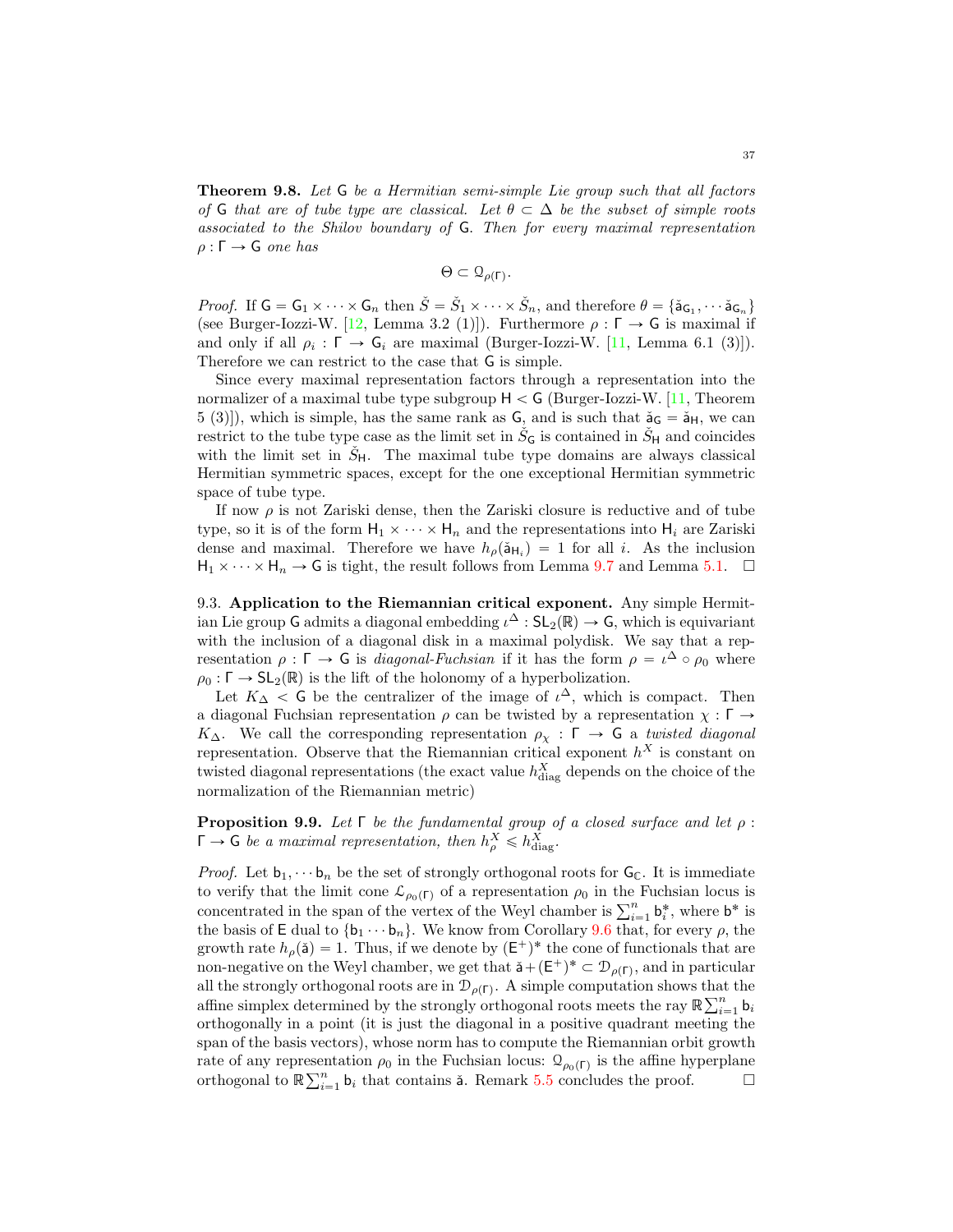**Theorem 9.8.** *Let $\mathsf{G}$ be a Hermitian semi-simple Lie group such that all factors of $\mathsf{G}$ that are of tube type are classical. Let $\theta \subset \Delta$ be the subset of simple roots associated to the Shilov boundary of $\mathsf{G}$. Then for every maximal representation $\rho : \Gamma \to \mathsf{G}$ one has*

$$\Theta \subset \mathcal{Q}_{\rho(\Gamma)}.$$

*Proof.* If $\mathsf{G} = \mathsf{G}_1 \times \cdots \times \mathsf{G}_n$ then $\check{S} = \check{S}_1 \times \cdots \times \check{S}_n$, and therefore $\theta = \{\check{\mathsf{a}}_{\mathsf{G}_1}, \cdots \check{\mathsf{a}}_{\mathsf{G}_n}\}$ (see Burger-Iozzi-W. [12, Lemma 3.2 (1)]). Furthermore $\rho : \Gamma \to \mathsf{G}$ is maximal if and only if all $\rho_i : \Gamma \to \mathsf{G}_i$ are maximal (Burger-Iozzi-W. [11, Lemma 6.1 (3)]). Therefore we can restrict to the case that $\mathsf{G}$ is simple.

Since every maximal representation factors through a representation into the normalizer of a maximal tube type subgroup $\mathsf{H} < \mathsf{G}$ (Burger-Iozzi-W. [11, Theorem 5 (3)]), which is simple, has the same rank as $\mathsf{G}$, and is such that $\check{\mathsf{a}}_{\mathsf{G}} = \check{\mathsf{a}}_{\mathsf{H}}$, we can restrict to the tube type case as the limit set in $\check{S}_{\mathsf{G}}$ is contained in $\check{S}_{\mathsf{H}}$ and coincides with the limit set in $\check{S}_{\mathsf{H}}$. The maximal tube type domains are always classical Hermitian symmetric spaces, except for the one exceptional Hermitian symmetric space of tube type.

If now $\rho$ is not Zariski dense, then the Zariski closure is reductive and of tube type, so it is of the form $\mathsf{H}_1 \times \cdots \times \mathsf{H}_n$ and the representations into $\mathsf{H}_i$ are Zariski dense and maximal. Therefore we have $h_\rho(\check{\mathsf{a}}_{\mathsf{H}_i}) = 1$ for all $i$. As the inclusion $\mathsf{H}_1 \times \cdots \times \mathsf{H}_n \to \mathsf{G}$ is tight, the result follows from Lemma 9.7 and Lemma 5.1. $\square$

9.3. **Application to the Riemannian critical exponent.** Any simple Hermitian Lie group $\mathsf{G}$ admits a diagonal embedding $\iota^\Delta : \mathsf{SL}_2(\mathbb{R}) \to \mathsf{G}$, which is equivariant with the inclusion of a diagonal disk in a maximal polydisk. We say that a representation $\rho : \Gamma \to \mathsf{G}$ is *diagonal-Fuchsian* if it has the form $\rho = \iota^\Delta \circ \rho_0$ where $\rho_0 : \Gamma \to \mathsf{SL}_2(\mathbb{R})$ is the lift of the holonomy of a hyperbolization.

Let $K_\Delta < \mathsf{G}$ be the centralizer of the image of $\iota^\Delta$, which is compact. Then a diagonal Fuchsian representation $\rho$ can be twisted by a representation $\chi : \Gamma \to K_\Delta$. We call the corresponding representation $\rho_\chi : \Gamma \to \mathsf{G}$ a *twisted diagonal* representation. Observe that the Riemannian critical exponent $h^X$ is constant on twisted diagonal representations (the exact value $h^X_{\text{diag}}$ depends on the choice of the normalization of the Riemannian metric)

**Proposition 9.9.** *Let $\Gamma$ be the fundamental group of a closed surface and let $\rho : \Gamma \to \mathsf{G}$ be a maximal representation, then $h^X_\rho \leqslant h^X_{\text{diag}}$.*

*Proof.* Let $\mathsf{b}_1, \cdots \mathsf{b}_n$ be the set of strongly orthogonal roots for $\mathsf{G}_{\mathbb{C}}$. It is immediate to verify that the limit cone $\mathcal{L}_{\rho_0(\Gamma)}$ of a representation $\rho_0$ in the Fuchsian locus is concentrated in the span of the vertex of the Weyl chamber is $\sum_{i=1}^n \mathsf{b}_i^*$, where $\mathsf{b}^*$ is the basis of $\mathsf{E}$ dual to $\{\mathsf{b}_1 \cdots \mathsf{b}_n\}$. We know from Corollary 9.6 that, for every $\rho$, the growth rate $h_\rho(\check{\mathsf{a}}) = 1$. Thus, if we denote by $(\mathsf{E}^+)^*$ the cone of functionals that are non-negative on the Weyl chamber, we get that $\check{\mathsf{a}} + (\mathsf{E}^+)^* \subset \mathcal{D}_{\rho(\Gamma)}$, and in particular all the strongly orthogonal roots are in $\mathcal{D}_{\rho(\Gamma)}$. A simple computation shows that the affine simplex determined by the strongly orthogonal roots meets the ray $\mathbb{R}\sum_{i=1}^n \mathsf{b}_i$ orthogonally in a point (it is just the diagonal in a positive quadrant meeting the span of the basis vectors), whose norm has to compute the Riemannian orbit growth rate of any representation $\rho_0$ in the Fuchsian locus: $\mathcal{Q}_{\rho_0(\Gamma)}$ is the affine hyperplane orthogonal to $\mathbb{R}\sum_{i=1}^n \mathsf{b}_i$ that contains $\check{\mathsf{a}}$. Remark 5.5 concludes the proof. $\square$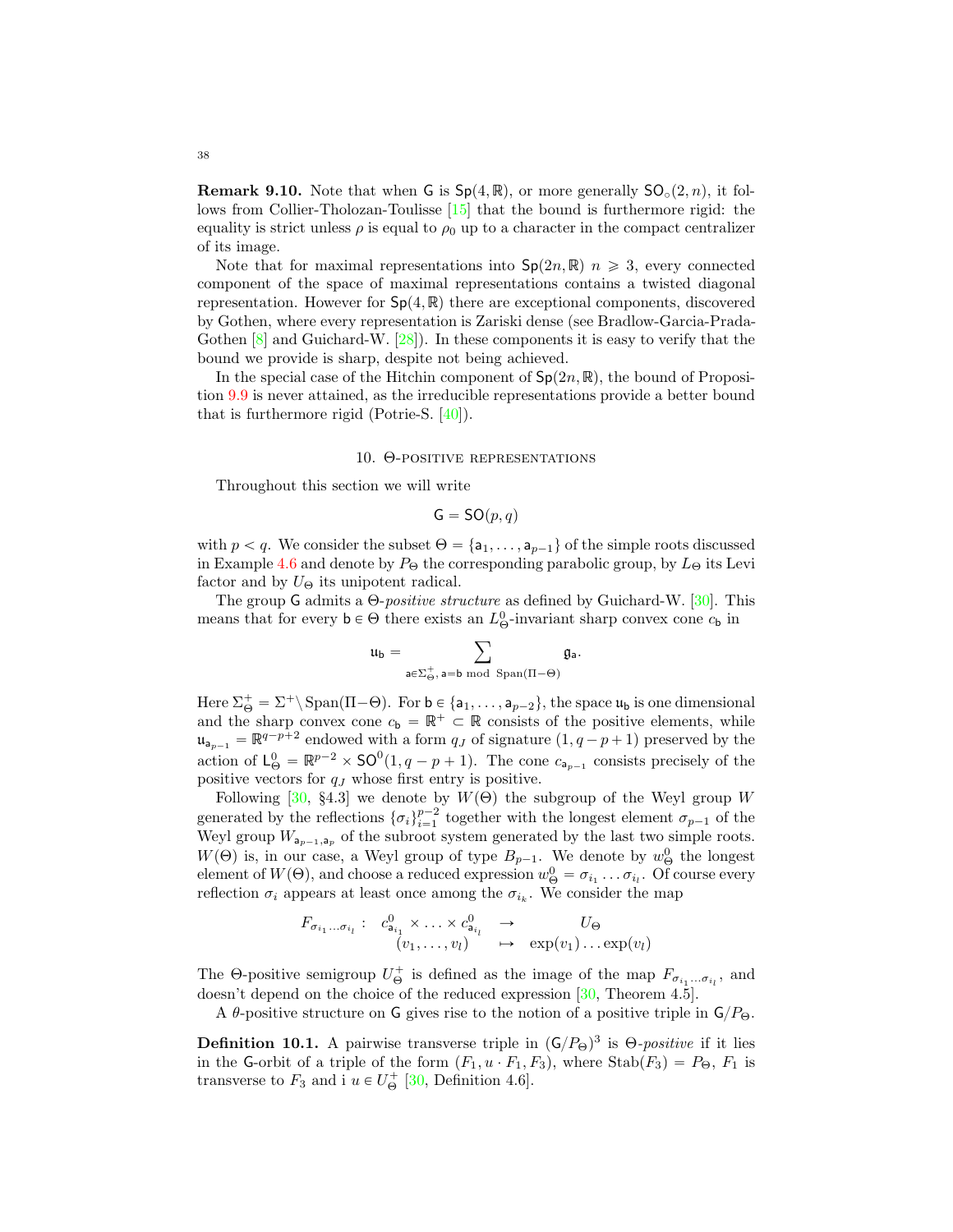**Remark 9.10.** Note that when $\mathsf{G}$ is $\mathsf{Sp}(4,\mathbb{R})$, or more generally $\mathsf{SO}_\circ(2,n)$, it follows from Collier-Tholozan-Toulisse [15] that the bound is furthermore rigid: the equality is strict unless $\rho$ is equal to $\rho_0$ up to a character in the compact centralizer of its image.

Note that for maximal representations into $\mathsf{Sp}(2n,\mathbb{R})$ $n \geqslant 3$, every connected component of the space of maximal representations contains a twisted diagonal representation. However for $\mathsf{Sp}(4,\mathbb{R})$ there are exceptional components, discovered by Gothen, where every representation is Zariski dense (see Bradlow-Garcia-Prada-Gothen [8] and Guichard-W. [28]). In these components it is easy to verify that the bound we provide is sharp, despite not being achieved.

In the special case of the Hitchin component of $\mathsf{Sp}(2n,\mathbb{R})$, the bound of Proposition 9.9 is never attained, as the irreducible representations provide a better bound that is furthermore rigid (Potrie-S. [40]).

## 10. Θ-positive representations

Throughout this section we will write

$$\mathsf{G} = \mathsf{SO}(p,q)$$

with $p<q$. We consider the subset $\Theta = \{\mathsf{a}_1,\ldots,\mathsf{a}_{p-1}\}$ of the simple roots discussed in Example 4.6 and denote by $P_\Theta$ the corresponding parabolic group, by $L_\Theta$ its Levi factor and by $U_\Theta$ its unipotent radical.

The group $\mathsf{G}$ admits a $\Theta$-*positive structure* as defined by Guichard-W. [30]. This means that for every $\mathsf{b}\in\Theta$ there exists an $L^0_\Theta$-invariant sharp convex cone $c_\mathsf{b}$ in

$$\mathfrak{u}_\mathsf{b} = \sum_{\mathsf{a}\in\Sigma^+_\Theta,\, \mathsf{a}=\mathsf{b} \bmod \operatorname{Span}(\Pi-\Theta)} \mathfrak{g}_\mathsf{a}.$$

Here $\Sigma^+_\Theta = \Sigma^+\setminus\operatorname{Span}(\Pi-\Theta)$. For $\mathsf{b}\in\{\mathsf{a}_1,\ldots,\mathsf{a}_{p-2}\}$, the space $\mathfrak{u}_\mathsf{b}$ is one dimensional and the sharp convex cone $c_\mathsf{b} = \mathbb{R}^+\subset\mathbb{R}$ consists of the positive elements, while $\mathfrak{u}_{\mathsf{a}_{p-1}} = \mathbb{R}^{q-p+2}$ endowed with a form $q_J$ of signature $(1,q-p+1)$ preserved by the action of $\mathsf{L}^0_\Theta = \mathbb{R}^{p-2}\times\mathsf{SO}^0(1,q-p+1)$. The cone $c_{\mathsf{a}_{p-1}}$ consists precisely of the positive vectors for $q_J$ whose first entry is positive.

Following [30, §4.3] we denote by $W(\Theta)$ the subgroup of the Weyl group $W$ generated by the reflections $\{\sigma_i\}_{i=1}^{p-2}$ together with the longest element $\sigma_{p-1}$ of the Weyl group $W_{\mathsf{a}_{p-1},\mathsf{a}_p}$ of the subroot system generated by the last two simple roots. $W(\Theta)$ is, in our case, a Weyl group of type $B_{p-1}$. We denote by $w^0_\Theta$ the longest element of $W(\Theta)$, and choose a reduced expression $w^0_\Theta = \sigma_{i_1}\ldots\sigma_{i_l}$. Of course every reflection $\sigma_i$ appears at least once among the $\sigma_{i_k}$. We consider the map

$$\begin{array}{rccc} F_{\sigma_{i_1}\ldots\sigma_{i_l}}: & c^0_{\mathsf{a}_{i_1}}\times\ldots\times c^0_{\mathsf{a}_{i_l}} & \to & U_\Theta \\ & (v_1,\ldots,v_l) & \mapsto & \exp(v_1)\ldots\exp(v_l) \end{array}$$

The $\Theta$-positive semigroup $U^+_\Theta$ is defined as the image of the map $F_{\sigma_{i_1}\ldots\sigma_{i_l}}$, and doesn't depend on the choice of the reduced expression [30, Theorem 4.5].

A $\theta$-positive structure on $\mathsf{G}$ gives rise to the notion of a positive triple in $\mathsf{G}/P_\Theta$.

**Definition 10.1.** A pairwise transverse triple in $(\mathsf{G}/P_\Theta)^3$ is $\Theta$-*positive* if it lies in the $\mathsf{G}$-orbit of a triple of the form $(F_1, u\cdot F_1, F_3)$, where $\operatorname{Stab}(F_3) = P_\Theta$, $F_1$ is transverse to $F_3$ and i $u\in U^+_\Theta$ [30, Definition 4.6].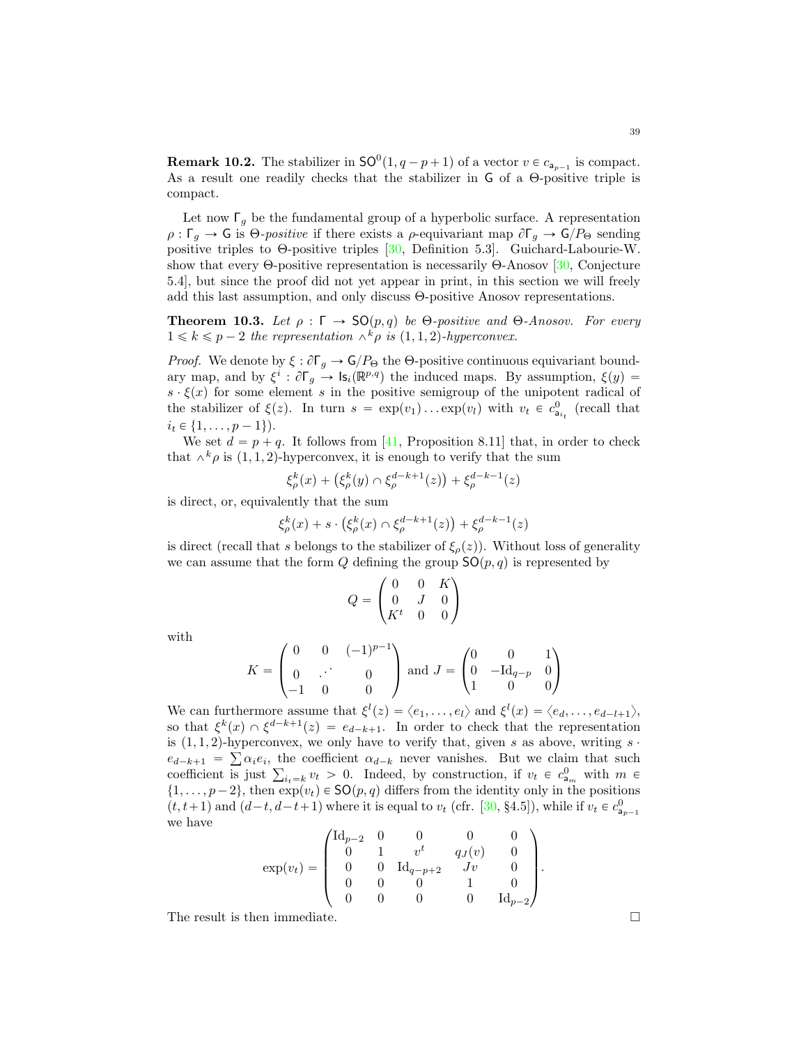**Remark 10.2.** The stabilizer in $\mathsf{SO}^0(1, q-p+1)$ of a vector $v \in c_{\mathsf{a}_{p-1}}$ is compact. As a result one readily checks that the stabilizer in $\mathsf{G}$ of a $\Theta$-positive triple is compact.

Let now $\Gamma_g$ be the fundamental group of a hyperbolic surface. A representation $\rho : \Gamma_g \to \mathsf{G}$ is $\Theta$-*positive* if there exists a $\rho$-equivariant map $\partial\Gamma_g \to \mathsf{G}/P_\Theta$ sending positive triples to $\Theta$-positive triples [30, Definition 5.3]. Guichard-Labourie-W. show that every $\Theta$-positive representation is necessarily $\Theta$-Anosov [30, Conjecture 5.4], but since the proof did not yet appear in print, in this section we will freely add this last assumption, and only discuss $\Theta$-positive Anosov representations.

**Theorem 10.3.** *Let $\rho : \Gamma \to \mathsf{SO}(p, q)$ be $\Theta$-positive and $\Theta$-Anosov. For every $1 \leqslant k \leqslant p-2$ the representation $\wedge^k\rho$ is $(1, 1, 2)$-hyperconvex.*

*Proof.* We denote by $\xi : \partial\Gamma_g \to \mathsf{G}/P_\Theta$ the $\Theta$-positive continuous equivariant boundary map, and by $\xi^i : \partial\Gamma_g \to \mathsf{Is}_i(\mathbb{R}^{p,q})$ the induced maps. By assumption, $\xi(y) = s \cdot \xi(x)$ for some element $s$ in the positive semigroup of the unipotent radical of the stabilizer of $\xi(z)$. In turn $s = \exp(v_1)\dots\exp(v_l)$ with $v_t \in c^0_{\mathsf{a}_{i_t}}$ (recall that $i_t \in \{1, \dots, p-1\}$).

We set $d = p + q$. It follows from [41, Proposition 8.11] that, in order to check that $\wedge^k\rho$ is $(1, 1, 2)$-hyperconvex, it is enough to verify that the sum

$$\xi^k_\rho(x) + \left(\xi^k_\rho(y) \cap \xi^{d-k+1}_\rho(z)\right) + \xi^{d-k-1}_\rho(z)$$

is direct, or, equivalently that the sum

$$\xi^k_\rho(x) + s \cdot \left(\xi^k_\rho(x) \cap \xi^{d-k+1}_\rho(z)\right) + \xi^{d-k-1}_\rho(z)$$

is direct (recall that $s$ belongs to the stabilizer of $\xi_\rho(z)$). Without loss of generality we can assume that the form $Q$ defining the group $\mathsf{SO}(p, q)$ is represented by

$$Q = \begin{pmatrix} 0 & 0 & K \\ 0 & J & 0 \\ K^t & 0 & 0 \end{pmatrix}$$

with

$$K = \begin{pmatrix} 0 & 0 & (-1)^{p-1} \\ 0 & \iddots & 0 \\ -1 & 0 & 0 \end{pmatrix} \text{ and } J = \begin{pmatrix} 0 & 0 & 1 \\ 0 & -\mathrm{Id}_{q-p} & 0 \\ 1 & 0 & 0 \end{pmatrix}$$

We can furthermore assume that $\xi^l(z) = \langle e_1, \dots, e_l\rangle$ and $\xi^l(x) = \langle e_d, \dots, e_{d-l+1}\rangle$, so that $\xi^k(x) \cap \xi^{d-k+1}(z) = e_{d-k+1}$. In order to check that the representation is $(1, 1, 2)$-hyperconvex, we only have to verify that, given $s$ as above, writing $s \cdot e_{d-k+1} = \sum \alpha_i e_i$, the coefficient $\alpha_{d-k}$ never vanishes. But we claim that such coefficient is just $\sum_{i_t=k} v_t > 0$. Indeed, by construction, if $v_t \in c^0_{\mathsf{a}_m}$ with $m \in \{1, \dots, p-2\}$, then $\exp(v_t) \in \mathsf{SO}(p, q)$ differs from the identity only in the positions $(t, t+1)$ and $(d-t, d-t+1)$ where it is equal to $v_t$ (cfr. [30, §4.5]), while if $v_t \in c^0_{\mathsf{a}_{p-1}}$ we have

$$\exp(v_t) = \begin{pmatrix} \mathrm{Id}_{p-2} & 0 & 0 & 0 & 0 \\ 0 & 1 & v^t & q_J(v) & 0 \\ 0 & 0 & \mathrm{Id}_{q-p+2} & Jv & 0 \\ 0 & 0 & 0 & 1 & 0 \\ 0 & 0 & 0 & 0 & \mathrm{Id}_{p-2} \end{pmatrix}.$$

The result is then immediate. $\square$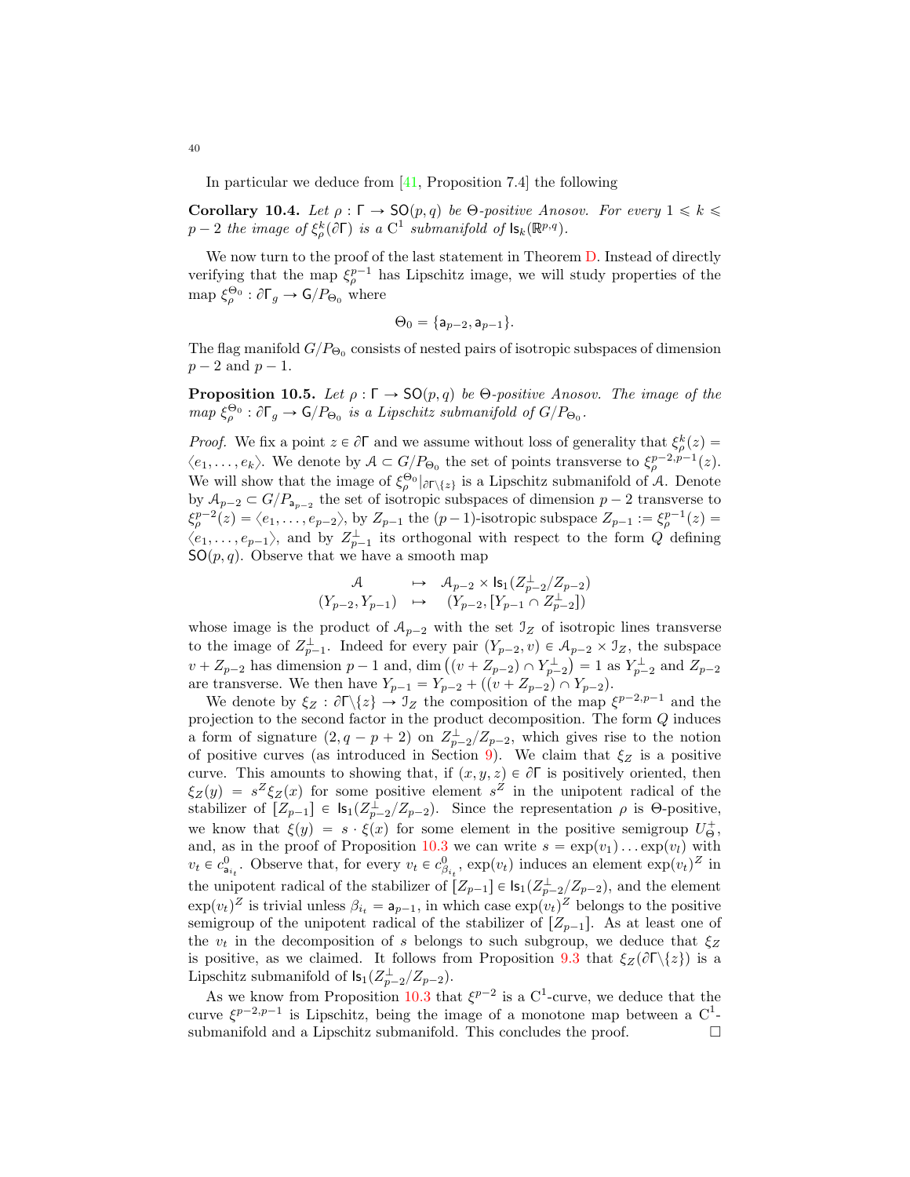In particular we deduce from [41, Proposition 7.4] the following

**Corollary 10.4.** *Let $\rho : \Gamma \to \mathsf{SO}(p,q)$ be $\Theta$-positive Anosov. For every $1 \leqslant k \leqslant p-2$ the image of $\xi^k_\rho(\partial\Gamma)$ is a $\mathrm{C}^1$ submanifold of $\mathsf{Is}_k(\mathbb{R}^{p,q})$.*

We now turn to the proof of the last statement in Theorem D. Instead of directly verifying that the map $\xi^{p-1}_\rho$ has Lipschitz image, we will study properties of the map $\xi^{\Theta_0}_\rho : \partial\Gamma_g \to \mathsf{G}/P_{\Theta_0}$ where

$$\Theta_0 = \{\mathsf{a}_{p-2}, \mathsf{a}_{p-1}\}.$$

The flag manifold $G/P_{\Theta_0}$ consists of nested pairs of isotropic subspaces of dimension $p-2$ and $p-1$.

**Proposition 10.5.** *Let $\rho : \Gamma \to \mathsf{SO}(p,q)$ be $\Theta$-positive Anosov. The image of the map $\xi^{\Theta_0}_\rho : \partial\Gamma_g \to \mathsf{G}/P_{\Theta_0}$ is a Lipschitz submanifold of $G/P_{\Theta_0}$.*

*Proof.* We fix a point $z \in \partial\Gamma$ and we assume without loss of generality that $\xi^k_\rho(z) = \langle e_1, \ldots, e_k\rangle$. We denote by $\mathcal{A} \subset G/P_{\Theta_0}$ the set of points transverse to $\xi^{p-2,p-1}_\rho(z)$. We will show that the image of $\xi^{\Theta_0}_\rho|_{\partial\Gamma\setminus\{z\}}$ is a Lipschitz submanifold of $\mathcal{A}$. Denote by $\mathcal{A}_{p-2} \subset G/P_{\mathsf{a}_{p-2}}$ the set of isotropic subspaces of dimension $p-2$ transverse to $\xi^{p-2}_\rho(z) = \langle e_1, \ldots, e_{p-2}\rangle$, by $Z_{p-1}$ the $(p-1)$-isotropic subspace $Z_{p-1} := \xi^{p-1}_\rho(z) = \langle e_1, \ldots, e_{p-1}\rangle$, and by $Z^\perp_{p-1}$ its orthogonal with respect to the form $Q$ defining $\mathsf{SO}(p,q)$. Observe that we have a smooth map

$$\begin{array}{ccc} \mathcal{A} & \mapsto & \mathcal{A}_{p-2} \times \mathsf{Is}_1(Z^\perp_{p-2}/Z_{p-2}) \\ (Y_{p-2}, Y_{p-1}) & \mapsto & (Y_{p-2}, [Y_{p-1} \cap Z^\perp_{p-2}]) \end{array}$$

whose image is the product of $\mathcal{A}_{p-2}$ with the set $\mathcal{I}_Z$ of isotropic lines transverse to the image of $Z^\perp_{p-1}$. Indeed for every pair $(Y_{p-2}, v) \in \mathcal{A}_{p-2} \times \mathcal{I}_Z$, the subspace $v + Z_{p-2}$ has dimension $p-1$ and, $\dim\big((v + Z_{p-2}) \cap Y^\perp_{p-2}\big) = 1$ as $Y^\perp_{p-2}$ and $Z_{p-2}$ are transverse. We then have $Y_{p-1} = Y_{p-2} + ((v + Z_{p-2}) \cap Y_{p-2})$.

We denote by $\xi_Z : \partial\Gamma\setminus\{z\} \to \mathcal{I}_Z$ the composition of the map $\xi^{p-2,p-1}$ and the projection to the second factor in the product decomposition. The form $Q$ induces a form of signature $(2, q-p+2)$ on $Z^\perp_{p-2}/Z_{p-2}$, which gives rise to the notion of positive curves (as introduced in Section 9). We claim that $\xi_Z$ is a positive curve. This amounts to showing that, if $(x, y, z) \in \partial\Gamma$ is positively oriented, then $\xi_Z(y) = s^Z \xi_Z(x)$ for some positive element $s^Z$ in the unipotent radical of the stabilizer of $[Z_{p-1}] \in \mathsf{Is}_1(Z^\perp_{p-2}/Z_{p-2})$. Since the representation $\rho$ is $\Theta$-positive, we know that $\xi(y) = s \cdot \xi(x)$ for some element in the positive semigroup $U^+_\Theta$, and, as in the proof of Proposition 10.3 we can write $s = \exp(v_1) \ldots \exp(v_l)$ with $v_t \in c^0_{\mathsf{a}_{i_t}}$. Observe that, for every $v_t \in c^0_{\beta_{i_t}}$, $\exp(v_t)$ induces an element $\exp(v_t)^Z$ in the unipotent radical of the stabilizer of $[Z_{p-1}] \in \mathsf{Is}_1(Z^\perp_{p-2}/Z_{p-2})$, and the element $\exp(v_t)^Z$ is trivial unless $\beta_{i_t} = \mathsf{a}_{p-1}$, in which case $\exp(v_t)^Z$ belongs to the positive semigroup of the unipotent radical of the stabilizer of $[Z_{p-1}]$. As at least one of the $v_t$ in the decomposition of $s$ belongs to such subgroup, we deduce that $\xi_Z$ is positive, as we claimed. It follows from Proposition 9.3 that $\xi_Z(\partial\Gamma\setminus\{z\})$ is a Lipschitz submanifold of $\mathsf{Is}_1(Z^\perp_{p-2}/Z_{p-2})$.

As we know from Proposition 10.3 that $\xi^{p-2}$ is a $\mathrm{C}^1$-curve, we deduce that the curve $\xi^{p-2,p-1}$ is Lipschitz, being the image of a monotone map between a $\mathrm{C}^1$-submanifold and a Lipschitz submanifold. This concludes the proof. $\square$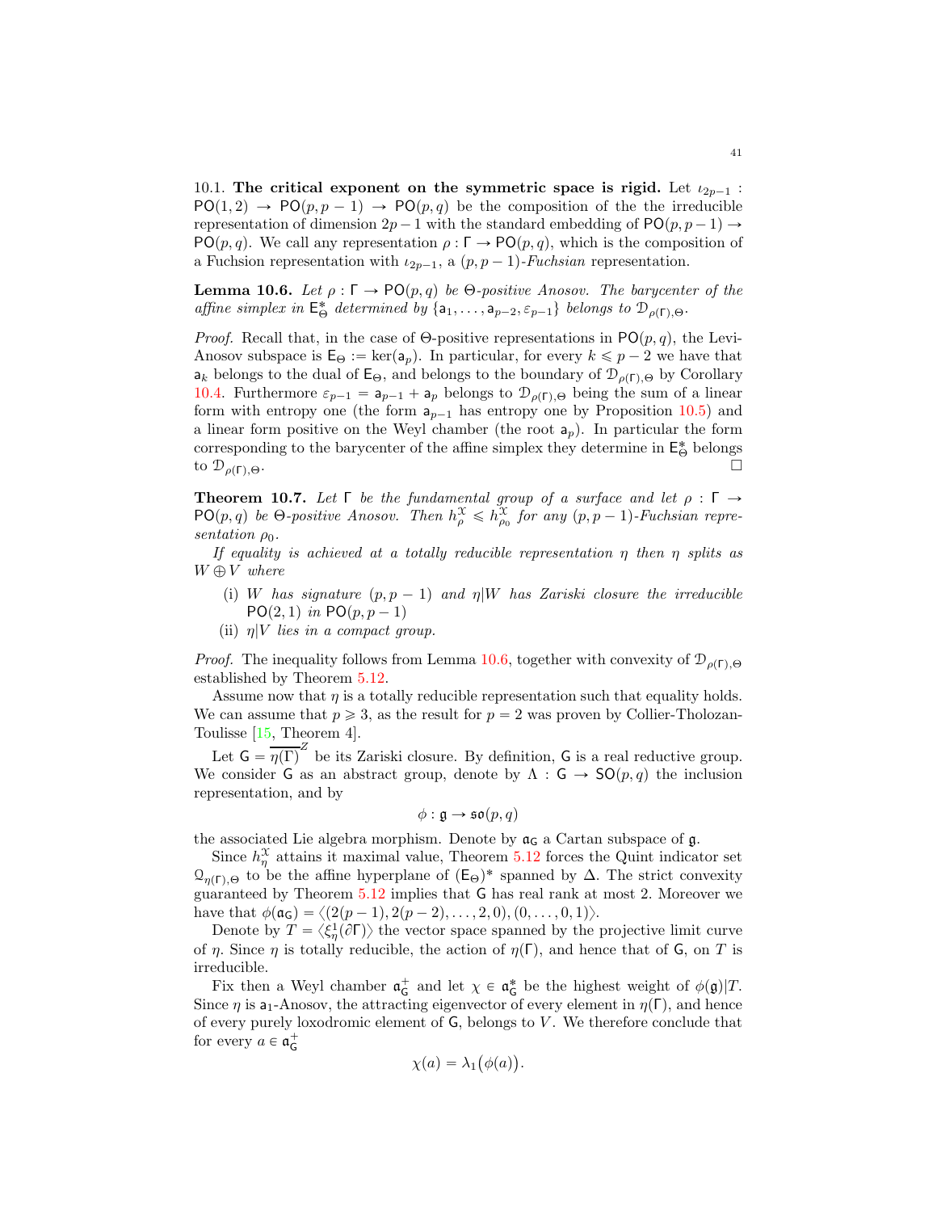10.1. **The critical exponent on the symmetric space is rigid.** Let $\iota_{2p-1} : \mathsf{PO}(1,2) \to \mathsf{PO}(p,p-1) \to \mathsf{PO}(p,q)$ be the composition of the the irreducible representation of dimension $2p-1$ with the standard embedding of $\mathsf{PO}(p,p-1) \to \mathsf{PO}(p,q)$. We call any representation $\rho : \Gamma \to \mathsf{PO}(p,q)$, which is the composition of a Fuchsion representation with $\iota_{2p-1}$, a $(p,p-1)$-*Fuchsian* representation.

**Lemma 10.6.** *Let $\rho : \Gamma \to \mathsf{PO}(p,q)$ be $\Theta$-positive Anosov. The barycenter of the affine simplex in $\mathsf{E}_\Theta^*$ determined by $\{\mathsf{a}_1, \ldots, \mathsf{a}_{p-2}, \varepsilon_{p-1}\}$ belongs to $\mathcal{D}_{\rho(\Gamma),\Theta}$.*

*Proof.* Recall that, in the case of $\Theta$-positive representations in $\mathsf{PO}(p,q)$, the Levi-Anosov subspace is $\mathsf{E}_\Theta := \ker(\mathsf{a}_p)$. In particular, for every $k \leqslant p-2$ we have that $\mathsf{a}_k$ belongs to the dual of $\mathsf{E}_\Theta$, and belongs to the boundary of $\mathcal{D}_{\rho(\Gamma),\Theta}$ by Corollary 10.4. Furthermore $\varepsilon_{p-1} = \mathsf{a}_{p-1} + \mathsf{a}_p$ belongs to $\mathcal{D}_{\rho(\Gamma),\Theta}$ being the sum of a linear form with entropy one (the form $\mathsf{a}_{p-1}$ has entropy one by Proposition 10.5) and a linear form positive on the Weyl chamber (the root $\mathsf{a}_p$). In particular the form corresponding to the barycenter of the affine simplex they determine in $\mathsf{E}_\Theta^*$ belongs to $\mathcal{D}_{\rho(\Gamma),\Theta}$. $\square$

**Theorem 10.7.** *Let $\Gamma$ be the fundamental group of a surface and let $\rho : \Gamma \to \mathsf{PO}(p,q)$ be $\Theta$-positive Anosov. Then $h_\rho^{\mathcal{X}} \leqslant h_{\rho_0}^{\mathcal{X}}$ for any $(p,p-1)$-Fuchsian representation $\rho_0$.*

*If equality is achieved at a totally reducible representation $\eta$ then $\eta$ splits as $W \oplus V$ where*

- (i) *$W$ has signature $(p,p-1)$ and $\eta|W$ has Zariski closure the irreducible $\mathsf{PO}(2,1)$ in $\mathsf{PO}(p,p-1)$*
- (ii) *$\eta|V$ lies in a compact group.*

*Proof.* The inequality follows from Lemma 10.6, together with convexity of $\mathcal{D}_{\rho(\Gamma),\Theta}$ established by Theorem 5.12.

Assume now that $\eta$ is a totally reducible representation such that equality holds. We can assume that $p \geqslant 3$, as the result for $p = 2$ was proven by Collier-Tholozan-Toulisse [15, Theorem 4].

Let $\mathsf{G} = \overline{\eta(\Gamma)}^Z$ be its Zariski closure. By definition, $\mathsf{G}$ is a real reductive group. We consider $\mathsf{G}$ as an abstract group, denote by $\Lambda : \mathsf{G} \to \mathsf{SO}(p,q)$ the inclusion representation, and by

$$\phi : \mathfrak{g} \to \mathfrak{so}(p,q)$$

the associated Lie algebra morphism. Denote by $\mathfrak{a}_\mathsf{G}$ a Cartan subspace of $\mathfrak{g}$.

Since $h_\eta^{\mathcal{X}}$ attains it maximal value, Theorem 5.12 forces the Quint indicator set $\mathcal{Q}_{\eta(\Gamma),\Theta}$ to be the affine hyperplane of $(\mathsf{E}_\Theta)^*$ spanned by $\Delta$. The strict convexity guaranteed by Theorem 5.12 implies that $\mathsf{G}$ has real rank at most 2. Moreover we have that $\phi(\mathfrak{a}_\mathsf{G}) = \langle (2(p-1), 2(p-2), \ldots, 2, 0), (0, \ldots, 0, 1) \rangle$.

Denote by $T = \langle \xi_\eta^1(\partial\Gamma) \rangle$ the vector space spanned by the projective limit curve of $\eta$. Since $\eta$ is totally reducible, the action of $\eta(\Gamma)$, and hence that of $\mathsf{G}$, on $T$ is irreducible.

Fix then a Weyl chamber $\mathfrak{a}_\mathsf{G}^+$ and let $\chi \in \mathfrak{a}_\mathsf{G}^*$ be the highest weight of $\phi(\mathfrak{g})|T$. Since $\eta$ is $\mathsf{a}_1$-Anosov, the attracting eigenvector of every element in $\eta(\Gamma)$, and hence of every purely loxodromic element of $\mathsf{G}$, belongs to $V$. We therefore conclude that for every $a \in \mathfrak{a}_\mathsf{G}^+$

$$\chi(a) = \lambda_1\big(\phi(a)\big).$$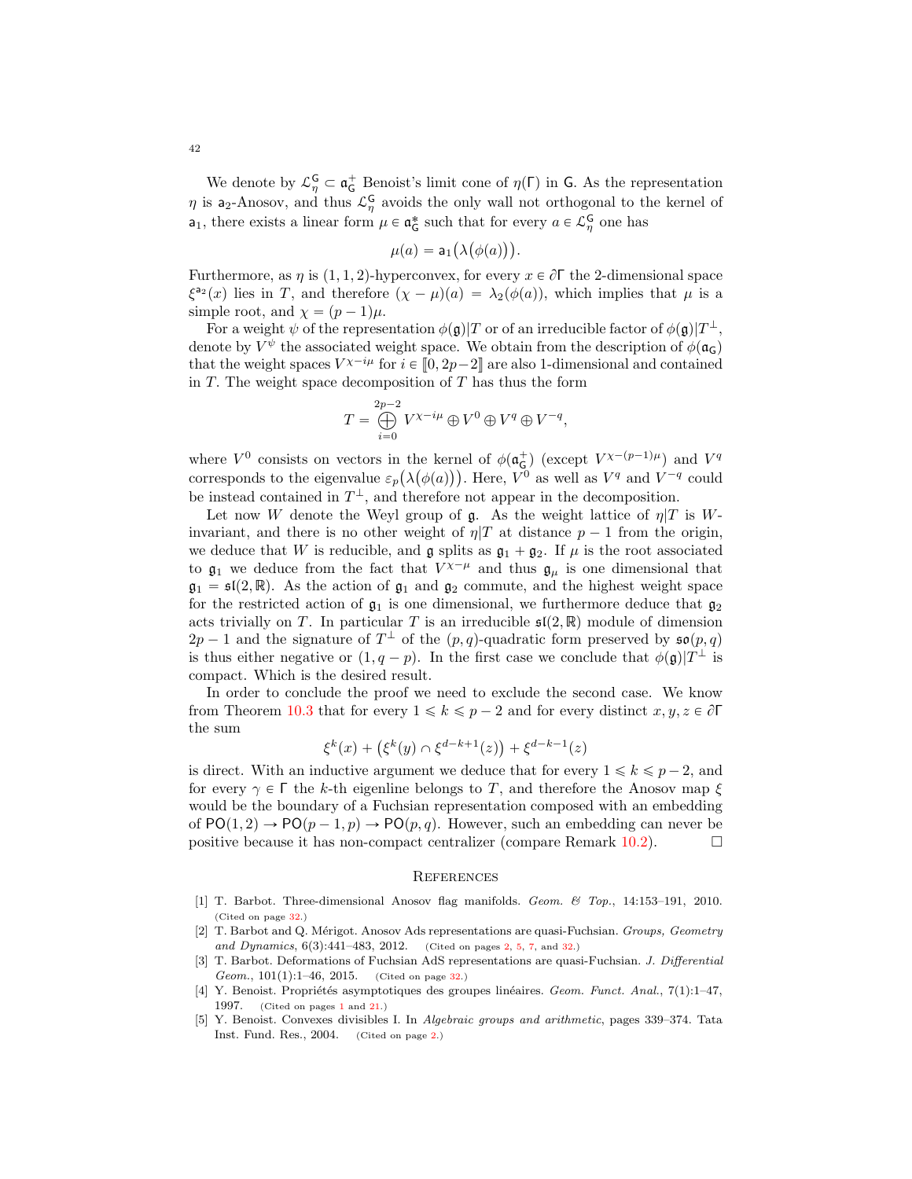We denote by $\mathcal{L}_\eta^{\mathsf{G}} \subset \mathfrak{a}_{\mathsf{G}}^+$ Benoist's limit cone of $\eta(\Gamma)$ in $\mathsf{G}$. As the representation $\eta$ is $\mathsf{a}_2$-Anosov, and thus $\mathcal{L}_\eta^{\mathsf{G}}$ avoids the only wall not orthogonal to the kernel of $\mathsf{a}_1$, there exists a linear form $\mu \in \mathfrak{a}_{\mathsf{G}}^*$ such that for every $a \in \mathcal{L}_\eta^{\mathsf{G}}$ one has

$$\mu(a) = \mathsf{a}_1\big(\lambda\big(\phi(a)\big)\big).$$

Furthermore, as $\eta$ is $(1,1,2)$-hyperconvex, for every $x \in \partial\Gamma$ the 2-dimensional space $\xi^{\mathsf{a}_2}(x)$ lies in $T$, and therefore $(\chi - \mu)(a) = \lambda_2(\phi(a))$, which implies that $\mu$ is a simple root, and $\chi = (p-1)\mu$.

For a weight $\psi$ of the representation $\phi(\mathfrak{g})|T$ or of an irreducible factor of $\phi(\mathfrak{g})|T^\perp$, denote by $V^\psi$ the associated weight space. We obtain from the description of $\phi(\mathfrak{a}_{\mathsf{G}})$ that the weight spaces $V^{\chi - i\mu}$ for $i \in [\![0, 2p-2]\!]$ are also 1-dimensional and contained in $T$. The weight space decomposition of $T$ has thus the form

$$T = \bigoplus_{i=0}^{2p-2} V^{\chi - i\mu} \oplus V^0 \oplus V^q \oplus V^{-q},$$

where $V^0$ consists on vectors in the kernel of $\phi(\mathfrak{a}_{\mathsf{G}}^+)$ (except $V^{\chi-(p-1)\mu}$) and $V^q$ corresponds to the eigenvalue $\varepsilon_p\big(\lambda\big(\phi(a)\big)\big)$. Here, $V^0$ as well as $V^q$ and $V^{-q}$ could be instead contained in $T^\perp$, and therefore not appear in the decomposition.

Let now $W$ denote the Weyl group of $\mathfrak{g}$. As the weight lattice of $\eta|T$ is $W$-invariant, and there is no other weight of $\eta|T$ at distance $p-1$ from the origin, we deduce that $W$ is reducible, and $\mathfrak{g}$ splits as $\mathfrak{g}_1 + \mathfrak{g}_2$. If $\mu$ is the root associated to $\mathfrak{g}_1$ we deduce from the fact that $V^{\chi-\mu}$ and thus $\mathfrak{g}_\mu$ is one dimensional that $\mathfrak{g}_1 = \mathfrak{sl}(2,\mathbb{R})$. As the action of $\mathfrak{g}_1$ and $\mathfrak{g}_2$ commute, and the highest weight space for the restricted action of $\mathfrak{g}_1$ is one dimensional, we furthermore deduce that $\mathfrak{g}_2$ acts trivially on $T$. In particular $T$ is an irreducible $\mathfrak{sl}(2,\mathbb{R})$ module of dimension $2p-1$ and the signature of $T^\perp$ of the $(p,q)$-quadratic form preserved by $\mathfrak{so}(p,q)$ is thus either negative or $(1, q-p)$. In the first case we conclude that $\phi(\mathfrak{g})|T^\perp$ is compact. Which is the desired result.

In order to conclude the proof we need to exclude the second case. We know from Theorem 10.3 that for every $1 \leqslant k \leqslant p-2$ and for every distinct $x, y, z \in \partial\Gamma$ the sum

$$\xi^k(x) + \big(\xi^k(y) \cap \xi^{d-k+1}(z)\big) + \xi^{d-k-1}(z)$$

is direct. With an inductive argument we deduce that for every $1 \leqslant k \leqslant p-2$, and for every $\gamma \in \Gamma$ the $k$-th eigenline belongs to $T$, and therefore the Anosov map $\xi$ would be the boundary of a Fuchsian representation composed with an embedding of $\mathsf{PO}(1,2) \to \mathsf{PO}(p-1,p) \to \mathsf{PO}(p,q)$. However, such an embedding can never be positive because it has non-compact centralizer (compare Remark 10.2). $\square$

## References

[1] T. Barbot. Three-dimensional Anosov flag manifolds. *Geom. & Top.*, 14:153–191, 2010. (Cited on page 32.)

[2] T. Barbot and Q. Mérigot. Anosov Ads representations are quasi-Fuchsian. *Groups, Geometry and Dynamics*, 6(3):441–483, 2012. (Cited on pages 2, 5, 7, and 32.)

[3] T. Barbot. Deformations of Fuchsian AdS representations are quasi-Fuchsian. *J. Differential Geom.*, 101(1):1–46, 2015. (Cited on page 32.)

[4] Y. Benoist. Propriétés asymptotiques des groupes linéaires. *Geom. Funct. Anal.*, 7(1):1–47, 1997. (Cited on pages 1 and 21.)

[5] Y. Benoist. Convexes divisibles I. In *Algebraic groups and arithmetic*, pages 339–374. Tata Inst. Fund. Res., 2004. (Cited on page 2.)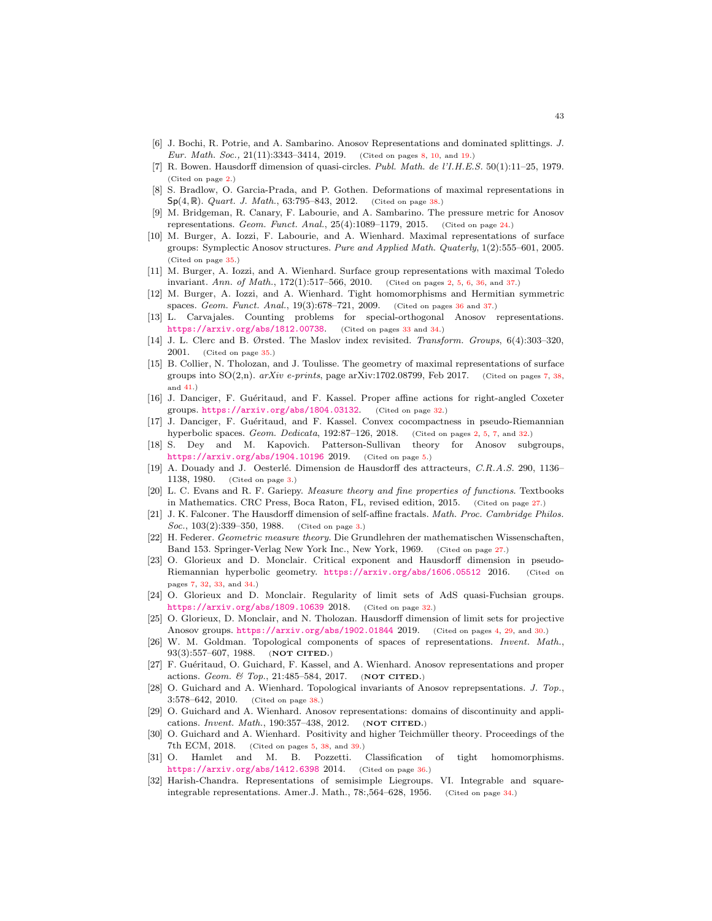- [6] J. Bochi, R. Potrie, and A. Sambarino. Anosov Representations and dominated splittings. *J. Eur. Math. Soc.,* 21(11):3343–3414, 2019. (Cited on pages 8, 10, and 19.)
- [7] R. Bowen. Hausdorff dimension of quasi-circles. *Publ. Math. de l'I.H.E.S.* 50(1):11–25, 1979. (Cited on page 2.)
- [8] S. Bradlow, O. Garcia-Prada, and P. Gothen. Deformations of maximal representations in $\mathsf{Sp}(4, \mathbb{R})$. *Quart. J. Math.*, 63:795–843, 2012. (Cited on page 38.)
- [9] M. Bridgeman, R. Canary, F. Labourie, and A. Sambarino. The pressure metric for Anosov representations. *Geom. Funct. Anal.*, 25(4):1089–1179, 2015. (Cited on page 24.)
- [10] M. Burger, A. Iozzi, F. Labourie, and A. Wienhard. Maximal representations of surface groups: Symplectic Anosov structures. *Pure and Applied Math. Quaterly*, 1(2):555–601, 2005. (Cited on page 35.)
- [11] M. Burger, A. Iozzi, and A. Wienhard. Surface group representations with maximal Toledo invariant. *Ann. of Math.*, 172(1):517–566, 2010. (Cited on pages 2, 5, 6, 36, and 37.)
- [12] M. Burger, A. Iozzi, and A. Wienhard. Tight homomorphisms and Hermitian symmetric spaces. *Geom. Funct. Anal.*, 19(3):678–721, 2009. (Cited on pages 36 and 37.)
- [13] L. Carvajales. Counting problems for special-orthogonal Anosov representations. https://arxiv.org/abs/1812.00738. (Cited on pages 33 and 34.)
- [14] J. L. Clerc and B. Ørsted. The Maslov index revisited. *Transform. Groups*, 6(4):303–320, 2001. (Cited on page 35.)
- [15] B. Collier, N. Tholozan, and J. Toulisse. The geometry of maximal representations of surface groups into SO(2,n). *arXiv e-prints*, page arXiv:1702.08799, Feb 2017. (Cited on pages 7, 38, and 41.)
- [16] J. Danciger, F. Guéritaud, and F. Kassel. Proper affine actions for right-angled Coxeter groups. https://arxiv.org/abs/1804.03132. (Cited on page 32.)
- [17] J. Danciger, F. Guéritaud, and F. Kassel. Convex cocompactness in pseudo-Riemannian hyperbolic spaces. *Geom. Dedicata*, 192:87–126, 2018. (Cited on pages 2, 5, 7, and 32.)
- [18] S. Dey and M. Kapovich. Patterson-Sullivan theory for Anosov subgroups, https://arxiv.org/abs/1904.10196 2019. (Cited on page 5.)
- [19] A. Douady and J. Oesterlé. Dimension de Hausdorff des attracteurs, *C.R.A.S.* 290, 1136–1138, 1980. (Cited on page 3.)
- [20] L. C. Evans and R. F. Gariepy. *Measure theory and fine properties of functions*. Textbooks in Mathematics. CRC Press, Boca Raton, FL, revised edition, 2015. (Cited on page 27.)
- [21] J. K. Falconer. The Hausdorff dimension of self-affine fractals. *Math. Proc. Cambridge Philos. Soc.*, 103(2):339–350, 1988. (Cited on page 3.)
- [22] H. Federer. *Geometric measure theory.* Die Grundlehren der mathematischen Wissenschaften, Band 153. Springer-Verlag New York Inc., New York, 1969. (Cited on page 27.)
- [23] O. Glorieux and D. Monclair. Critical exponent and Hausdorff dimension in pseudo-Riemannian hyperbolic geometry. https://arxiv.org/abs/1606.05512 2016. (Cited on pages 7, 32, 33, and 34.)
- [24] O. Glorieux and D. Monclair. Regularity of limit sets of AdS quasi-Fuchsian groups. https://arxiv.org/abs/1809.10639 2018. (Cited on page 32.)
- [25] O. Glorieux, D. Monclair, and N. Tholozan. Hausdorff dimension of limit sets for projective Anosov groups. https://arxiv.org/abs/1902.01844 2019. (Cited on pages 4, 29, and 30.)
- [26] W. M. Goldman. Topological components of spaces of representations. *Invent. Math.*, 93(3):557–607, 1988. (**NOT CITED.**)
- [27] F. Guéritaud, O. Guichard, F. Kassel, and A. Wienhard. Anosov representations and proper actions. *Geom. & Top.*, 21:485–584, 2017. (**NOT CITED.**)
- [28] O. Guichard and A. Wienhard. Topological invariants of Anosov repre­psentations. *J. Top.*, 3:578–642, 2010. (Cited on page 38.)
- [29] O. Guichard and A. Wienhard. Anosov representations: domains of discontinuity and applications. *Invent. Math.*, 190:357–438, 2012. (**NOT CITED.**)
- [30] O. Guichard and A. Wienhard. Positivity and higher Teichmüller theory. Proceedings of the 7th ECM, 2018. (Cited on pages 5, 38, and 39.)
- [31] O. Hamlet and M. B. Pozzetti. Classification of tight homomorphisms. https://arxiv.org/abs/1412.6398 2014. (Cited on page 36.)
- [32] Harish-Chandra. Representations of semisimple Liegroups. VI. Integrable and square-integrable representations. Amer.J. Math., 78:,564–628, 1956. (Cited on page 34.)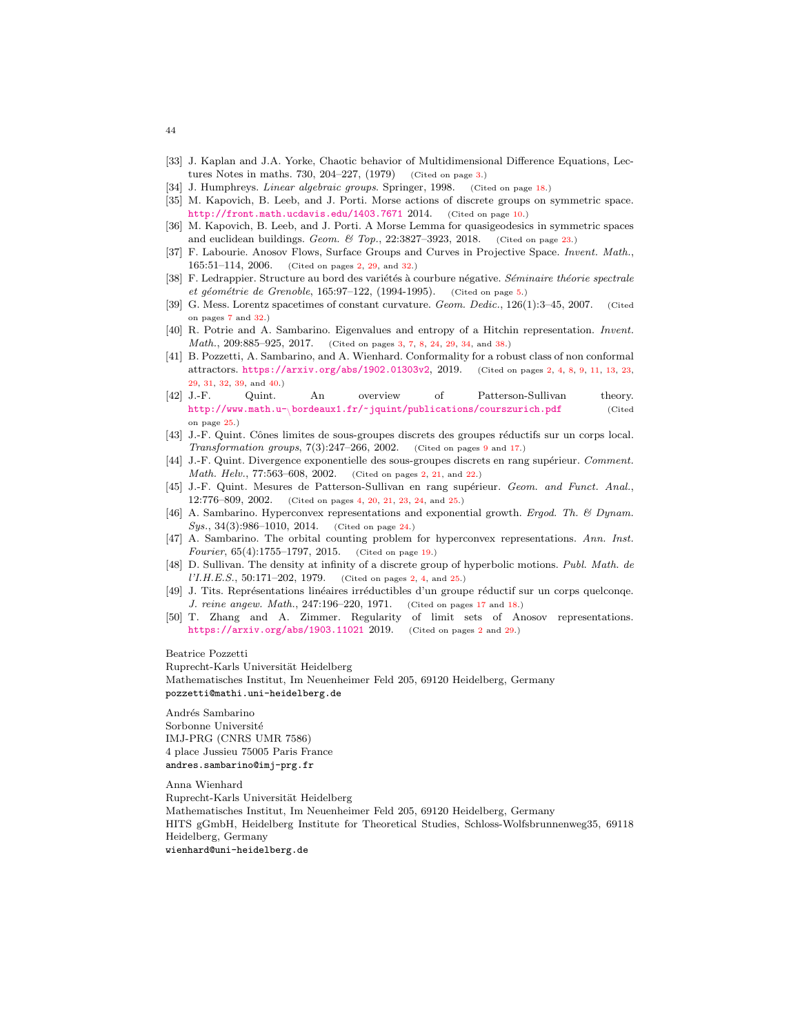[33] J. Kaplan and J.A. Yorke, Chaotic behavior of Multidimensional Difference Equations, Lectures Notes in maths. 730, 204–227, (1979) (Cited on page 3.)

[34] J. Humphreys. *Linear algebraic groups*. Springer, 1998. (Cited on page 18.)

[35] M. Kapovich, B. Leeb, and J. Porti. Morse actions of discrete groups on symmetric space. http://front.math.ucdavis.edu/1403.7671 2014. (Cited on page 10.)

[36] M. Kapovich, B. Leeb, and J. Porti. A Morse Lemma for quasigeodesics in symmetric spaces and euclidean buildings. *Geom. & Top.*, 22:3827–3923, 2018. (Cited on page 23.)

[37] F. Labourie. Anosov Flows, Surface Groups and Curves in Projective Space. *Invent. Math.*, 165:51–114, 2006. (Cited on pages 2, 29, and 32.)

[38] F. Ledrappier. Structure au bord des variétés à courbure négative. *Séminaire théorie spectrale et géométrie de Grenoble*, 165:97–122, (1994-1995). (Cited on page 5.)

[39] G. Mess. Lorentz spacetimes of constant curvature. *Geom. Dedic.*, 126(1):3–45, 2007. (Cited on pages 7 and 32.)

[40] R. Potrie and A. Sambarino. Eigenvalues and entropy of a Hitchin representation. *Invent. Math.*, 209:885–925, 2017. (Cited on pages 3, 7, 8, 24, 29, 34, and 38.)

[41] B. Pozzetti, A. Sambarino, and A. Wienhard. Conformality for a robust class of non conformal attractors. https://arxiv.org/abs/1902.01303v2, 2019. (Cited on pages 2, 4, 8, 9, 11, 13, 23, 29, 31, 32, 39, and 40.)

[42] J.-F. Quint. An overview of Patterson-Sullivan theory. http://www.math.u-bordeaux1.fr/~jquint/publications/courszurich.pdf (Cited on page 25.)

[43] J.-F. Quint. Cônes limites de sous-groupes discrets des groupes réductifs sur un corps local. *Transformation groups*, 7(3):247–266, 2002. (Cited on pages 9 and 17.)

[44] J.-F. Quint. Divergence exponentielle des sous-groupes discrets en rang supérieur. *Comment. Math. Helv.*, 77:563–608, 2002. (Cited on pages 2, 21, and 22.)

[45] J.-F. Quint. Mesures de Patterson-Sullivan en rang supérieur. *Geom. and Funct. Anal.*, 12:776–809, 2002. (Cited on pages 4, 20, 21, 23, 24, and 25.)

[46] A. Sambarino. Hyperconvex representations and exponential growth. *Ergod. Th. & Dynam. Sys.*, 34(3):986–1010, 2014. (Cited on page 24.)

[47] A. Sambarino. The orbital counting problem for hyperconvex representations. *Ann. Inst. Fourier*, 65(4):1755–1797, 2015. (Cited on page 19.)

[48] D. Sullivan. The density at infinity of a discrete group of hyperbolic motions. *Publ. Math. de l'I.H.E.S.*, 50:171–202, 1979. (Cited on pages 2, 4, and 25.)

[49] J. Tits. Représentations linéaires irréductibles d'un groupe réductif sur un corps quelconqe. *J. reine angew. Math.*, 247:196–220, 1971. (Cited on pages 17 and 18.)

[50] T. Zhang and A. Zimmer. Regularity of limit sets of Anosov representations. https://arxiv.org/abs/1903.11021 2019. (Cited on pages 2 and 29.)

Beatrice Pozzetti
Ruprecht-Karls Universität Heidelberg
Mathematisches Institut, Im Neuenheimer Feld 205, 69120 Heidelberg, Germany
pozzetti@mathi.uni-heidelberg.de

Andrés Sambarino
Sorbonne Université
IMJ-PRG (CNRS UMR 7586)
4 place Jussieu 75005 Paris France
andres.sambarino@imj-prg.fr

Anna Wienhard
Ruprecht-Karls Universität Heidelberg
Mathematisches Institut, Im Neuenheimer Feld 205, 69120 Heidelberg, Germany
HITS gGmbH, Heidelberg Institute for Theoretical Studies, Schloss-Wolfsbrunnenweg35, 69118 Heidelberg, Germany
wienhard@uni-heidelberg.de